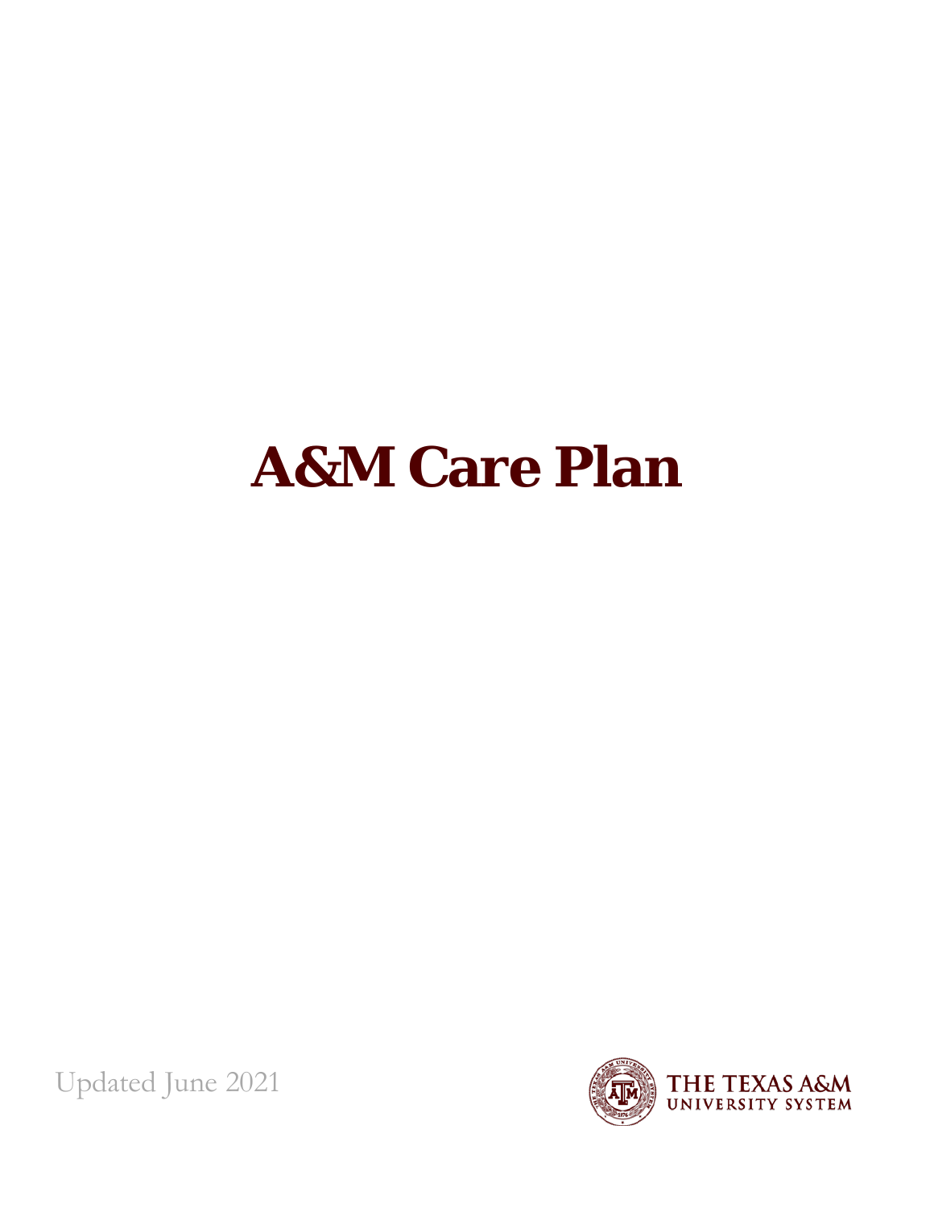# A&M Care Plan

Updated June 2021

THE TEXAS A&M UNIVERSITY SYSTEM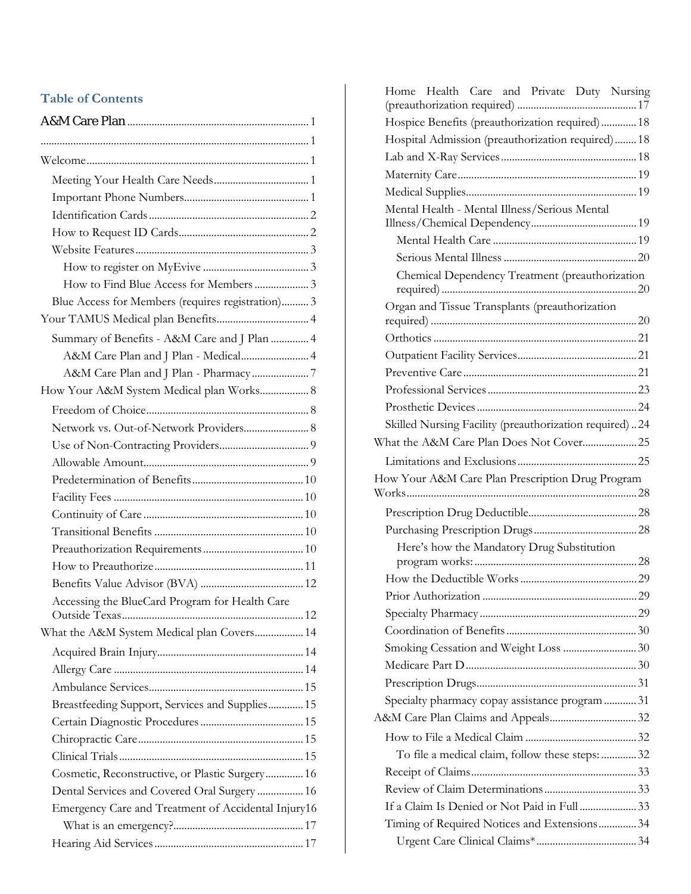## Table of Contents

- A&M Care Plan ........ 1
- ........ 1
- Welcome ........ 1
  - Meeting Your Health Care Needs ........ 1
  - Important Phone Numbers ........ 1
  - Identification Cards ........ 2
  - How to Request ID Cards ........ 2
  - Website Features ........ 3
    - How to register on MyEvive ........ 3
    - How to Find Blue Access for Members ........ 3
  - Blue Access for Members (requires registration) ........ 3
- Your TAMUS Medical plan Benefits ........ 4
  - Summary of Benefits - A&M Care and J Plan ........ 4
    - A&M Care Plan and J Plan - Medical ........ 4
    - A&M Care Plan and J Plan - Pharmacy ........ 7
- How Your A&M System Medical plan Works ........ 8
  - Freedom of Choice ........ 8
  - Network vs. Out-of-Network Providers ........ 8
  - Use of Non-Contracting Providers ........ 9
  - Allowable Amount ........ 9
  - Predetermination of Benefits ........ 10
  - Facility Fees ........ 10
  - Continuity of Care ........ 10
  - Transitional Benefits ........ 10
  - Preauthorization Requirements ........ 10
  - How to Preauthorize ........ 11
  - Benefits Value Advisor (BVA) ........ 12
  - Accessing the BlueCard Program for Health Care Outside Texas ........ 12
- What the A&M System Medical plan Covers ........ 14
  - Acquired Brain Injury ........ 14
  - Allergy Care ........ 14
  - Ambulance Services ........ 15
  - Breastfeeding Support, Services and Supplies ........ 15
  - Certain Diagnostic Procedures ........ 15
  - Chiropractic Care ........ 15
  - Clinical Trials ........ 15
  - Cosmetic, Reconstructive, or Plastic Surgery ........ 16
  - Dental Services and Covered Oral Surgery ........ 16
  - Emergency Care and Treatment of Accidental Injury ........ 16
    - What is an emergency? ........ 17
  - Hearing Aid Services ........ 17
  - Home Health Care and Private Duty Nursing (preauthorization required) ........ 17
  - Hospice Benefits (preauthorization required) ........ 18
  - Hospital Admission (preauthorization required) ........ 18
  - Lab and X-Ray Services ........ 18
  - Maternity Care ........ 19
  - Medical Supplies ........ 19
  - Mental Health - Mental Illness/Serious Mental Illness/Chemical Dependency ........ 19
    - Mental Health Care ........ 19
    - Serious Mental Illness ........ 20
    - Chemical Dependency Treatment (preauthorization required) ........ 20
  - Organ and Tissue Transplants (preauthorization required) ........ 20
  - Orthotics ........ 21
  - Outpatient Facility Services ........ 21
  - Preventive Care ........ 21
  - Professional Services ........ 23
  - Prosthetic Devices ........ 24
  - Skilled Nursing Facility (preauthorization required) ........ 24
- What the A&M Care Plan Does Not Cover ........ 25
  - Limitations and Exclusions ........ 25
- How Your A&M Care Plan Prescription Drug Program Works ........ 28
  - Prescription Drug Deductible ........ 28
  - Purchasing Prescription Drugs ........ 28
    - Here's how the Mandatory Drug Substitution program works: ........ 28
  - How the Deductible Works ........ 29
  - Prior Authorization ........ 29
  - Specialty Pharmacy ........ 29
  - Coordination of Benefits ........ 30
  - Smoking Cessation and Weight Loss ........ 30
  - Medicare Part D ........ 30
  - Prescription Drugs ........ 31
  - Specialty pharmacy copay assistance program ........ 31
- A&M Care Plan Claims and Appeals ........ 32
  - How to File a Medical Claim ........ 32
    - To file a medical claim, follow these steps: ........ 32
  - Receipt of Claims ........ 33
  - Review of Claim Determinations ........ 33
  - If a Claim Is Denied or Not Paid in Full ........ 33
  - Timing of Required Notices and Extensions ........ 34
    - Urgent Care Clinical Claims* ........ 34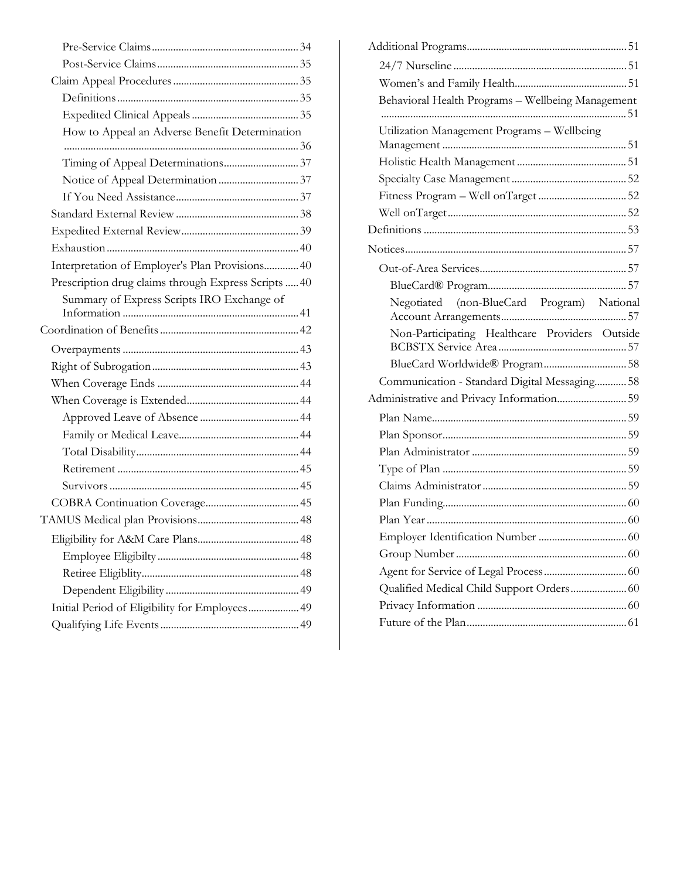- Pre-Service Claims ... 34
- Post-Service Claims ... 35
- Claim Appeal Procedures ... 35
  - Definitions ... 35
  - Expedited Clinical Appeals ... 35
  - How to Appeal an Adverse Benefit Determination ... 36
  - Timing of Appeal Determinations ... 37
  - Notice of Appeal Determination ... 37
  - If You Need Assistance ... 37
- Standard External Review ... 38
- Expedited External Review ... 39
- Exhaustion ... 40
- Interpretation of Employer's Plan Provisions ... 40
- Prescription drug claims through Express Scripts ... 40
  - Summary of Express Scripts IRO Exchange of Information ... 41

Coordination of Benefits ... 42
- Overpayments ... 43
- Right of Subrogation ... 43
- When Coverage Ends ... 44
- When Coverage is Extended ... 44
  - Approved Leave of Absence ... 44
  - Family or Medical Leave ... 44
  - Total Disability ... 44
  - Retirement ... 45
  - Survivors ... 45
- COBRA Continuation Coverage ... 45

TAMUS Medical plan Provisions ... 48
- Eligibility for A&M Care Plans ... 48
  - Employee Eligibilty ... 48
  - Retiree Eligiblity ... 48
  - Dependent Eligibility ... 49
- Initial Period of Eligibility for Employees ... 49
- Qualifying Life Events ... 49

Additional Programs ... 51
- 24/7 Nurseline ... 51
- Women's and Family Health ... 51
- Behavioral Health Programs – Wellbeing Management ... 51
- Utilization Management Programs – Wellbeing Management ... 51
- Holistic Health Management ... 51
- Specialty Case Management ... 52
- Fitness Program – Well onTarget ... 52
- Well onTarget ... 52

Definitions ... 53

Notices ... 57
- Out-of-Area Services ... 57
  - BlueCard® Program ... 57
  - Negotiated (non-BlueCard Program) National Account Arrangements ... 57
  - Non-Participating Healthcare Providers Outside BCBSTX Service Area ... 57
  - BlueCard Worldwide® Program ... 58
- Communication - Standard Digital Messaging ... 58

Administrative and Privacy Information ... 59
- Plan Name ... 59
- Plan Sponsor ... 59
- Plan Administrator ... 59
- Type of Plan ... 59
- Claims Administrator ... 59
- Plan Funding ... 60
- Plan Year ... 60
- Employer Identification Number ... 60
- Group Number ... 60
- Agent for Service of Legal Process ... 60
- Qualified Medical Child Support Orders ... 60
- Privacy Information ... 60
- Future of the Plan ... 61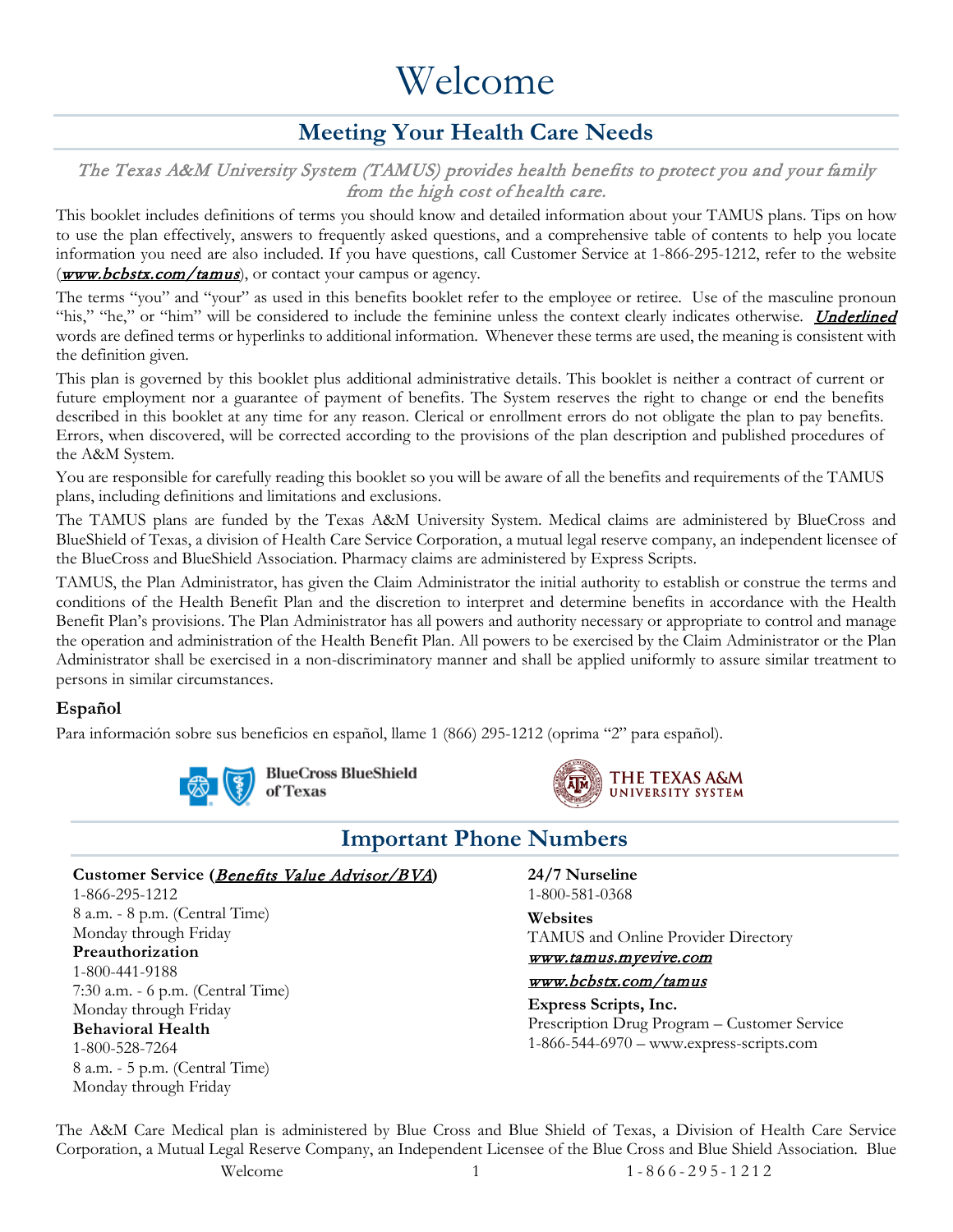# Welcome

## Meeting Your Health Care Needs

*The Texas A&M University System (TAMUS) provides health benefits to protect you and your family from the high cost of health care.*

This booklet includes definitions of terms you should know and detailed information about your TAMUS plans. Tips on how to use the plan effectively, answers to frequently asked questions, and a comprehensive table of contents to help you locate information you need are also included. If you have questions, call Customer Service at 1-866-295-1212, refer to the website (*www.bcbstx.com/tamus*), or contact your campus or agency.

The terms "you" and "your" as used in this benefits booklet refer to the employee or retiree. Use of the masculine pronoun "his," "he," or "him" will be considered to include the feminine unless the context clearly indicates otherwise. ***Underlined*** words are defined terms or hyperlinks to additional information. Whenever these terms are used, the meaning is consistent with the definition given.

This plan is governed by this booklet plus additional administrative details. This booklet is neither a contract of current or future employment nor a guarantee of payment of benefits. The System reserves the right to change or end the benefits described in this booklet at any time for any reason. Clerical or enrollment errors do not obligate the plan to pay benefits. Errors, when discovered, will be corrected according to the provisions of the plan description and published procedures of the A&M System.

You are responsible for carefully reading this booklet so you will be aware of all the benefits and requirements of the TAMUS plans, including definitions and limitations and exclusions.

The TAMUS plans are funded by the Texas A&M University System. Medical claims are administered by BlueCross and BlueShield of Texas, a division of Health Care Service Corporation, a mutual legal reserve company, an independent licensee of the BlueCross and BlueShield Association. Pharmacy claims are administered by Express Scripts.

TAMUS, the Plan Administrator, has given the Claim Administrator the initial authority to establish or construe the terms and conditions of the Health Benefit Plan and the discretion to interpret and determine benefits in accordance with the Health Benefit Plan's provisions. The Plan Administrator has all powers and authority necessary or appropriate to control and manage the operation and administration of the Health Benefit Plan. All powers to be exercised by the Claim Administrator or the Plan Administrator shall be exercised in a non-discriminatory manner and shall be applied uniformly to assure similar treatment to persons in similar circumstances.

### Español

Para información sobre sus beneficios en español, llame 1 (866) 295-1212 (oprima "2" para español).

BlueCross BlueShield of Texas

THE TEXAS A&M UNIVERSITY SYSTEM

## Important Phone Numbers

**Customer Service (*Benefits Value Advisor/BVA*)**
1-866-295-1212
8 a.m. - 8 p.m. (Central Time)
Monday through Friday

**Preauthorization**
1-800-441-9188
7:30 a.m. - 6 p.m. (Central Time)
Monday through Friday

**Behavioral Health**
1-800-528-7264
8 a.m. - 5 p.m. (Central Time)
Monday through Friday

**24/7 Nurseline**
1-800-581-0368

**Websites**
TAMUS and Online Provider Directory
*www.tamus.myevive.com*
*www.bcbstx.com/tamus*

**Express Scripts, Inc.**
Prescription Drug Program – Customer Service
1-866-544-6970 – www.express-scripts.com

The A&M Care Medical plan is administered by Blue Cross and Blue Shield of Texas, a Division of Health Care Service Corporation, a Mutual Legal Reserve Company, an Independent Licensee of the Blue Cross and Blue Shield Association. Blue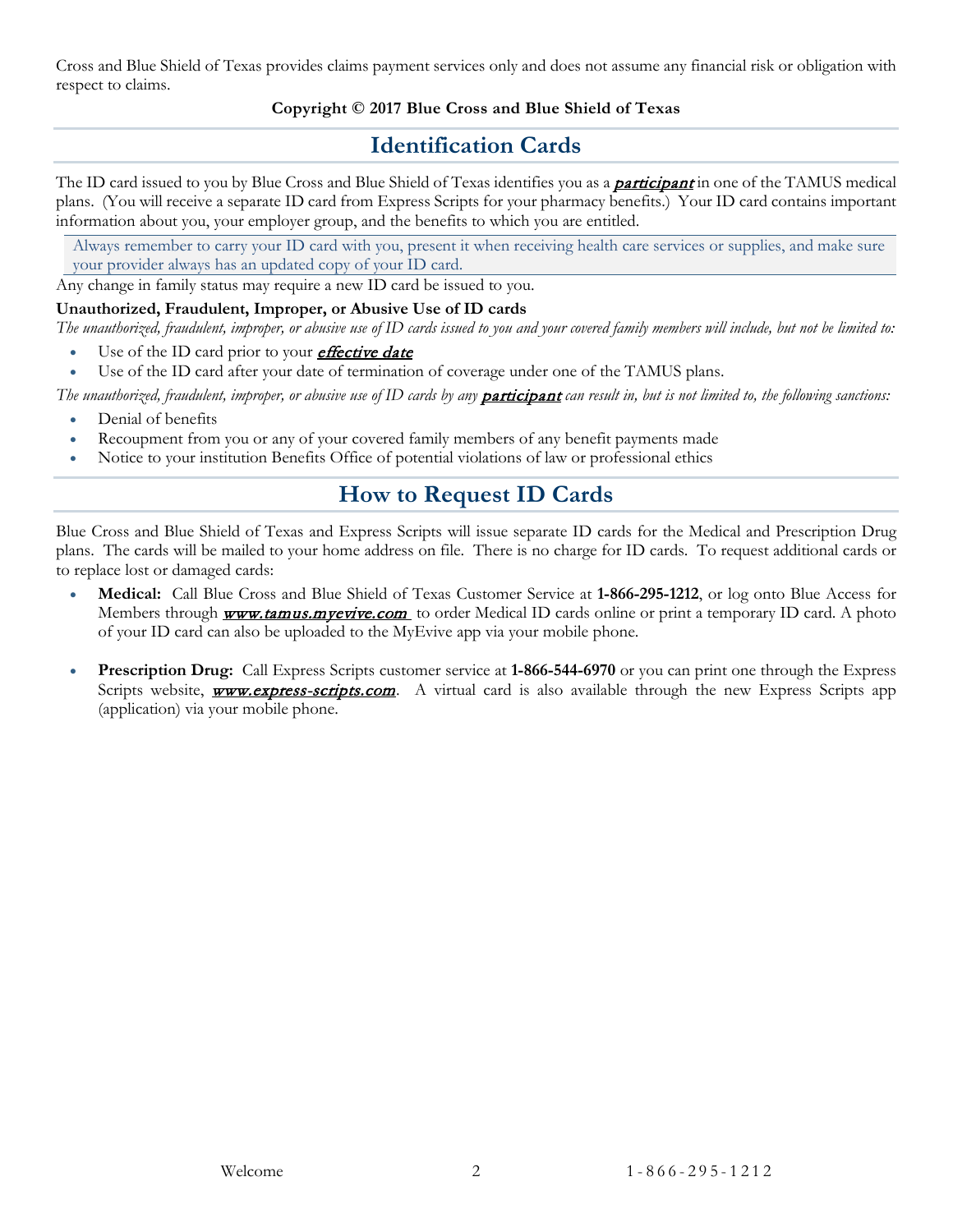Cross and Blue Shield of Texas provides claims payment services only and does not assume any financial risk or obligation with respect to claims.

**Copyright © 2017 Blue Cross and Blue Shield of Texas**

## Identification Cards

The ID card issued to you by Blue Cross and Blue Shield of Texas identifies you as a ***participant*** in one of the TAMUS medical plans. (You will receive a separate ID card from Express Scripts for your pharmacy benefits.) Your ID card contains important information about you, your employer group, and the benefits to which you are entitled.

> Always remember to carry your ID card with you, present it when receiving health care services or supplies, and make sure your provider always has an updated copy of your ID card.

Any change in family status may require a new ID card be issued to you.

**Unauthorized, Fraudulent, Improper, or Abusive Use of ID cards**

*The unauthorized, fraudulent, improper, or abusive use of ID cards issued to you and your covered family members will include, but not be limited to:*

- Use of the ID card prior to your ***effective date***
- Use of the ID card after your date of termination of coverage under one of the TAMUS plans.

*The unauthorized, fraudulent, improper, or abusive use of ID cards by any* ***participant*** *can result in, but is not limited to, the following sanctions:*

- Denial of benefits
- Recoupment from you or any of your covered family members of any benefit payments made
- Notice to your institution Benefits Office of potential violations of law or professional ethics

## How to Request ID Cards

Blue Cross and Blue Shield of Texas and Express Scripts will issue separate ID cards for the Medical and Prescription Drug plans. The cards will be mailed to your home address on file. There is no charge for ID cards. To request additional cards or to replace lost or damaged cards:

- **Medical:** Call Blue Cross and Blue Shield of Texas Customer Service at **1-866-295-1212**, or log onto Blue Access for Members through ***www.tamus.myevive.com*** to order Medical ID cards online or print a temporary ID card. A photo of your ID card can also be uploaded to the MyEvive app via your mobile phone.

- **Prescription Drug:** Call Express Scripts customer service at **1-866-544-6970** or you can print one through the Express Scripts website, ***www.express-scripts.com***. A virtual card is also available through the new Express Scripts app (application) via your mobile phone.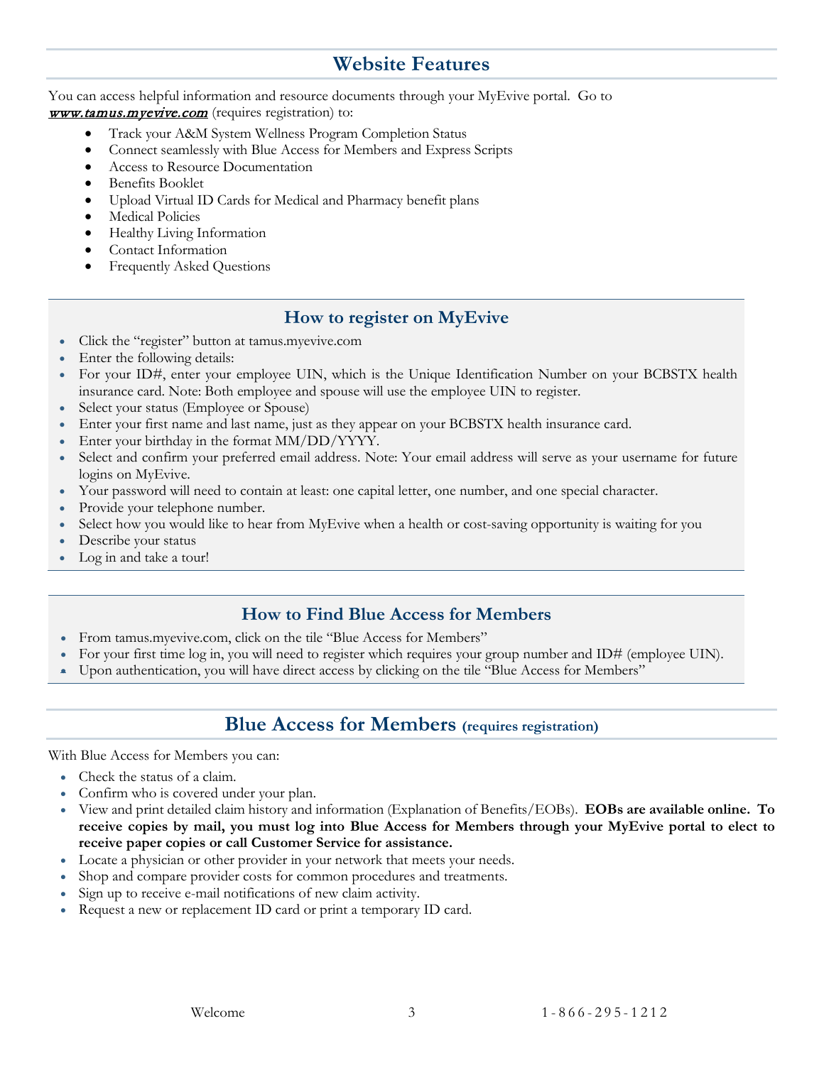## Website Features

You can access helpful information and resource documents through your MyEvive portal. Go to *www.tamus.myevive.com* (requires registration) to:

- Track your A&M System Wellness Program Completion Status
- Connect seamlessly with Blue Access for Members and Express Scripts
- Access to Resource Documentation
- Benefits Booklet
- Upload Virtual ID Cards for Medical and Pharmacy benefit plans
- Medical Policies
- Healthy Living Information
- Contact Information
- Frequently Asked Questions

### How to register on MyEvive

- Click the "register" button at tamus.myevive.com
- Enter the following details:
- For your ID#, enter your employee UIN, which is the Unique Identification Number on your BCBSTX health insurance card. Note: Both employee and spouse will use the employee UIN to register.
- Select your status (Employee or Spouse)
- Enter your first name and last name, just as they appear on your BCBSTX health insurance card.
- Enter your birthday in the format MM/DD/YYYY.
- Select and confirm your preferred email address. Note: Your email address will serve as your username for future logins on MyEvive.
- Your password will need to contain at least: one capital letter, one number, and one special character.
- Provide your telephone number.
- Select how you would like to hear from MyEvive when a health or cost-saving opportunity is waiting for you
- Describe your status
- Log in and take a tour!

### How to Find Blue Access for Members

- From tamus.myevive.com, click on the tile "Blue Access for Members"
- For your first time log in, you will need to register which requires your group number and ID# (employee UIN).
- Upon authentication, you will have direct access by clicking on the tile "Blue Access for Members"

## Blue Access for Members (requires registration)

With Blue Access for Members you can:

- Check the status of a claim.
- Confirm who is covered under your plan.
- View and print detailed claim history and information (Explanation of Benefits/EOBs). **EOBs are available online. To receive copies by mail, you must log into Blue Access for Members through your MyEvive portal to elect to receive paper copies or call Customer Service for assistance.**
- Locate a physician or other provider in your network that meets your needs.
- Shop and compare provider costs for common procedures and treatments.
- Sign up to receive e-mail notifications of new claim activity.
- Request a new or replacement ID card or print a temporary ID card.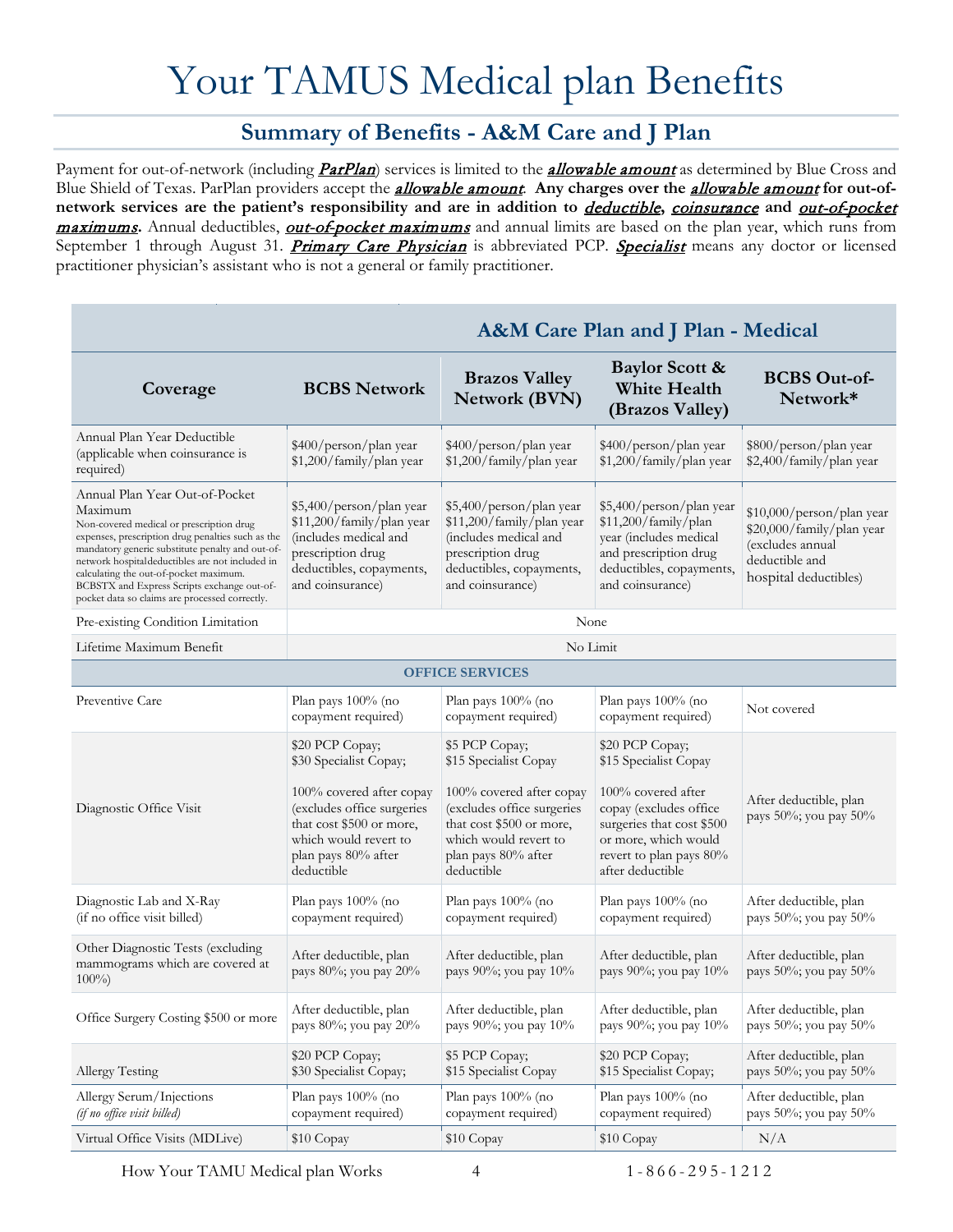# Your TAMUS Medical plan Benefits

## Summary of Benefits - A&M Care and J Plan

Payment for out-of-network (including ***ParPlan***) services is limited to the ***allowable amount*** as determined by Blue Cross and Blue Shield of Texas. ParPlan providers accept the ***allowable amount***. **Any charges over the *allowable amount* for out-of-network services are the patient's responsibility and are in addition to *deductible*, *coinsurance* and *out-of-pocket maximums*.** Annual deductibles, ***out-of-pocket maximums*** and annual limits are based on the plan year, which runs from September 1 through August 31. ***Primary Care Physician*** is abbreviated PCP. ***Specialist*** means any doctor or licensed practitioner physician's assistant who is not a general or family practitioner.

| | **A&M Care Plan and J Plan - Medical** | | | |
|---|---|---|---|---|
| **Coverage** | **BCBS Network** | **Brazos Valley Network (BVN)** | **Baylor Scott & White Health (Brazos Valley)** | **BCBS Out-of-Network*** |
| Annual Plan Year Deductible (applicable when coinsurance is required) | $400/person/plan year $1,200/family/plan year | $400/person/plan year $1,200/family/plan year | $400/person/plan year $1,200/family/plan year | $800/person/plan year $2,400/family/plan year |
| Annual Plan Year Out-of-Pocket Maximum Non-covered medical or prescription drug expenses, prescription drug penalties such as the mandatory generic substitute penalty and out-of-network hospitaldeductibles are not included in calculating the out-of-pocket maximum. BCBSTX and Express Scripts exchange out-of-pocket data so claims are processed correctly. | $5,400/person/plan year $11,200/family/plan year (includes medical and prescription drug deductibles, copayments, and coinsurance) | $5,400/person/plan year $11,200/family/plan year (includes medical and prescription drug deductibles, copayments, and coinsurance) | $5,400/person/plan year $11,200/family/plan year (includes medical and prescription drug deductibles, copayments, and coinsurance) | $10,000/person/plan year $20,000/family/plan year (excludes annual deductible and hospital deductibles) |
| Pre-existing Condition Limitation | None | | | |
| Lifetime Maximum Benefit | No Limit | | | |
| **OFFICE SERVICES** | | | | |
| Preventive Care | Plan pays 100% (no copayment required) | Plan pays 100% (no copayment required) | Plan pays 100% (no copayment required) | Not covered |
| Diagnostic Office Visit | $20 PCP Copay; $30 Specialist Copay; 100% covered after copay (excludes office surgeries that cost $500 or more, which would revert to plan pays 80% after deductible | $5 PCP Copay; $15 Specialist Copay 100% covered after copay (excludes office surgeries that cost $500 or more, which would revert to plan pays 80% after deductible | $20 PCP Copay; $15 Specialist Copay 100% covered after copay (excludes office surgeries that cost $500 or more, which would revert to plan pays 80% after deductible | After deductible, plan pays 50%; you pay 50% |
| Diagnostic Lab and X-Ray (if no office visit billed) | Plan pays 100% (no copayment required) | Plan pays 100% (no copayment required) | Plan pays 100% (no copayment required) | After deductible, plan pays 50%; you pay 50% |
| Other Diagnostic Tests (excluding mammograms which are covered at 100%) | After deductible, plan pays 80%; you pay 20% | After deductible, plan pays 90%; you pay 10% | After deductible, plan pays 90%; you pay 10% | After deductible, plan pays 50%; you pay 50% |
| Office Surgery Costing $500 or more | After deductible, plan pays 80%; you pay 20% | After deductible, plan pays 90%; you pay 10% | After deductible, plan pays 90%; you pay 10% | After deductible, plan pays 50%; you pay 50% |
| Allergy Testing | $20 PCP Copay; $30 Specialist Copay; | $5 PCP Copay; $15 Specialist Copay | $20 PCP Copay; $15 Specialist Copay; | After deductible, plan pays 50%; you pay 50% |
| Allergy Serum/Injections *(if no office visit billed)* | Plan pays 100% (no copayment required) | Plan pays 100% (no copayment required) | Plan pays 100% (no copayment required) | After deductible, plan pays 50%; you pay 50% |
| Virtual Office Visits (MDLive) | $10 Copay | $10 Copay | $10 Copay | N/A |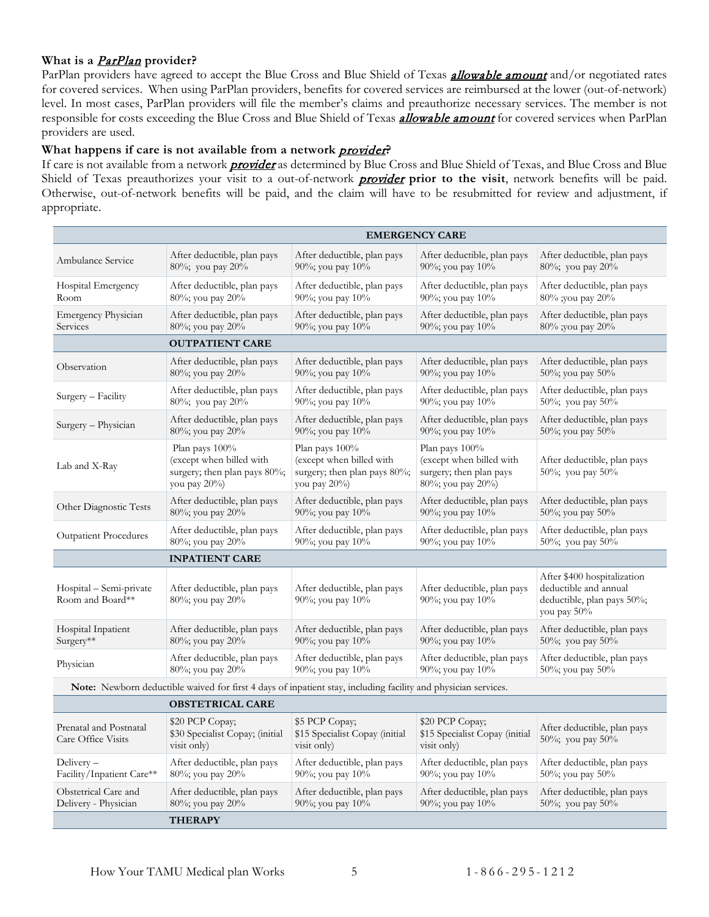**What is a *ParPlan* provider?**

ParPlan providers have agreed to accept the Blue Cross and Blue Shield of Texas ***allowable amount*** and/or negotiated rates for covered services. When using ParPlan providers, benefits for covered services are reimbursed at the lower (out-of-network) level. In most cases, ParPlan providers will file the member's claims and preauthorize necessary services. The member is not responsible for costs exceeding the Blue Cross and Blue Shield of Texas ***allowable amount*** for covered services when ParPlan providers are used.

**What happens if care is not available from a network *provider*?**

If care is not available from a network ***provider*** as determined by Blue Cross and Blue Shield of Texas, and Blue Cross and Blue Shield of Texas preauthorizes your visit to a out-of-network ***provider*** **prior to the visit**, network benefits will be paid. Otherwise, out-of-network benefits will be paid, and the claim will have to be resubmitted for review and adjustment, if appropriate.

| | **EMERGENCY CARE** | | | |
|---|---|---|---|---|
| Ambulance Service | After deductible, plan pays 80%; you pay 20% | After deductible, plan pays 90%; you pay 10% | After deductible, plan pays 90%; you pay 10% | After deductible, plan pays 80%; you pay 20% |
| Hospital Emergency Room | After deductible, plan pays 80%; you pay 20% | After deductible, plan pays 90%; you pay 10% | After deductible, plan pays 90%; you pay 10% | After deductible, plan pays 80% ;you pay 20% |
| Emergency Physician Services | After deductible, plan pays 80%; you pay 20% | After deductible, plan pays 90%; you pay 10% | After deductible, plan pays 90%; you pay 10% | After deductible, plan pays 80% ;you pay 20% |
| | **OUTPATIENT CARE** | | | |
| Observation | After deductible, plan pays 80%; you pay 20% | After deductible, plan pays 90%; you pay 10% | After deductible, plan pays 90%; you pay 10% | After deductible, plan pays 50%; you pay 50% |
| Surgery – Facility | After deductible, plan pays 80%; you pay 20% | After deductible, plan pays 90%; you pay 10% | After deductible, plan pays 90%; you pay 10% | After deductible, plan pays 50%; you pay 50% |
| Surgery – Physician | After deductible, plan pays 80%; you pay 20% | After deductible, plan pays 90%; you pay 10% | After deductible, plan pays 90%; you pay 10% | After deductible, plan pays 50%; you pay 50% |
| Lab and X-Ray | Plan pays 100% (except when billed with surgery; then plan pays 80%; you pay 20%) | Plan pays 100% (except when billed with surgery; then plan pays 80%; you pay 20%) | Plan pays 100% (except when billed with surgery; then plan pays 80%; you pay 20%) | After deductible, plan pays 50%; you pay 50% |
| Other Diagnostic Tests | After deductible, plan pays 80%; you pay 20% | After deductible, plan pays 90%; you pay 10% | After deductible, plan pays 90%; you pay 10% | After deductible, plan pays 50%; you pay 50% |
| Outpatient Procedures | After deductible, plan pays 80%; you pay 20% | After deductible, plan pays 90%; you pay 10% | After deductible, plan pays 90%; you pay 10% | After deductible, plan pays 50%; you pay 50% |
| | **INPATIENT CARE** | | | |
| Hospital – Semi-private Room and Board** | After deductible, plan pays 80%; you pay 20% | After deductible, plan pays 90%; you pay 10% | After deductible, plan pays 90%; you pay 10% | After $400 hospitalization deductible and annual deductible, plan pays 50%; you pay 50% |
| Hospital Inpatient Surgery** | After deductible, plan pays 80%; you pay 20% | After deductible, plan pays 90%; you pay 10% | After deductible, plan pays 90%; you pay 10% | After deductible, plan pays 50%; you pay 50% |
| Physician | After deductible, plan pays 80%; you pay 20% | After deductible, plan pays 90%; you pay 10% | After deductible, plan pays 90%; you pay 10% | After deductible, plan pays 50%; you pay 50% |
| **Note:** Newborn deductible waived for first 4 days of inpatient stay, including facility and physician services. | | | | |
| | **OBSTETRICAL CARE** | | | |
| Prenatal and Postnatal Care Office Visits | $20 PCP Copay; $30 Specialist Copay; (initial visit only) | $5 PCP Copay; $15 Specialist Copay (initial visit only) | $20 PCP Copay; $15 Specialist Copay (initial visit only) | After deductible, plan pays 50%; you pay 50% |
| Delivery – Facility/Inpatient Care** | After deductible, plan pays 80%; you pay 20% | After deductible, plan pays 90%; you pay 10% | After deductible, plan pays 90%; you pay 10% | After deductible, plan pays 50%; you pay 50% |
| Obstetrical Care and Delivery - Physician | After deductible, plan pays 80%; you pay 20% | After deductible, plan pays 90%; you pay 10% | After deductible, plan pays 90%; you pay 10% | After deductible, plan pays 50%; you pay 50% |
| | **THERAPY** | | | |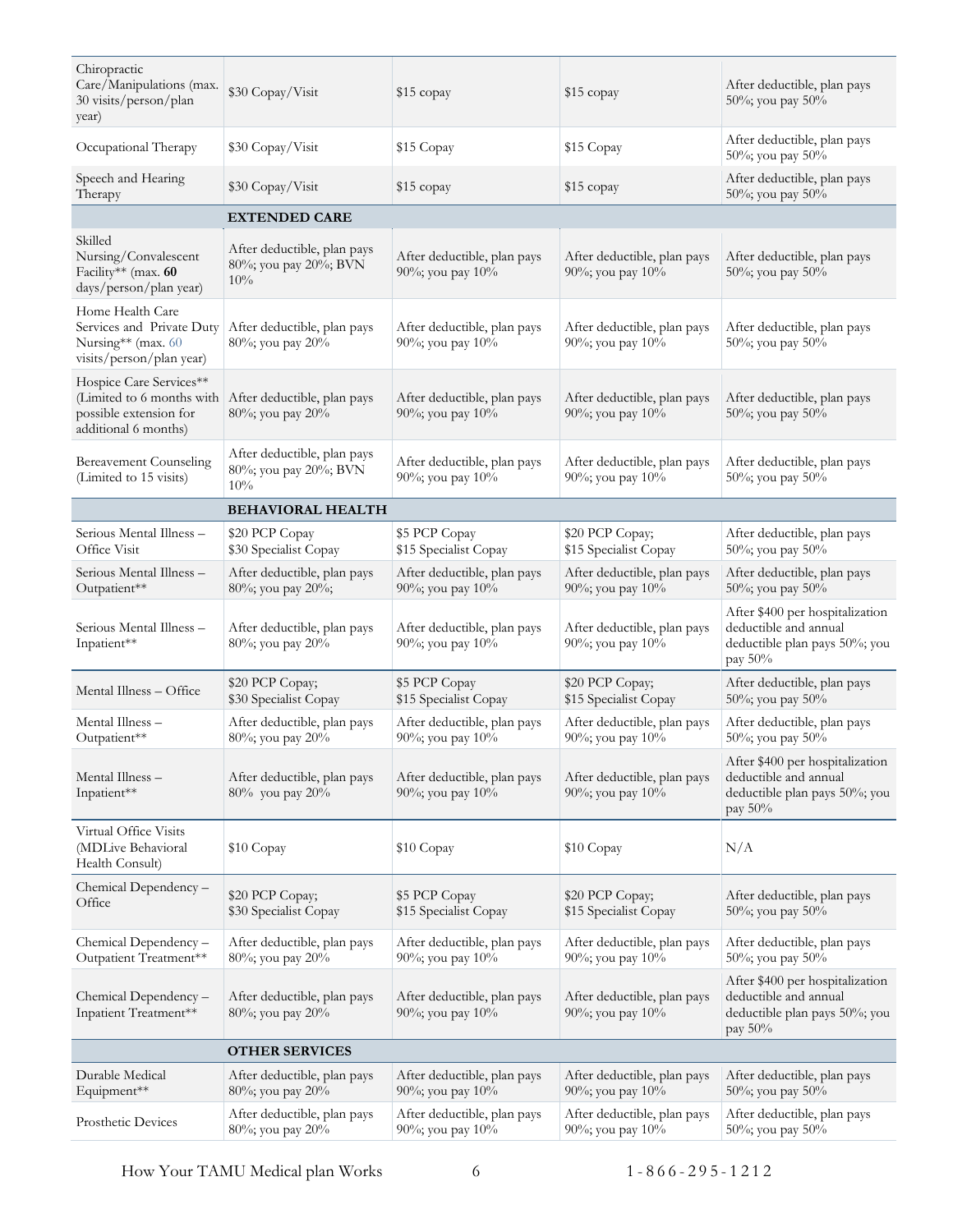| | | | | |
|---|---|---|---|---|
| Chiropractic Care/Manipulations (max. 30 visits/person/plan year) | $30 Copay/Visit | $15 copay | $15 copay | After deductible, plan pays 50%; you pay 50% |
| Occupational Therapy | $30 Copay/Visit | $15 Copay | $15 Copay | After deductible, plan pays 50%; you pay 50% |
| Speech and Hearing Therapy | $30 Copay/Visit | $15 copay | $15 copay | After deductible, plan pays 50%; you pay 50% |
| | **EXTENDED CARE** | | | |
| Skilled Nursing/Convalescent Facility** (max. **60** days/person/plan year) | After deductible, plan pays 80%; you pay 20%; BVN 10% | After deductible, plan pays 90%; you pay 10% | After deductible, plan pays 90%; you pay 10% | After deductible, plan pays 50%; you pay 50% |
| Home Health Care Services and Private Duty Nursing** (max. 60 visits/person/plan year) | After deductible, plan pays 80%; you pay 20% | After deductible, plan pays 90%; you pay 10% | After deductible, plan pays 90%; you pay 10% | After deductible, plan pays 50%; you pay 50% |
| Hospice Care Services** (Limited to 6 months with possible extension for additional 6 months) | After deductible, plan pays 80%; you pay 20% | After deductible, plan pays 90%; you pay 10% | After deductible, plan pays 90%; you pay 10% | After deductible, plan pays 50%; you pay 50% |
| Bereavement Counseling (Limited to 15 visits) | After deductible, plan pays 80%; you pay 20%; BVN 10% | After deductible, plan pays 90%; you pay 10% | After deductible, plan pays 90%; you pay 10% | After deductible, plan pays 50%; you pay 50% |
| | **BEHAVIORAL HEALTH** | | | |
| Serious Mental Illness – Office Visit | $20 PCP Copay<br>$30 Specialist Copay | $5 PCP Copay<br>$15 Specialist Copay | $20 PCP Copay;<br>$15 Specialist Copay | After deductible, plan pays 50%; you pay 50% |
| Serious Mental Illness – Outpatient** | After deductible, plan pays 80%; you pay 20%; | After deductible, plan pays 90%; you pay 10% | After deductible, plan pays 90%; you pay 10% | After deductible, plan pays 50%; you pay 50% |
| Serious Mental Illness – Inpatient** | After deductible, plan pays 80%; you pay 20% | After deductible, plan pays 90%; you pay 10% | After deductible, plan pays 90%; you pay 10% | After $400 per hospitalization deductible and annual deductible plan pays 50%; you pay 50% |
| Mental Illness – Office | $20 PCP Copay;<br>$30 Specialist Copay | $5 PCP Copay<br>$15 Specialist Copay | $20 PCP Copay;<br>$15 Specialist Copay | After deductible, plan pays 50%; you pay 50% |
| Mental Illness – Outpatient** | After deductible, plan pays 80%; you pay 20% | After deductible, plan pays 90%; you pay 10% | After deductible, plan pays 90%; you pay 10% | After deductible, plan pays 50%; you pay 50% |
| Mental Illness – Inpatient** | After deductible, plan pays 80% you pay 20% | After deductible, plan pays 90%; you pay 10% | After deductible, plan pays 90%; you pay 10% | After $400 per hospitalization deductible and annual deductible plan pays 50%; you pay 50% |
| Virtual Office Visits (MDLive Behavioral Health Consult) | $10 Copay | $10 Copay | $10 Copay | N/A |
| Chemical Dependency – Office | $20 PCP Copay;<br>$30 Specialist Copay | $5 PCP Copay<br>$15 Specialist Copay | $20 PCP Copay;<br>$15 Specialist Copay | After deductible, plan pays 50%; you pay 50% |
| Chemical Dependency – Outpatient Treatment** | After deductible, plan pays 80%; you pay 20% | After deductible, plan pays 90%; you pay 10% | After deductible, plan pays 90%; you pay 10% | After deductible, plan pays 50%; you pay 50% |
| Chemical Dependency – Inpatient Treatment** | After deductible, plan pays 80%; you pay 20% | After deductible, plan pays 90%; you pay 10% | After deductible, plan pays 90%; you pay 10% | After $400 per hospitalization deductible and annual deductible plan pays 50%; you pay 50% |
| | **OTHER SERVICES** | | | |
| Durable Medical Equipment** | After deductible, plan pays 80%; you pay 20% | After deductible, plan pays 90%; you pay 10% | After deductible, plan pays 90%; you pay 10% | After deductible, plan pays 50%; you pay 50% |
| Prosthetic Devices | After deductible, plan pays 80%; you pay 20% | After deductible, plan pays 90%; you pay 10% | After deductible, plan pays 90%; you pay 10% | After deductible, plan pays 50%; you pay 50% |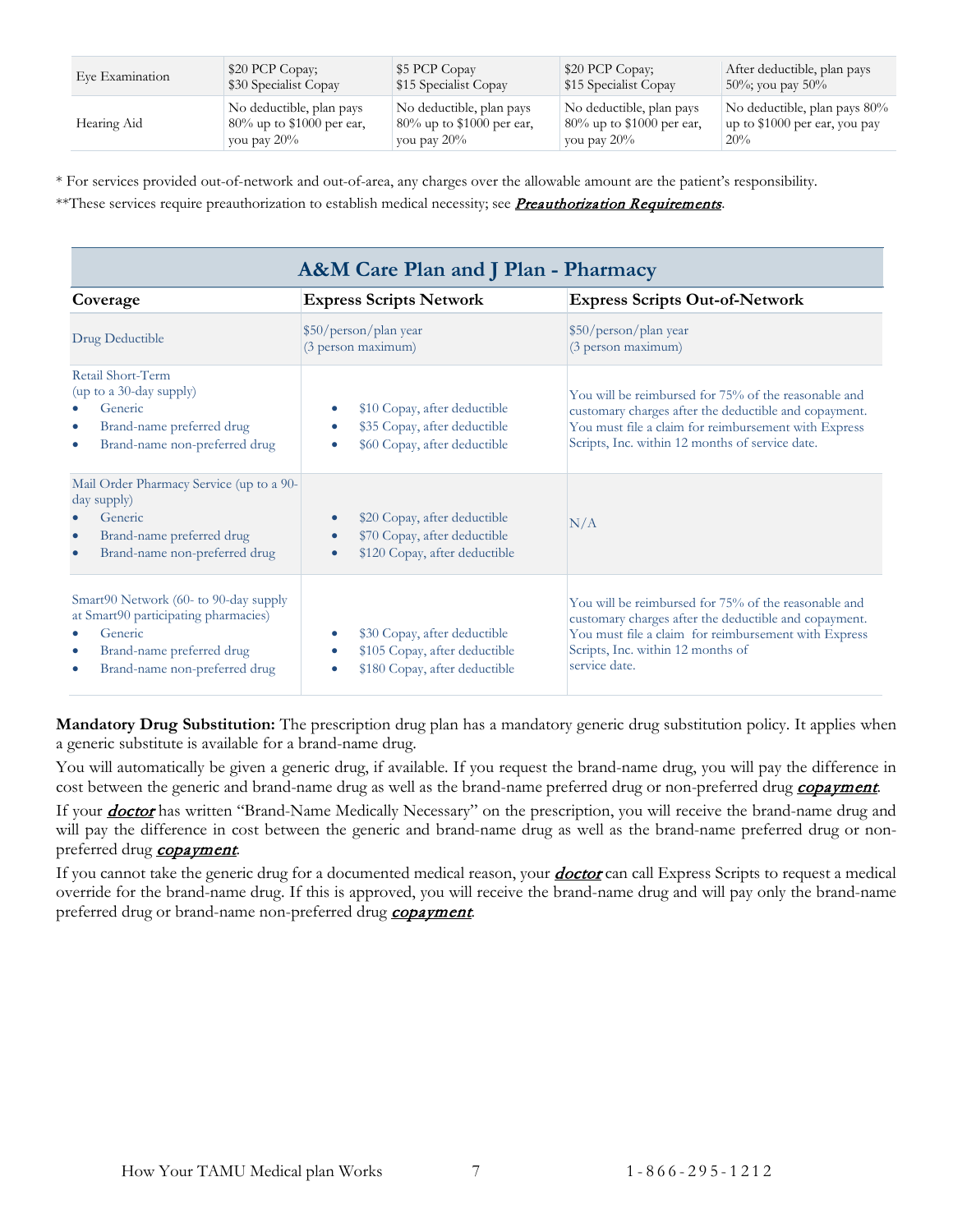| | | | | |
|---|---|---|---|---|
| Eye Examination | $20 PCP Copay; $30 Specialist Copay | $5 PCP Copay $15 Specialist Copay | $20 PCP Copay; $15 Specialist Copay | After deductible, plan pays 50%; you pay 50% |
| Hearing Aid | No deductible, plan pays 80% up to $1000 per ear, you pay 20% | No deductible, plan pays 80% up to $1000 per ear, you pay 20% | No deductible, plan pays 80% up to $1000 per ear, you pay 20% | No deductible, plan pays 80% up to $1000 per ear, you pay 20% |

* For services provided out-of-network and out-of-area, any charges over the allowable amount are the patient's responsibility.

**These services require preauthorization to establish medical necessity; see ***Preauthorization Requirements***.

## A&M Care Plan and J Plan - Pharmacy

| Coverage | Express Scripts Network | Express Scripts Out-of-Network |
|---|---|---|
| Drug Deductible | $50/person/plan year (3 person maximum) | $50/person/plan year (3 person maximum) |
| Retail Short-Term (up to a 30-day supply)<br>• Generic<br>• Brand-name preferred drug<br>• Brand-name non-preferred drug | • $10 Copay, after deductible<br>• $35 Copay, after deductible<br>• $60 Copay, after deductible | You will be reimbursed for 75% of the reasonable and customary charges after the deductible and copayment. You must file a claim for reimbursement with Express Scripts, Inc. within 12 months of service date. |
| Mail Order Pharmacy Service (up to a 90-day supply)<br>• Generic<br>• Brand-name preferred drug<br>• Brand-name non-preferred drug | • $20 Copay, after deductible<br>• $70 Copay, after deductible<br>• $120 Copay, after deductible | N/A |
| Smart90 Network (60- to 90-day supply at Smart90 participating pharmacies)<br>• Generic<br>• Brand-name preferred drug<br>• Brand-name non-preferred drug | • $30 Copay, after deductible<br>• $105 Copay, after deductible<br>• $180 Copay, after deductible | You will be reimbursed for 75% of the reasonable and customary charges after the deductible and copayment. You must file a claim for reimbursement with Express Scripts, Inc. within 12 months of service date. |

**Mandatory Drug Substitution:** The prescription drug plan has a mandatory generic drug substitution policy. It applies when a generic substitute is available for a brand-name drug.

You will automatically be given a generic drug, if available. If you request the brand-name drug, you will pay the difference in cost between the generic and brand-name drug as well as the brand-name preferred drug or non-preferred drug ***copayment***.

If your ***doctor*** has written "Brand-Name Medically Necessary" on the prescription, you will receive the brand-name drug and will pay the difference in cost between the generic and brand-name drug as well as the brand-name preferred drug or non-preferred drug ***copayment***.

If you cannot take the generic drug for a documented medical reason, your ***doctor*** can call Express Scripts to request a medical override for the brand-name drug. If this is approved, you will receive the brand-name drug and will pay only the brand-name preferred drug or brand-name non-preferred drug ***copayment***.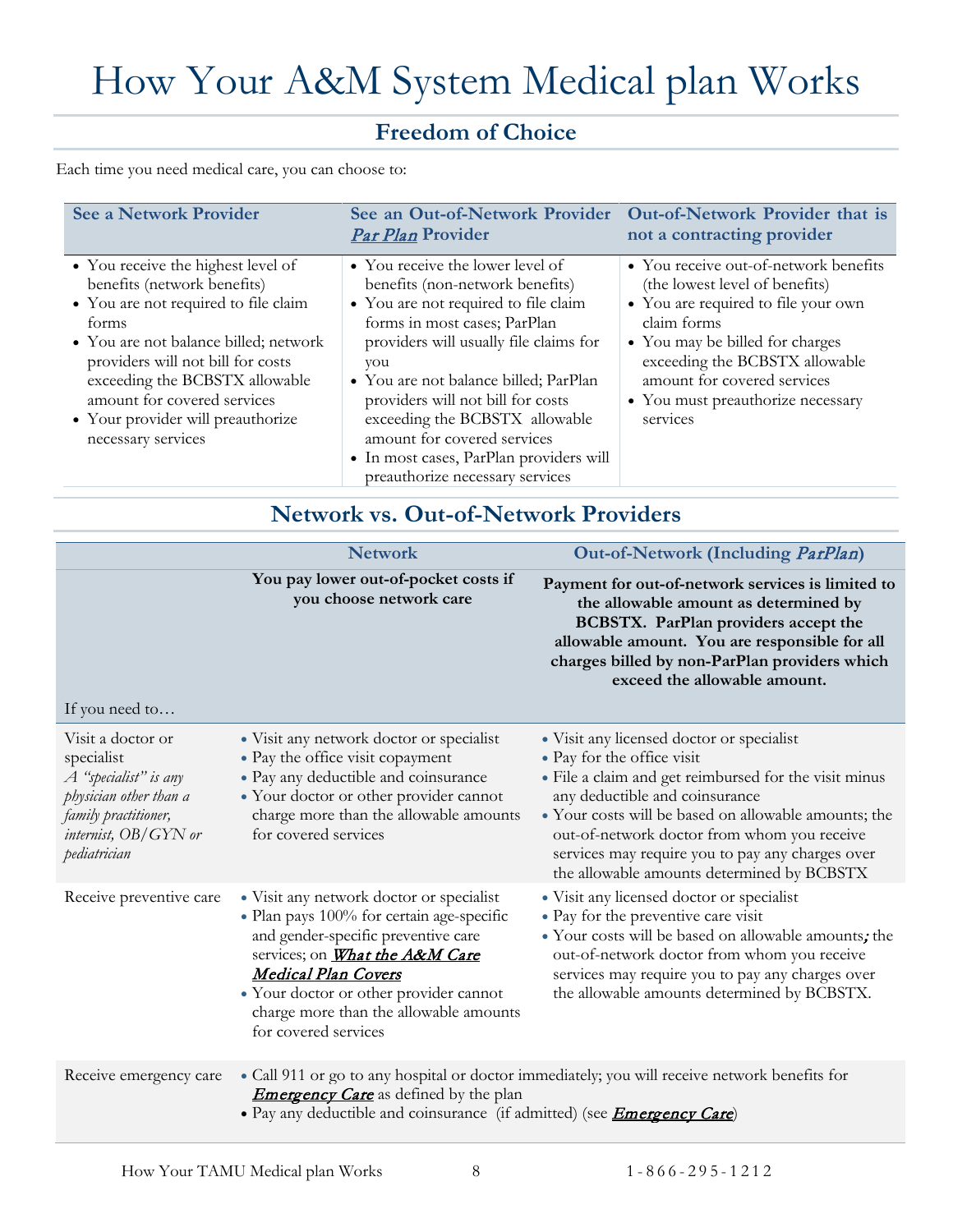# How Your A&M System Medical plan Works

## Freedom of Choice

Each time you need medical care, you can choose to:

| See a Network Provider | See an Out-of-Network Provider *Par Plan* Provider | Out-of-Network Provider that is not a contracting provider |
|---|---|---|
| • You receive the highest level of benefits (network benefits)<br>• You are not required to file claim forms<br>• You are not balance billed; network providers will not bill for costs exceeding the BCBSTX allowable amount for covered services<br>• Your provider will preauthorize necessary services | • You receive the lower level of benefits (non-network benefits)<br>• You are not required to file claim forms in most cases; ParPlan providers will usually file claims for you<br>• You are not balance billed; ParPlan providers will not bill for costs exceeding the BCBSTX allowable amount for covered services<br>• In most cases, ParPlan providers will preauthorize necessary services | • You receive out-of-network benefits (the lowest level of benefits)<br>• You are required to file your own claim forms<br>• You may be billed for charges exceeding the BCBSTX allowable amount for covered services<br>• You must preauthorize necessary services |

## Network vs. Out-of-Network Providers

| If you need to… | Network<br>**You pay lower out-of-pocket costs if you choose network care** | Out-of-Network (Including *ParPlan*)<br>**Payment for out-of-network services is limited to the allowable amount as determined by BCBSTX. ParPlan providers accept the allowable amount. You are responsible for all charges billed by non-ParPlan providers which exceed the allowable amount.** |
|---|---|---|
| Visit a doctor or specialist<br>*A "specialist" is any physician other than a family practitioner, internist, OB/GYN or pediatrician* | • Visit any network doctor or specialist<br>• Pay the office visit copayment<br>• Pay any deductible and coinsurance<br>• Your doctor or other provider cannot charge more than the allowable amounts for covered services | • Visit any licensed doctor or specialist<br>• Pay for the office visit<br>• File a claim and get reimbursed for the visit minus any deductible and coinsurance<br>• Your costs will be based on allowable amounts; the out-of-network doctor from whom you receive services may require you to pay any charges over the allowable amounts determined by BCBSTX |
| Receive preventive care | • Visit any network doctor or specialist<br>• Plan pays 100% for certain age-specific and gender-specific preventive care services; on ***What the A&M Care Medical Plan Covers***<br>• Your doctor or other provider cannot charge more than the allowable amounts for covered services | • Visit any licensed doctor or specialist<br>• Pay for the preventive care visit<br>• Your costs will be based on allowable amounts; the out-of-network doctor from whom you receive services may require you to pay any charges over the allowable amounts determined by BCBSTX. |
| Receive emergency care | • Call 911 or go to any hospital or doctor immediately; you will receive network benefits for ***Emergency Care*** as defined by the plan<br>• Pay any deductible and coinsurance (if admitted) (see ***Emergency Care***) | |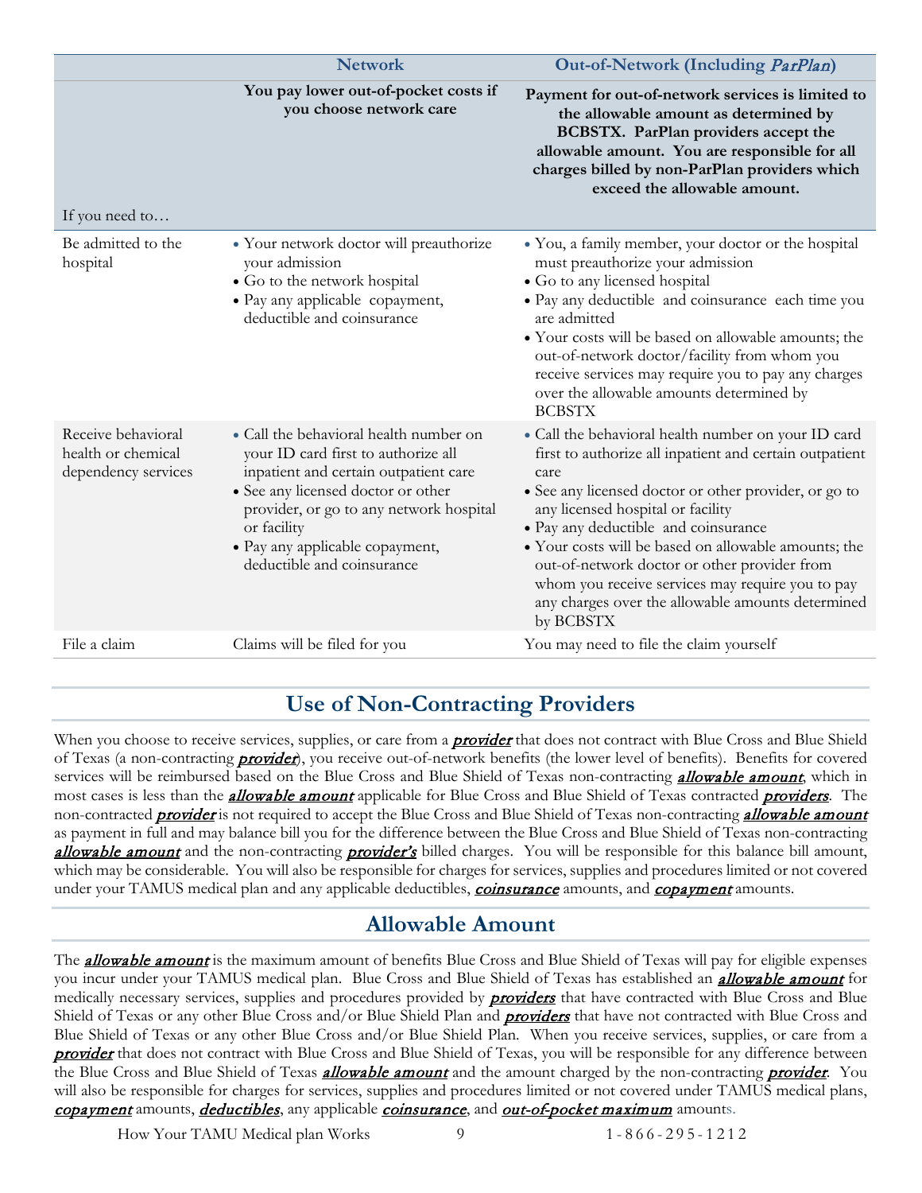| If you need to… | **Network**<br>**You pay lower out-of-pocket costs if you choose network care** | **Out-of-Network (Including *ParPlan*)**<br>**Payment for out-of-network services is limited to the allowable amount as determined by BCBSTX. ParPlan providers accept the allowable amount. You are responsible for all charges billed by non-ParPlan providers which exceed the allowable amount.** |
|---|---|---|
| Be admitted to the hospital | • Your network doctor will preauthorize your admission<br>• Go to the network hospital<br>• Pay any applicable copayment, deductible and coinsurance | • You, a family member, your doctor or the hospital must preauthorize your admission<br>• Go to any licensed hospital<br>• Pay any deductible and coinsurance each time you are admitted<br>• Your costs will be based on allowable amounts; the out-of-network doctor/facility from whom you receive services may require you to pay any charges over the allowable amounts determined by BCBSTX |
| Receive behavioral health or chemical dependency services | • Call the behavioral health number on your ID card first to authorize all inpatient and certain outpatient care<br>• See any licensed doctor or other provider, or go to any network hospital or facility<br>• Pay any applicable copayment, deductible and coinsurance | • Call the behavioral health number on your ID card first to authorize all inpatient and certain outpatient care<br>• See any licensed doctor or other provider, or go to any licensed hospital or facility<br>• Pay any deductible and coinsurance<br>• Your costs will be based on allowable amounts; the out-of-network doctor or other provider from whom you receive services may require you to pay any charges over the allowable amounts determined by BCBSTX |
| File a claim | Claims will be filed for you | You may need to file the claim yourself |

## Use of Non-Contracting Providers

When you choose to receive services, supplies, or care from a ***provider*** that does not contract with Blue Cross and Blue Shield of Texas (a non-contracting ***provider***), you receive out-of-network benefits (the lower level of benefits). Benefits for covered services will be reimbursed based on the Blue Cross and Blue Shield of Texas non-contracting ***allowable amount***, which in most cases is less than the ***allowable amount*** applicable for Blue Cross and Blue Shield of Texas contracted ***providers***. The non-contracted ***provider*** is not required to accept the Blue Cross and Blue Shield of Texas non-contracting ***allowable amount*** as payment in full and may balance bill you for the difference between the Blue Cross and Blue Shield of Texas non-contracting ***allowable amount*** and the non-contracting ***provider's*** billed charges. You will be responsible for this balance bill amount, which may be considerable. You will also be responsible for charges for services, supplies and procedures limited or not covered under your TAMUS medical plan and any applicable deductibles, ***coinsurance*** amounts, and ***copayment*** amounts.

## Allowable Amount

The ***allowable amount*** is the maximum amount of benefits Blue Cross and Blue Shield of Texas will pay for eligible expenses you incur under your TAMUS medical plan. Blue Cross and Blue Shield of Texas has established an ***allowable amount*** for medically necessary services, supplies and procedures provided by ***providers*** that have contracted with Blue Cross and Blue Shield of Texas or any other Blue Cross and/or Blue Shield Plan and ***providers*** that have not contracted with Blue Cross and Blue Shield of Texas or any other Blue Cross and/or Blue Shield Plan. When you receive services, supplies, or care from a ***provider*** that does not contract with Blue Cross and Blue Shield of Texas, you will be responsible for any difference between the Blue Cross and Blue Shield of Texas ***allowable amount*** and the amount charged by the non-contracting ***provider***. You will also be responsible for charges for services, supplies and procedures limited or not covered under TAMUS medical plans, ***copayment*** amounts, ***deductibles***, any applicable ***coinsurance***, and ***out-of-pocket maximum*** amounts.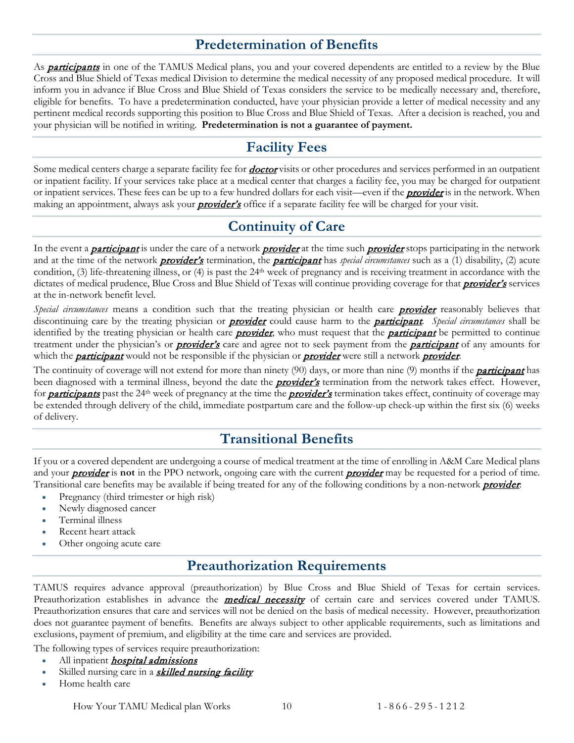## Predetermination of Benefits

As ***participants*** in one of the TAMUS Medical plans, you and your covered dependents are entitled to a review by the Blue Cross and Blue Shield of Texas medical Division to determine the medical necessity of any proposed medical procedure. It will inform you in advance if Blue Cross and Blue Shield of Texas considers the service to be medically necessary and, therefore, eligible for benefits. To have a predetermination conducted, have your physician provide a letter of medical necessity and any pertinent medical records supporting this position to Blue Cross and Blue Shield of Texas. After a decision is reached, you and your physician will be notified in writing. **Predetermination is not a guarantee of payment.**

## Facility Fees

Some medical centers charge a separate facility fee for ***doctor*** visits or other procedures and services performed in an outpatient or inpatient facility. If your services take place at a medical center that charges a facility fee, you may be charged for outpatient or inpatient services. These fees can be up to a few hundred dollars for each visit—even if the ***provider*** is in the network. When making an appointment, always ask your ***provider's*** office if a separate facility fee will be charged for your visit.

## Continuity of Care

In the event a ***participant*** is under the care of a network ***provider*** at the time such ***provider*** stops participating in the network and at the time of the network ***provider's*** termination, the ***participant*** has *special circumstances* such as a (1) disability, (2) acute condition, (3) life-threatening illness, or (4) is past the 24th week of pregnancy and is receiving treatment in accordance with the dictates of medical prudence, Blue Cross and Blue Shield of Texas will continue providing coverage for that ***provider's*** services at the in-network benefit level.

*Special circumstances* means a condition such that the treating physician or health care ***provider*** reasonably believes that discontinuing care by the treating physician or ***provider*** could cause harm to the ***participant***. *Special circumstances* shall be identified by the treating physician or health care ***provider***, who must request that the ***participant*** be permitted to continue treatment under the physician's or ***provider's*** care and agree not to seek payment from the ***participant*** of any amounts for which the ***participant*** would not be responsible if the physician or ***provider*** were still a network ***provider***.

The continuity of coverage will not extend for more than ninety (90) days, or more than nine (9) months if the ***participant*** has been diagnosed with a terminal illness, beyond the date the ***provider's*** termination from the network takes effect. However, for ***participants*** past the 24th week of pregnancy at the time the ***provider's*** termination takes effect, continuity of coverage may be extended through delivery of the child, immediate postpartum care and the follow-up check-up within the first six (6) weeks of delivery.

## Transitional Benefits

If you or a covered dependent are undergoing a course of medical treatment at the time of enrolling in A&M Care Medical plans and your ***provider*** is **not** in the PPO network, ongoing care with the current ***provider*** may be requested for a period of time. Transitional care benefits may be available if being treated for any of the following conditions by a non-network ***provider***.

- Pregnancy (third trimester or high risk)
- Newly diagnosed cancer
- Terminal illness
- Recent heart attack
- Other ongoing acute care

## Preauthorization Requirements

TAMUS requires advance approval (preauthorization) by Blue Cross and Blue Shield of Texas for certain services. Preauthorization establishes in advance the ***medical necessity*** of certain care and services covered under TAMUS. Preauthorization ensures that care and services will not be denied on the basis of medical necessity. However, preauthorization does not guarantee payment of benefits. Benefits are always subject to other applicable requirements, such as limitations and exclusions, payment of premium, and eligibility at the time care and services are provided.

The following types of services require preauthorization:

- All inpatient ***hospital admissions***
- Skilled nursing care in a ***skilled nursing facility***
- Home health care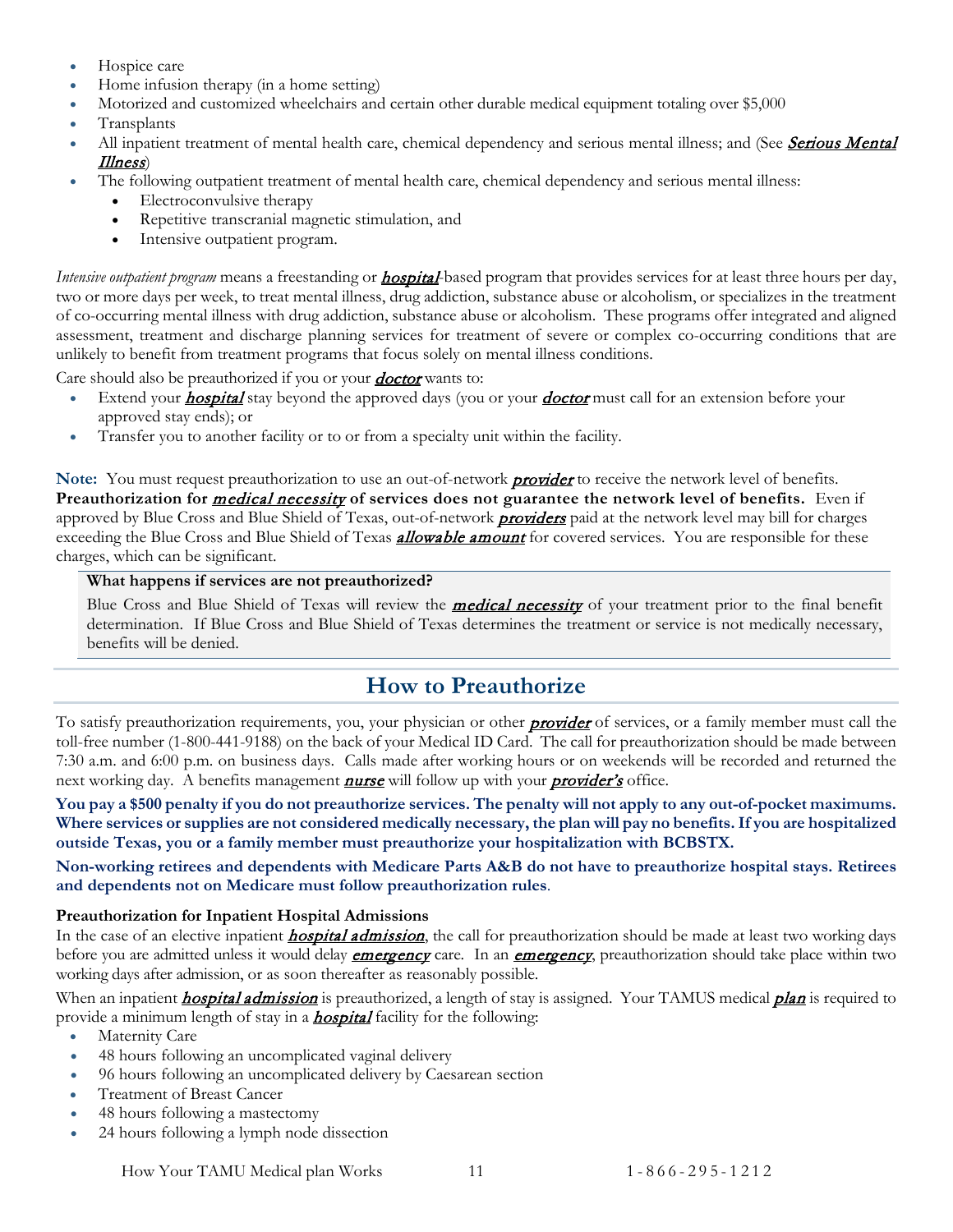- Hospice care
- Home infusion therapy (in a home setting)
- Motorized and customized wheelchairs and certain other durable medical equipment totaling over $5,000
- Transplants
- All inpatient treatment of mental health care, chemical dependency and serious mental illness; and (See ***Serious Mental Illness***)
- The following outpatient treatment of mental health care, chemical dependency and serious mental illness:
    - Electroconvulsive therapy
    - Repetitive transcranial magnetic stimulation, and
    - Intensive outpatient program.

*Intensive outpatient program* means a freestanding or ***hospital***-based program that provides services for at least three hours per day, two or more days per week, to treat mental illness, drug addiction, substance abuse or alcoholism, or specializes in the treatment of co-occurring mental illness with drug addiction, substance abuse or alcoholism. These programs offer integrated and aligned assessment, treatment and discharge planning services for treatment of severe or complex co-occurring conditions that are unlikely to benefit from treatment programs that focus solely on mental illness conditions.

Care should also be preauthorized if you or your ***doctor*** wants to:

- Extend your ***hospital*** stay beyond the approved days (you or your ***doctor*** must call for an extension before your approved stay ends); or
- Transfer you to another facility or to or from a specialty unit within the facility.

**Note:** You must request preauthorization to use an out-of-network ***provider*** to receive the network level of benefits. **Preauthorization for *medical necessity* of services does not guarantee the network level of benefits.** Even if approved by Blue Cross and Blue Shield of Texas, out-of-network ***providers*** paid at the network level may bill for charges exceeding the Blue Cross and Blue Shield of Texas ***allowable amount*** for covered services. You are responsible for these charges, which can be significant.

**What happens if services are not preauthorized?**

Blue Cross and Blue Shield of Texas will review the ***medical necessity*** of your treatment prior to the final benefit determination. If Blue Cross and Blue Shield of Texas determines the treatment or service is not medically necessary, benefits will be denied.

## How to Preauthorize

To satisfy preauthorization requirements, you, your physician or other ***provider*** of services, or a family member must call the toll-free number (1-800-441-9188) on the back of your Medical ID Card. The call for preauthorization should be made between 7:30 a.m. and 6:00 p.m. on business days. Calls made after working hours or on weekends will be recorded and returned the next working day. A benefits management ***nurse*** will follow up with your ***provider's*** office.

**You pay a $500 penalty if you do not preauthorize services. The penalty will not apply to any out-of-pocket maximums. Where services or supplies are not considered medically necessary, the plan will pay no benefits. If you are hospitalized outside Texas, you or a family member must preauthorize your hospitalization with BCBSTX.**

**Non-working retirees and dependents with Medicare Parts A&B do not have to preauthorize hospital stays. Retirees and dependents not on Medicare must follow preauthorization rules**.

**Preauthorization for Inpatient Hospital Admissions**

In the case of an elective inpatient ***hospital admission***, the call for preauthorization should be made at least two working days before you are admitted unless it would delay ***emergency*** care. In an ***emergency***, preauthorization should take place within two working days after admission, or as soon thereafter as reasonably possible.

When an inpatient ***hospital admission*** is preauthorized, a length of stay is assigned. Your TAMUS medical ***plan*** is required to provide a minimum length of stay in a ***hospital*** facility for the following:

- Maternity Care
- 48 hours following an uncomplicated vaginal delivery
- 96 hours following an uncomplicated delivery by Caesarean section
- Treatment of Breast Cancer
- 48 hours following a mastectomy
- 24 hours following a lymph node dissection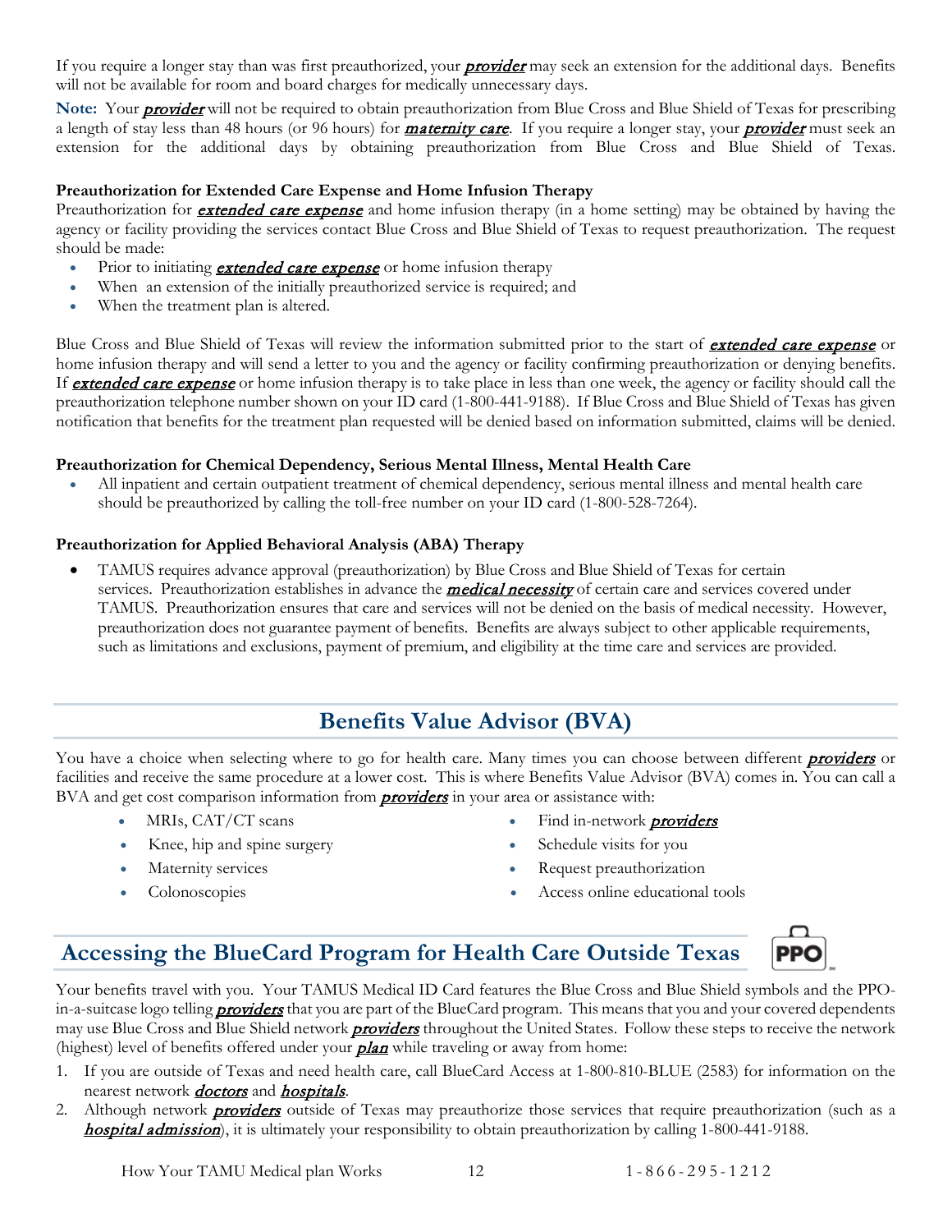If you require a longer stay than was first preauthorized, your ***provider*** may seek an extension for the additional days. Benefits will not be available for room and board charges for medically unnecessary days.

**Note:** Your ***provider*** will not be required to obtain preauthorization from Blue Cross and Blue Shield of Texas for prescribing a length of stay less than 48 hours (or 96 hours) for ***maternity care***. If you require a longer stay, your ***provider*** must seek an extension for the additional days by obtaining preauthorization from Blue Cross and Blue Shield of Texas.

**Preauthorization for Extended Care Expense and Home Infusion Therapy**

Preauthorization for ***extended care expense*** and home infusion therapy (in a home setting) may be obtained by having the agency or facility providing the services contact Blue Cross and Blue Shield of Texas to request preauthorization. The request should be made:

- Prior to initiating ***extended care expense*** or home infusion therapy
- When an extension of the initially preauthorized service is required; and
- When the treatment plan is altered.

Blue Cross and Blue Shield of Texas will review the information submitted prior to the start of ***extended care expense*** or home infusion therapy and will send a letter to you and the agency or facility confirming preauthorization or denying benefits. If ***extended care expense*** or home infusion therapy is to take place in less than one week, the agency or facility should call the preauthorization telephone number shown on your ID card (1-800-441-9188). If Blue Cross and Blue Shield of Texas has given notification that benefits for the treatment plan requested will be denied based on information submitted, claims will be denied.

**Preauthorization for Chemical Dependency, Serious Mental Illness, Mental Health Care**

- All inpatient and certain outpatient treatment of chemical dependency, serious mental illness and mental health care should be preauthorized by calling the toll-free number on your ID card (1-800-528-7264).

**Preauthorization for Applied Behavioral Analysis (ABA) Therapy**

- TAMUS requires advance approval (preauthorization) by Blue Cross and Blue Shield of Texas for certain services. Preauthorization establishes in advance the ***medical necessity*** of certain care and services covered under TAMUS. Preauthorization ensures that care and services will not be denied on the basis of medical necessity. However, preauthorization does not guarantee payment of benefits. Benefits are always subject to other applicable requirements, such as limitations and exclusions, payment of premium, and eligibility at the time care and services are provided.

## Benefits Value Advisor (BVA)

You have a choice when selecting where to go for health care. Many times you can choose between different ***providers*** or facilities and receive the same procedure at a lower cost. This is where Benefits Value Advisor (BVA) comes in. You can call a BVA and get cost comparison information from ***providers*** in your area or assistance with:

- MRIs, CAT/CT scans
- Knee, hip and spine surgery
- Maternity services
- Colonoscopies
- Find in-network ***providers***
- Schedule visits for you
- Request preauthorization
- Access online educational tools

## Accessing the BlueCard Program for Health Care Outside Texas

Your benefits travel with you. Your TAMUS Medical ID Card features the Blue Cross and Blue Shield symbols and the PPO-in-a-suitcase logo telling ***providers*** that you are part of the BlueCard program. This means that you and your covered dependents may use Blue Cross and Blue Shield network ***providers*** throughout the United States. Follow these steps to receive the network (highest) level of benefits offered under your ***plan*** while traveling or away from home:

1. If you are outside of Texas and need health care, call BlueCard Access at 1-800-810-BLUE (2583) for information on the nearest network ***doctors*** and ***hospitals***.
2. Although network ***providers*** outside of Texas may preauthorize those services that require preauthorization (such as a ***hospital admission***), it is ultimately your responsibility to obtain preauthorization by calling 1-800-441-9188.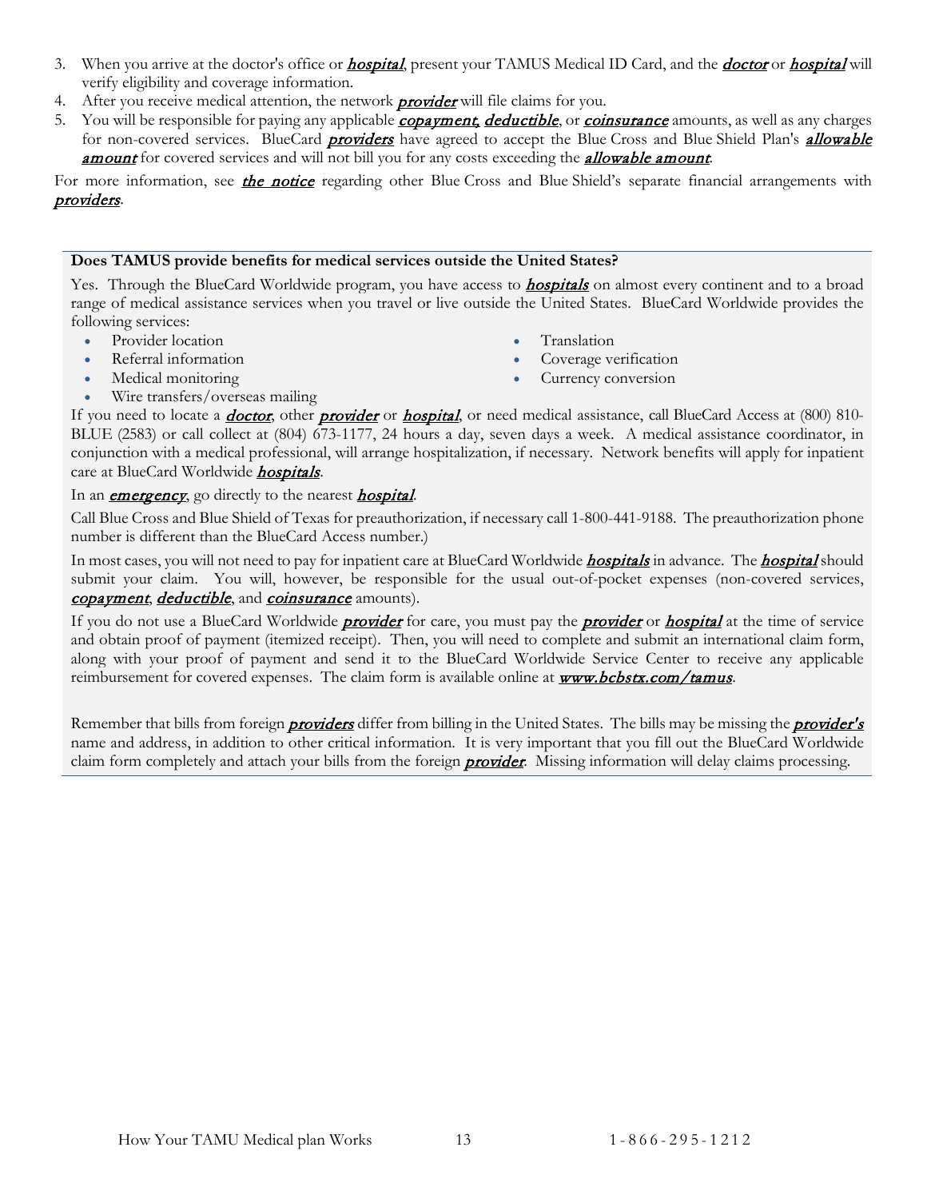3. When you arrive at the doctor's office or ***hospital***, present your TAMUS Medical ID Card, and the ***doctor*** or ***hospital*** will verify eligibility and coverage information.
4. After you receive medical attention, the network ***provider*** will file claims for you.
5. You will be responsible for paying any applicable ***copayment***, ***deductible***, or ***coinsurance*** amounts, as well as any charges for non-covered services. BlueCard ***providers*** have agreed to accept the Blue Cross and Blue Shield Plan's ***allowable amount*** for covered services and will not bill you for any costs exceeding the ***allowable amount***.

For more information, see ***the notice*** regarding other Blue Cross and Blue Shield's separate financial arrangements with ***providers***.

**Does TAMUS provide benefits for medical services outside the United States?**

Yes. Through the BlueCard Worldwide program, you have access to ***hospitals*** on almost every continent and to a broad range of medical assistance services when you travel or live outside the United States. BlueCard Worldwide provides the following services:

- Provider location
- Referral information
- Medical monitoring
- Wire transfers/overseas mailing
- Translation
- Coverage verification
- Currency conversion

If you need to locate a ***doctor***, other ***provider*** or ***hospital***, or need medical assistance, call BlueCard Access at (800) 810-BLUE (2583) or call collect at (804) 673-1177, 24 hours a day, seven days a week. A medical assistance coordinator, in conjunction with a medical professional, will arrange hospitalization, if necessary. Network benefits will apply for inpatient care at BlueCard Worldwide ***hospitals***.

In an ***emergency***, go directly to the nearest ***hospital***.

Call Blue Cross and Blue Shield of Texas for preauthorization, if necessary call 1-800-441-9188. The preauthorization phone number is different than the BlueCard Access number.)

In most cases, you will not need to pay for inpatient care at BlueCard Worldwide ***hospitals*** in advance. The ***hospital*** should submit your claim. You will, however, be responsible for the usual out-of-pocket expenses (non-covered services, ***copayment***, ***deductible***, and ***coinsurance*** amounts).

If you do not use a BlueCard Worldwide ***provider*** for care, you must pay the ***provider*** or ***hospital*** at the time of service and obtain proof of payment (itemized receipt). Then, you will need to complete and submit an international claim form, along with your proof of payment and send it to the BlueCard Worldwide Service Center to receive any applicable reimbursement for covered expenses. The claim form is available online at ***www.bcbstx.com/tamus***.

Remember that bills from foreign ***providers*** differ from billing in the United States. The bills may be missing the ***provider's*** name and address, in addition to other critical information. It is very important that you fill out the BlueCard Worldwide claim form completely and attach your bills from the foreign ***provider***. Missing information will delay claims processing.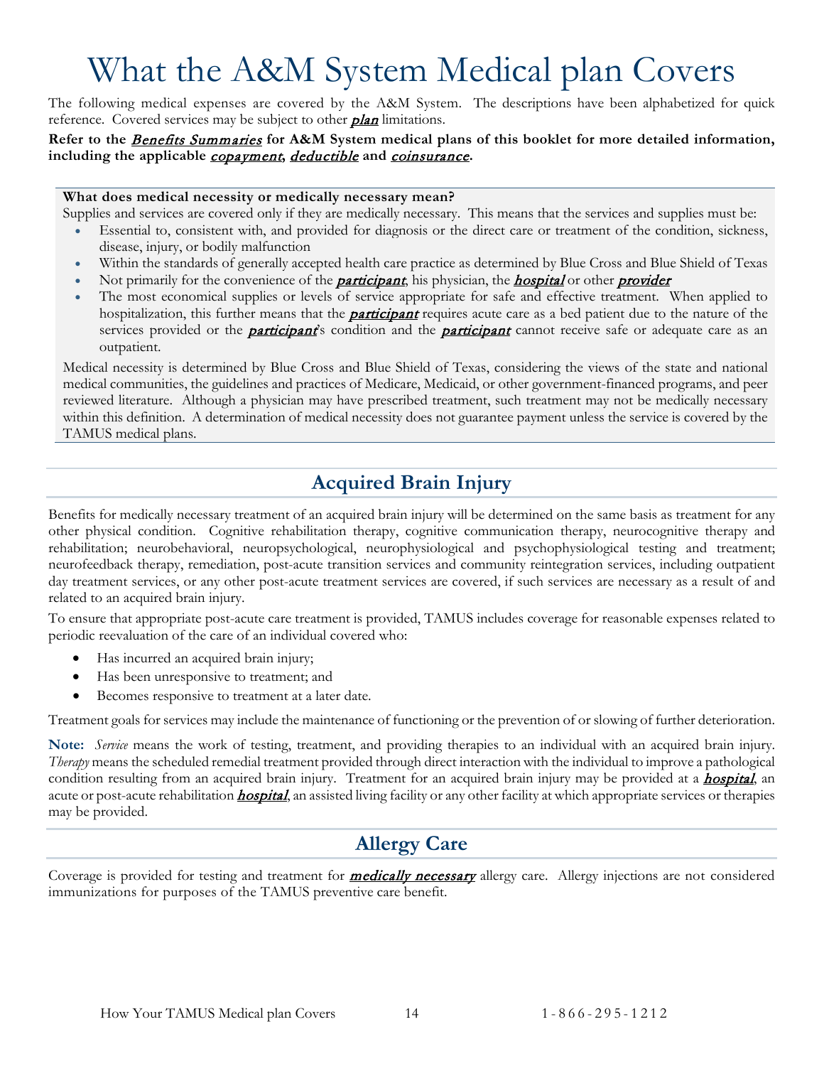# What the A&M System Medical plan Covers

The following medical expenses are covered by the A&M System. The descriptions have been alphabetized for quick reference. Covered services may be subject to other ***plan*** limitations.

**Refer to the *Benefits Summaries* for A&M System medical plans of this booklet for more detailed information, including the applicable *copayment*, *deductible* and *coinsurance*.**

**What does medical necessity or medically necessary mean?**

Supplies and services are covered only if they are medically necessary. This means that the services and supplies must be:

- Essential to, consistent with, and provided for diagnosis or the direct care or treatment of the condition, sickness, disease, injury, or bodily malfunction
- Within the standards of generally accepted health care practice as determined by Blue Cross and Blue Shield of Texas
- Not primarily for the convenience of the ***participant***, his physician, the ***hospital*** or other ***provider***
- The most economical supplies or levels of service appropriate for safe and effective treatment. When applied to hospitalization, this further means that the ***participant*** requires acute care as a bed patient due to the nature of the services provided or the ***participant***'s condition and the ***participant*** cannot receive safe or adequate care as an outpatient.

Medical necessity is determined by Blue Cross and Blue Shield of Texas, considering the views of the state and national medical communities, the guidelines and practices of Medicare, Medicaid, or other government-financed programs, and peer reviewed literature. Although a physician may have prescribed treatment, such treatment may not be medically necessary within this definition. A determination of medical necessity does not guarantee payment unless the service is covered by the TAMUS medical plans.

## Acquired Brain Injury

Benefits for medically necessary treatment of an acquired brain injury will be determined on the same basis as treatment for any other physical condition. Cognitive rehabilitation therapy, cognitive communication therapy, neurocognitive therapy and rehabilitation; neurobehavioral, neuropsychological, neurophysiological and psychophysiological testing and treatment; neurofeedback therapy, remediation, post-acute transition services and community reintegration services, including outpatient day treatment services, or any other post-acute treatment services are covered, if such services are necessary as a result of and related to an acquired brain injury.

To ensure that appropriate post-acute care treatment is provided, TAMUS includes coverage for reasonable expenses related to periodic reevaluation of the care of an individual covered who:

- Has incurred an acquired brain injury;
- Has been unresponsive to treatment; and
- Becomes responsive to treatment at a later date.

Treatment goals for services may include the maintenance of functioning or the prevention of or slowing of further deterioration.

**Note:** *Service* means the work of testing, treatment, and providing therapies to an individual with an acquired brain injury. *Therapy* means the scheduled remedial treatment provided through direct interaction with the individual to improve a pathological condition resulting from an acquired brain injury. Treatment for an acquired brain injury may be provided at a ***hospital***, an acute or post-acute rehabilitation ***hospital***, an assisted living facility or any other facility at which appropriate services or therapies may be provided.

## Allergy Care

Coverage is provided for testing and treatment for ***medically necessary*** allergy care. Allergy injections are not considered immunizations for purposes of the TAMUS preventive care benefit.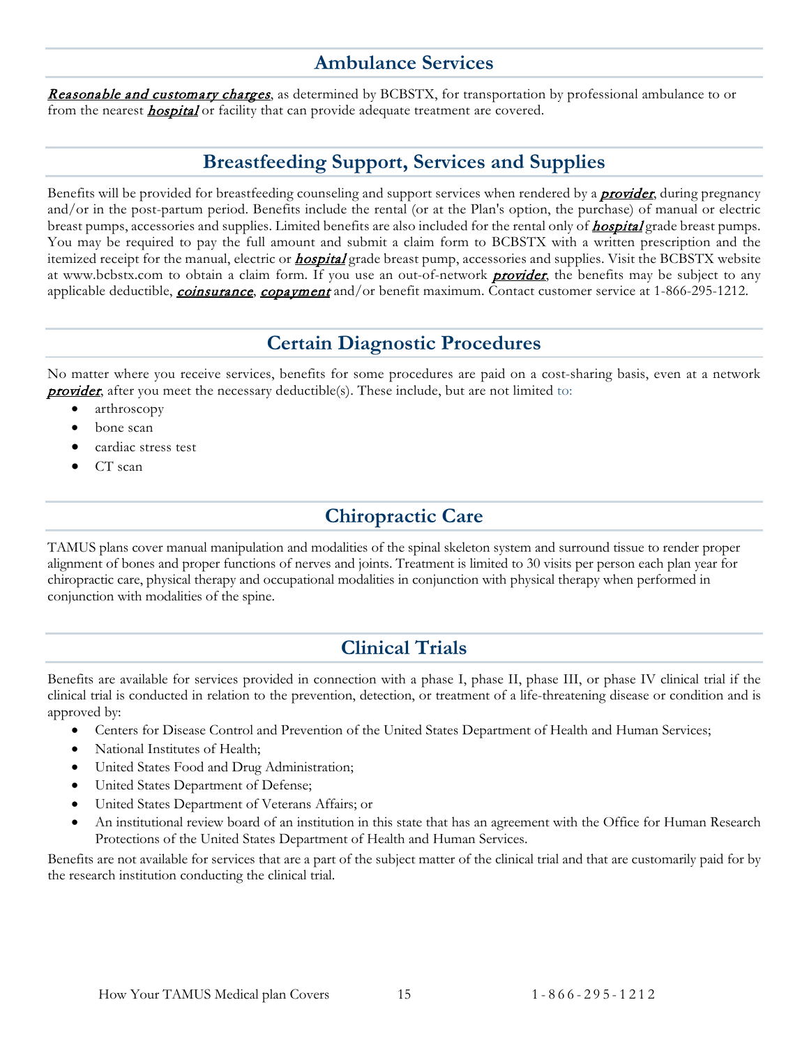## Ambulance Services

***Reasonable and customary charges***, as determined by BCBSTX, for transportation by professional ambulance to or from the nearest ***hospital*** or facility that can provide adequate treatment are covered.

## Breastfeeding Support, Services and Supplies

Benefits will be provided for breastfeeding counseling and support services when rendered by a ***provider***, during pregnancy and/or in the post-partum period. Benefits include the rental (or at the Plan's option, the purchase) of manual or electric breast pumps, accessories and supplies. Limited benefits are also included for the rental only of ***hospital*** grade breast pumps. You may be required to pay the full amount and submit a claim form to BCBSTX with a written prescription and the itemized receipt for the manual, electric or ***hospital*** grade breast pump, accessories and supplies. Visit the BCBSTX website at www.bcbstx.com to obtain a claim form. If you use an out-of-network ***provider***, the benefits may be subject to any applicable deductible, ***coinsurance***, ***copayment*** and/or benefit maximum. Contact customer service at 1-866-295-1212.

## Certain Diagnostic Procedures

No matter where you receive services, benefits for some procedures are paid on a cost-sharing basis, even at a network ***provider***, after you meet the necessary deductible(s). These include, but are not limited to:

- arthroscopy
- bone scan
- cardiac stress test
- CT scan

## Chiropractic Care

TAMUS plans cover manual manipulation and modalities of the spinal skeleton system and surround tissue to render proper alignment of bones and proper functions of nerves and joints. Treatment is limited to 30 visits per person each plan year for chiropractic care, physical therapy and occupational modalities in conjunction with physical therapy when performed in conjunction with modalities of the spine.

## Clinical Trials

Benefits are available for services provided in connection with a phase I, phase II, phase III, or phase IV clinical trial if the clinical trial is conducted in relation to the prevention, detection, or treatment of a life-threatening disease or condition and is approved by:

- Centers for Disease Control and Prevention of the United States Department of Health and Human Services;
- National Institutes of Health;
- United States Food and Drug Administration;
- United States Department of Defense;
- United States Department of Veterans Affairs; or
- An institutional review board of an institution in this state that has an agreement with the Office for Human Research Protections of the United States Department of Health and Human Services.

Benefits are not available for services that are a part of the subject matter of the clinical trial and that are customarily paid for by the research institution conducting the clinical trial.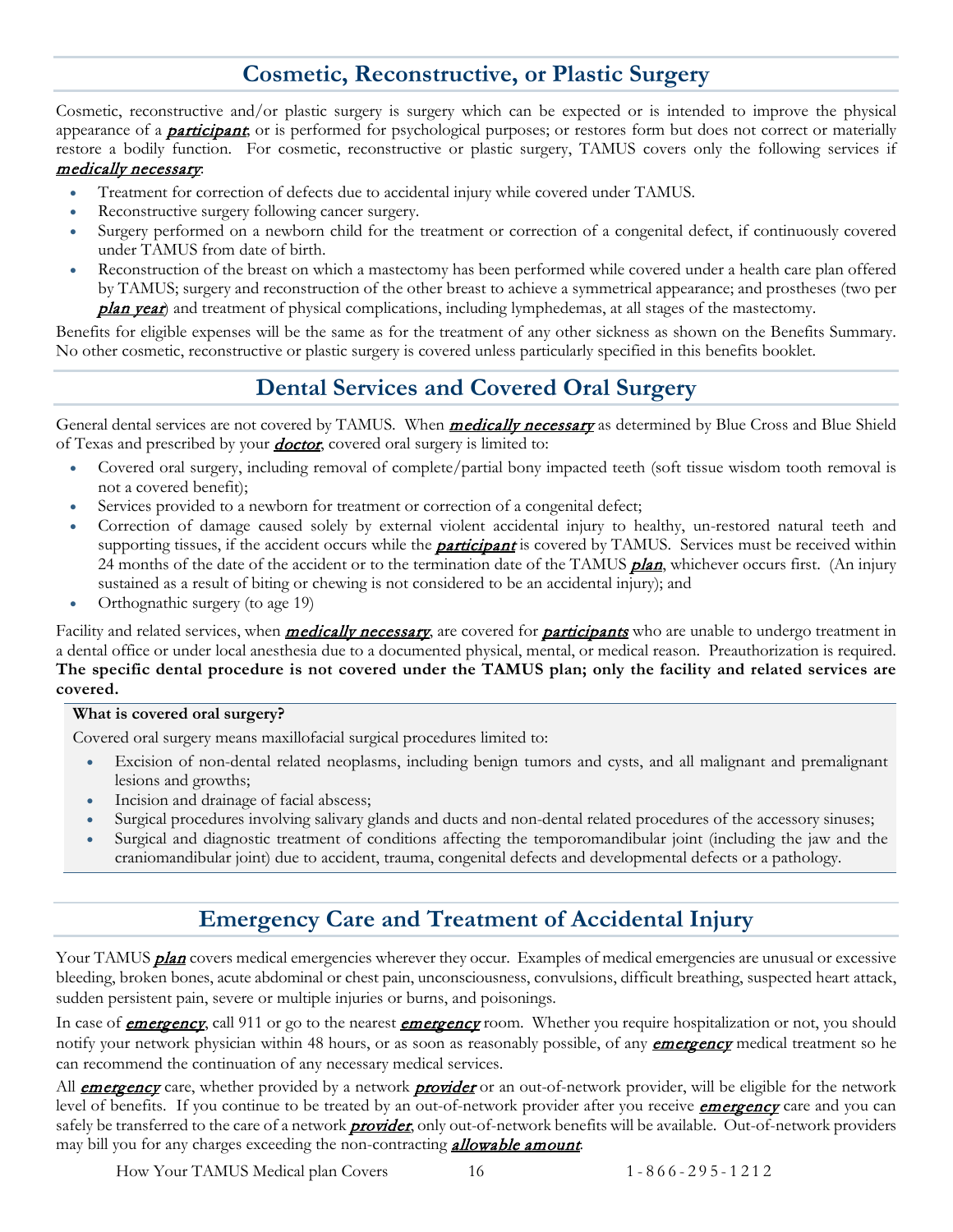## Cosmetic, Reconstructive, or Plastic Surgery

Cosmetic, reconstructive and/or plastic surgery is surgery which can be expected or is intended to improve the physical appearance of a ***participant***, or is performed for psychological purposes; or restores form but does not correct or materially restore a bodily function. For cosmetic, reconstructive or plastic surgery, TAMUS covers only the following services if ***medically necessary***:

- Treatment for correction of defects due to accidental injury while covered under TAMUS.
- Reconstructive surgery following cancer surgery.
- Surgery performed on a newborn child for the treatment or correction of a congenital defect, if continuously covered under TAMUS from date of birth.
- Reconstruction of the breast on which a mastectomy has been performed while covered under a health care plan offered by TAMUS; surgery and reconstruction of the other breast to achieve a symmetrical appearance; and prostheses (two per ***plan year***) and treatment of physical complications, including lymphedemas, at all stages of the mastectomy.

Benefits for eligible expenses will be the same as for the treatment of any other sickness as shown on the Benefits Summary. No other cosmetic, reconstructive or plastic surgery is covered unless particularly specified in this benefits booklet.

## Dental Services and Covered Oral Surgery

General dental services are not covered by TAMUS. When ***medically necessary*** as determined by Blue Cross and Blue Shield of Texas and prescribed by your ***doctor***, covered oral surgery is limited to:

- Covered oral surgery, including removal of complete/partial bony impacted teeth (soft tissue wisdom tooth removal is not a covered benefit);
- Services provided to a newborn for treatment or correction of a congenital defect;
- Correction of damage caused solely by external violent accidental injury to healthy, un-restored natural teeth and supporting tissues, if the accident occurs while the ***participant*** is covered by TAMUS. Services must be received within 24 months of the date of the accident or to the termination date of the TAMUS ***plan***, whichever occurs first. (An injury sustained as a result of biting or chewing is not considered to be an accidental injury); and
- Orthognathic surgery (to age 19)

Facility and related services, when ***medically necessary***, are covered for ***participants*** who are unable to undergo treatment in a dental office or under local anesthesia due to a documented physical, mental, or medical reason. Preauthorization is required. **The specific dental procedure is not covered under the TAMUS plan; only the facility and related services are covered.**

**What is covered oral surgery?**

Covered oral surgery means maxillofacial surgical procedures limited to:

- Excision of non-dental related neoplasms, including benign tumors and cysts, and all malignant and premalignant lesions and growths;
- Incision and drainage of facial abscess;
- Surgical procedures involving salivary glands and ducts and non-dental related procedures of the accessory sinuses;
- Surgical and diagnostic treatment of conditions affecting the temporomandibular joint (including the jaw and the craniomandibular joint) due to accident, trauma, congenital defects and developmental defects or a pathology.

## Emergency Care and Treatment of Accidental Injury

Your TAMUS ***plan*** covers medical emergencies wherever they occur. Examples of medical emergencies are unusual or excessive bleeding, broken bones, acute abdominal or chest pain, unconsciousness, convulsions, difficult breathing, suspected heart attack, sudden persistent pain, severe or multiple injuries or burns, and poisonings.

In case of ***emergency***, call 911 or go to the nearest ***emergency*** room. Whether you require hospitalization or not, you should notify your network physician within 48 hours, or as soon as reasonably possible, of any ***emergency*** medical treatment so he can recommend the continuation of any necessary medical services.

All ***emergency*** care, whether provided by a network ***provider*** or an out-of-network provider, will be eligible for the network level of benefits. If you continue to be treated by an out-of-network provider after you receive ***emergency*** care and you can safely be transferred to the care of a network ***provider***, only out-of-network benefits will be available. Out-of-network providers may bill you for any charges exceeding the non-contracting ***allowable amount***.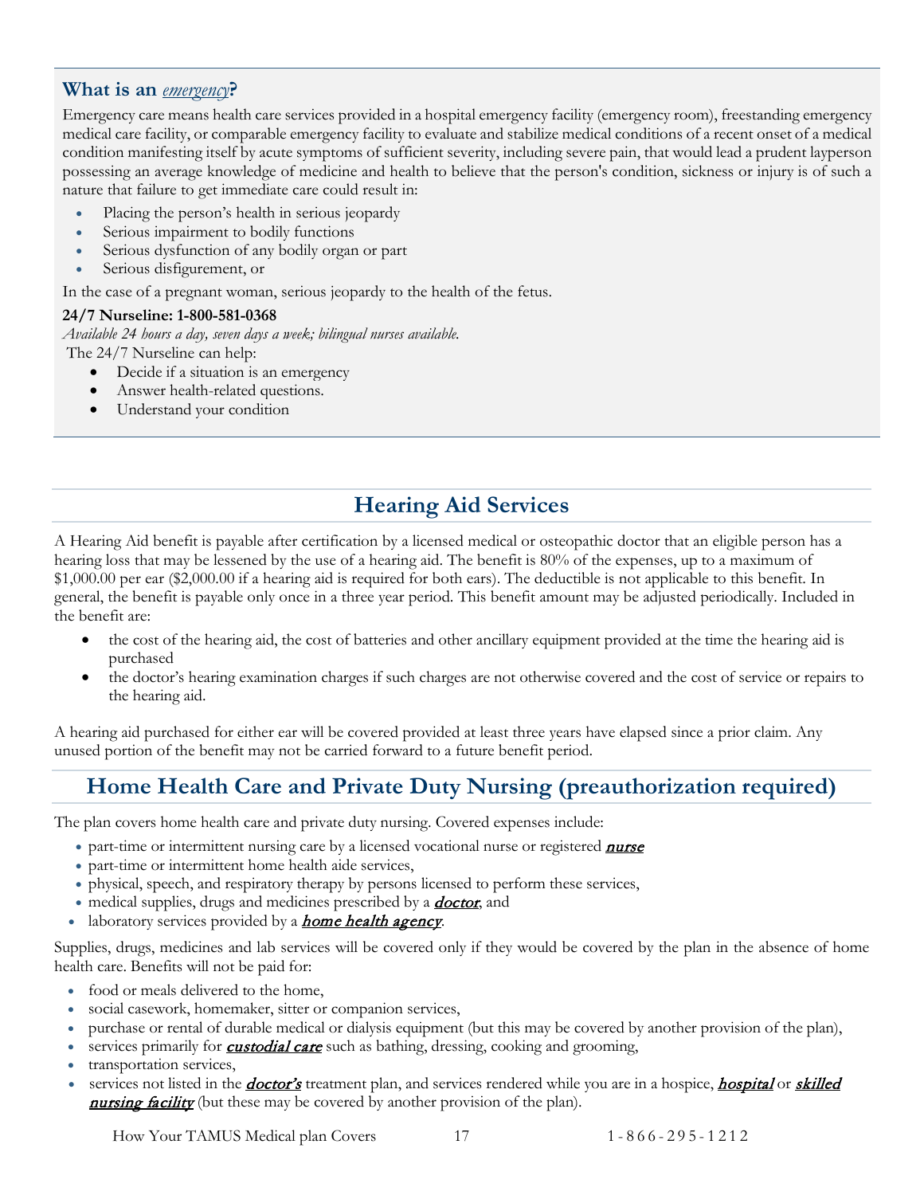## What is an *emergency*?

Emergency care means health care services provided in a hospital emergency facility (emergency room), freestanding emergency medical care facility, or comparable emergency facility to evaluate and stabilize medical conditions of a recent onset of a medical condition manifesting itself by acute symptoms of sufficient severity, including severe pain, that would lead a prudent layperson possessing an average knowledge of medicine and health to believe that the person's condition, sickness or injury is of such a nature that failure to get immediate care could result in:

- Placing the person's health in serious jeopardy
- Serious impairment to bodily functions
- Serious dysfunction of any bodily organ or part
- Serious disfigurement, or

In the case of a pregnant woman, serious jeopardy to the health of the fetus.

**24/7 Nurseline: 1-800-581-0368**

*Available 24 hours a day, seven days a week; bilingual nurses available.*

The 24/7 Nurseline can help:

- Decide if a situation is an emergency
- Answer health-related questions.
- Understand your condition

## Hearing Aid Services

A Hearing Aid benefit is payable after certification by a licensed medical or osteopathic doctor that an eligible person has a hearing loss that may be lessened by the use of a hearing aid. The benefit is 80% of the expenses, up to a maximum of $1,000.00 per ear ($2,000.00 if a hearing aid is required for both ears). The deductible is not applicable to this benefit. In general, the benefit is payable only once in a three year period. This benefit amount may be adjusted periodically. Included in the benefit are:

- the cost of the hearing aid, the cost of batteries and other ancillary equipment provided at the time the hearing aid is purchased
- the doctor's hearing examination charges if such charges are not otherwise covered and the cost of service or repairs to the hearing aid.

A hearing aid purchased for either ear will be covered provided at least three years have elapsed since a prior claim. Any unused portion of the benefit may not be carried forward to a future benefit period.

## Home Health Care and Private Duty Nursing (preauthorization required)

The plan covers home health care and private duty nursing. Covered expenses include:

- part-time or intermittent nursing care by a licensed vocational nurse or registered ***nurse***
- part-time or intermittent home health aide services,
- physical, speech, and respiratory therapy by persons licensed to perform these services,
- medical supplies, drugs and medicines prescribed by a ***doctor***, and
- laboratory services provided by a ***home health agency***.

Supplies, drugs, medicines and lab services will be covered only if they would be covered by the plan in the absence of home health care. Benefits will not be paid for:

- food or meals delivered to the home,
- social casework, homemaker, sitter or companion services,
- purchase or rental of durable medical or dialysis equipment (but this may be covered by another provision of the plan),
- services primarily for ***custodial care*** such as bathing, dressing, cooking and grooming,
- transportation services,
- services not listed in the ***doctor's*** treatment plan, and services rendered while you are in a hospice, ***hospital*** or ***skilled nursing facility*** (but these may be covered by another provision of the plan).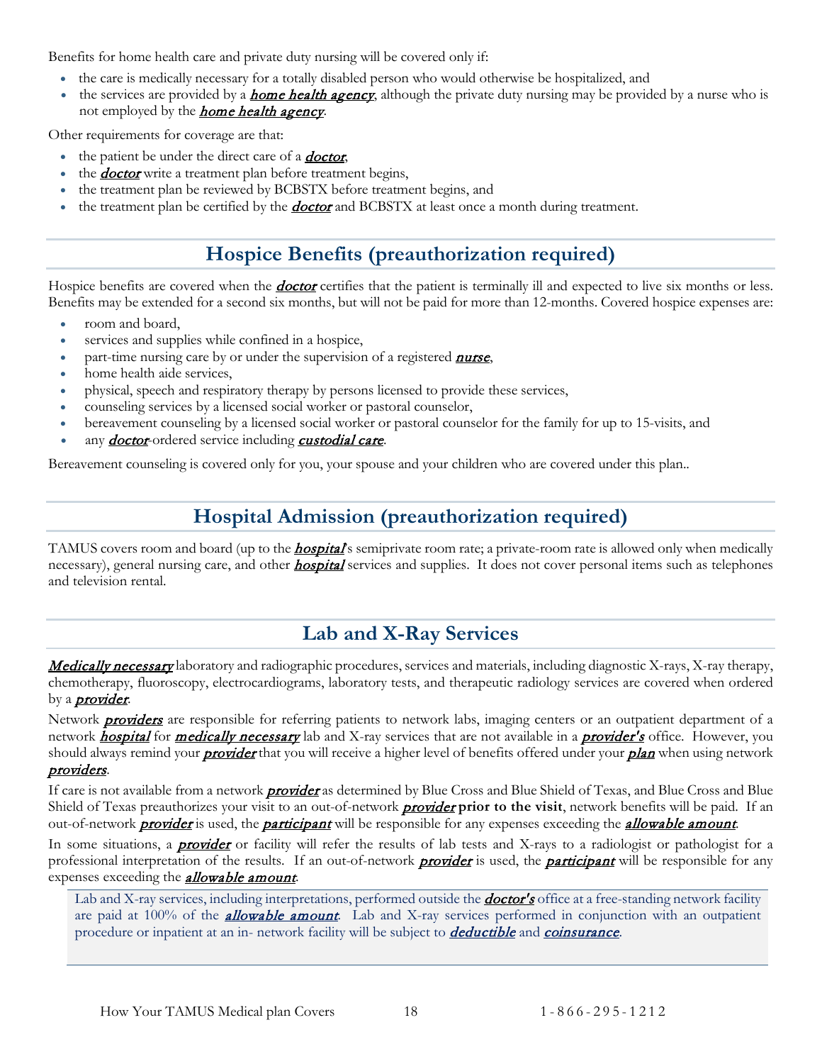Benefits for home health care and private duty nursing will be covered only if:

- the care is medically necessary for a totally disabled person who would otherwise be hospitalized, and
- the services are provided by a ***home health agency***, although the private duty nursing may be provided by a nurse who is not employed by the ***home health agency***.

Other requirements for coverage are that:

- the patient be under the direct care of a ***doctor***,
- the ***doctor*** write a treatment plan before treatment begins,
- the treatment plan be reviewed by BCBSTX before treatment begins, and
- the treatment plan be certified by the ***doctor*** and BCBSTX at least once a month during treatment.

## Hospice Benefits (preauthorization required)

Hospice benefits are covered when the ***doctor*** certifies that the patient is terminally ill and expected to live six months or less. Benefits may be extended for a second six months, but will not be paid for more than 12-months. Covered hospice expenses are:

- room and board,
- services and supplies while confined in a hospice,
- part-time nursing care by or under the supervision of a registered ***nurse***,
- home health aide services,
- physical, speech and respiratory therapy by persons licensed to provide these services,
- counseling services by a licensed social worker or pastoral counselor,
- bereavement counseling by a licensed social worker or pastoral counselor for the family for up to 15-visits, and
- any ***doctor***-ordered service including ***custodial care***.

Bereavement counseling is covered only for you, your spouse and your children who are covered under this plan..

## Hospital Admission (preauthorization required)

TAMUS covers room and board (up to the ***hospital***'s semiprivate room rate; a private-room rate is allowed only when medically necessary), general nursing care, and other ***hospital*** services and supplies. It does not cover personal items such as telephones and television rental.

## Lab and X-Ray Services

***Medically necessary*** laboratory and radiographic procedures, services and materials, including diagnostic X-rays, X-ray therapy, chemotherapy, fluoroscopy, electrocardiograms, laboratory tests, and therapeutic radiology services are covered when ordered by a ***provider***.

Network ***providers*** are responsible for referring patients to network labs, imaging centers or an outpatient department of a network ***hospital*** for ***medically necessary*** lab and X-ray services that are not available in a ***provider's*** office. However, you should always remind your ***provider*** that you will receive a higher level of benefits offered under your ***plan*** when using network ***providers***.

If care is not available from a network ***provider*** as determined by Blue Cross and Blue Shield of Texas, and Blue Cross and Blue Shield of Texas preauthorizes your visit to an out-of-network ***provider*** **prior to the visit**, network benefits will be paid. If an out-of-network ***provider*** is used, the ***participant*** will be responsible for any expenses exceeding the ***allowable amount***.

In some situations, a ***provider*** or facility will refer the results of lab tests and X-rays to a radiologist or pathologist for a professional interpretation of the results. If an out-of-network ***provider*** is used, the ***participant*** will be responsible for any expenses exceeding the ***allowable amount***.

> Lab and X-ray services, including interpretations, performed outside the ***doctor's*** office at a free-standing network facility are paid at 100% of the ***allowable amount***. Lab and X-ray services performed in conjunction with an outpatient procedure or inpatient at an in- network facility will be subject to ***deductible*** and ***coinsurance***.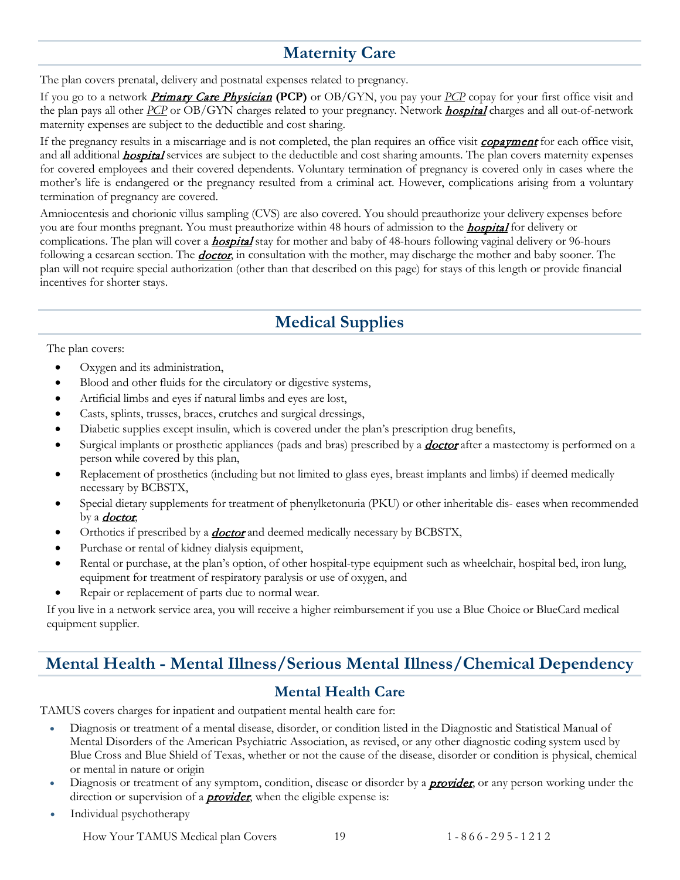## Maternity Care

The plan covers prenatal, delivery and postnatal expenses related to pregnancy.

If you go to a network ***Primary Care Physician*** **(PCP)** or OB/GYN, you pay your *PCP* copay for your first office visit and the plan pays all other *PCP* or OB/GYN charges related to your pregnancy. Network ***hospital*** charges and all out-of-network maternity expenses are subject to the deductible and cost sharing.

If the pregnancy results in a miscarriage and is not completed, the plan requires an office visit ***copayment*** for each office visit, and all additional ***hospital*** services are subject to the deductible and cost sharing amounts. The plan covers maternity expenses for covered employees and their covered dependents. Voluntary termination of pregnancy is covered only in cases where the mother's life is endangered or the pregnancy resulted from a criminal act. However, complications arising from a voluntary termination of pregnancy are covered.

Amniocentesis and chorionic villus sampling (CVS) are also covered. You should preauthorize your delivery expenses before you are four months pregnant. You must preauthorize within 48 hours of admission to the ***hospital*** for delivery or complications. The plan will cover a ***hospital*** stay for mother and baby of 48-hours following vaginal delivery or 96-hours following a cesarean section. The ***doctor***, in consultation with the mother, may discharge the mother and baby sooner. The plan will not require special authorization (other than that described on this page) for stays of this length or provide financial incentives for shorter stays.

## Medical Supplies

The plan covers:

- Oxygen and its administration,
- Blood and other fluids for the circulatory or digestive systems,
- Artificial limbs and eyes if natural limbs and eyes are lost,
- Casts, splints, trusses, braces, crutches and surgical dressings,
- Diabetic supplies except insulin, which is covered under the plan's prescription drug benefits,
- Surgical implants or prosthetic appliances (pads and bras) prescribed by a ***doctor*** after a mastectomy is performed on a person while covered by this plan,
- Replacement of prosthetics (including but not limited to glass eyes, breast implants and limbs) if deemed medically necessary by BCBSTX,
- Special dietary supplements for treatment of phenylketonuria (PKU) or other inheritable dis- eases when recommended by a ***doctor***,
- Orthotics if prescribed by a ***doctor*** and deemed medically necessary by BCBSTX,
- Purchase or rental of kidney dialysis equipment,
- Rental or purchase, at the plan's option, of other hospital-type equipment such as wheelchair, hospital bed, iron lung, equipment for treatment of respiratory paralysis or use of oxygen, and
- Repair or replacement of parts due to normal wear.

If you live in a network service area, you will receive a higher reimbursement if you use a Blue Choice or BlueCard medical equipment supplier.

## Mental Health - Mental Illness/Serious Mental Illness/Chemical Dependency

### Mental Health Care

TAMUS covers charges for inpatient and outpatient mental health care for:

- Diagnosis or treatment of a mental disease, disorder, or condition listed in the Diagnostic and Statistical Manual of Mental Disorders of the American Psychiatric Association, as revised, or any other diagnostic coding system used by Blue Cross and Blue Shield of Texas, whether or not the cause of the disease, disorder or condition is physical, chemical or mental in nature or origin
- Diagnosis or treatment of any symptom, condition, disease or disorder by a ***provider***, or any person working under the direction or supervision of a ***provider***, when the eligible expense is:
- Individual psychotherapy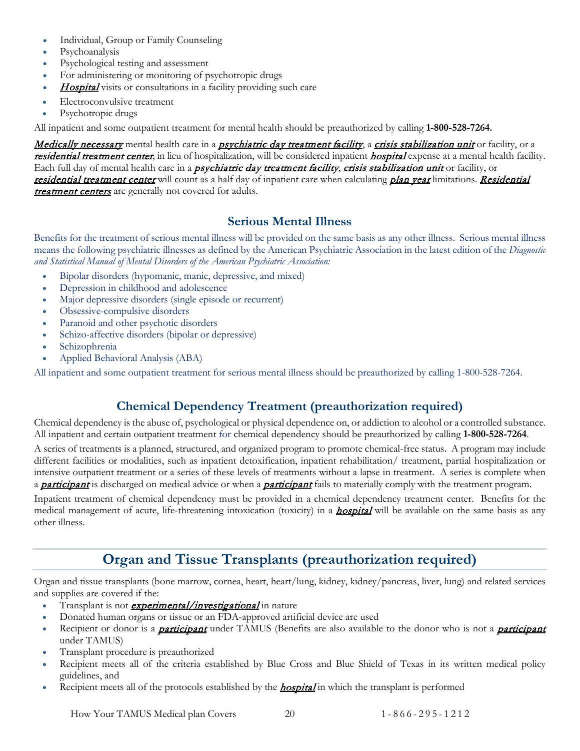- Individual, Group or Family Counseling
- Psychoanalysis
- Psychological testing and assessment
- For administering or monitoring of psychotropic drugs
- ***Hospital*** visits or consultations in a facility providing such care
- Electroconvulsive treatment
- Psychotropic drugs

All inpatient and some outpatient treatment for mental health should be preauthorized by calling **1-800-528-7264.**

***Medically necessary*** mental health care in a ***psychiatric day treatment facility***, a ***crisis stabilization unit*** or facility, or a ***residential treatment center***, in lieu of hospitalization, will be considered inpatient ***hospital*** expense at a mental health facility. Each full day of mental health care in a ***psychiatric day treatment facility***, ***crisis stabilization unit*** or facility, or ***residential treatment center*** will count as a half day of inpatient care when calculating ***plan year*** limitations. ***Residential treatment centers*** are generally not covered for adults.

## Serious Mental Illness

Benefits for the treatment of serious mental illness will be provided on the same basis as any other illness. Serious mental illness means the following psychiatric illnesses as defined by the American Psychiatric Association in the latest edition of the *Diagnostic and Statistical Manual of Mental Disorders of the American Psychiatric Association:*

- Bipolar disorders (hypomanic, manic, depressive, and mixed)
- Depression in childhood and adolescence
- Major depressive disorders (single episode or recurrent)
- Obsessive-compulsive disorders
- Paranoid and other psychotic disorders
- Schizo-affective disorders (bipolar or depressive)
- Schizophrenia
- Applied Behavioral Analysis (ABA)

All inpatient and some outpatient treatment for serious mental illness should be preauthorized by calling 1-800-528-7264.

## Chemical Dependency Treatment (preauthorization required)

Chemical dependency is the abuse of, psychological or physical dependence on, or addiction to alcohol or a controlled substance. All inpatient and certain outpatient treatment for chemical dependency should be preauthorized by calling **1-800-528-7264**.

A series of treatments is a planned, structured, and organized program to promote chemical-free status. A program may include different facilities or modalities, such as inpatient detoxification, inpatient rehabilitation/ treatment, partial hospitalization or intensive outpatient treatment or a series of these levels of treatments without a lapse in treatment. A series is complete when a ***participant*** is discharged on medical advice or when a ***participant*** fails to materially comply with the treatment program.

Inpatient treatment of chemical dependency must be provided in a chemical dependency treatment center. Benefits for the medical management of acute, life-threatening intoxication (toxicity) in a ***hospital*** will be available on the same basis as any other illness.

# Organ and Tissue Transplants (preauthorization required)

Organ and tissue transplants (bone marrow, cornea, heart, heart/lung, kidney, kidney/pancreas, liver, lung) and related services and supplies are covered if the:

- Transplant is not ***experimental/investigational*** in nature
- Donated human organs or tissue or an FDA-approved artificial device are used
- Recipient or donor is a ***participant*** under TAMUS (Benefits are also available to the donor who is not a ***participant*** under TAMUS)
- Transplant procedure is preauthorized
- Recipient meets all of the criteria established by Blue Cross and Blue Shield of Texas in its written medical policy guidelines, and
- Recipient meets all of the protocols established by the ***hospital*** in which the transplant is performed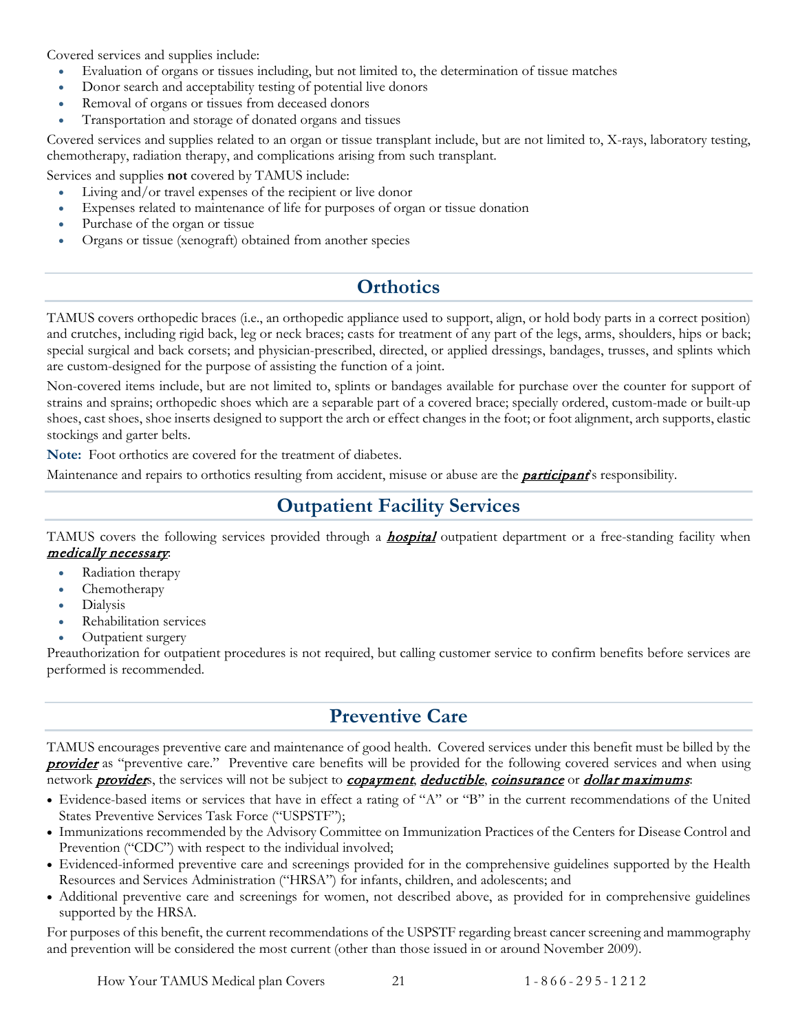Covered services and supplies include:

- Evaluation of organs or tissues including, but not limited to, the determination of tissue matches
- Donor search and acceptability testing of potential live donors
- Removal of organs or tissues from deceased donors
- Transportation and storage of donated organs and tissues

Covered services and supplies related to an organ or tissue transplant include, but are not limited to, X-rays, laboratory testing, chemotherapy, radiation therapy, and complications arising from such transplant.

Services and supplies **not** covered by TAMUS include:

- Living and/or travel expenses of the recipient or live donor
- Expenses related to maintenance of life for purposes of organ or tissue donation
- Purchase of the organ or tissue
- Organs or tissue (xenograft) obtained from another species

## Orthotics

TAMUS covers orthopedic braces (i.e., an orthopedic appliance used to support, align, or hold body parts in a correct position) and crutches, including rigid back, leg or neck braces; casts for treatment of any part of the legs, arms, shoulders, hips or back; special surgical and back corsets; and physician-prescribed, directed, or applied dressings, bandages, trusses, and splints which are custom-designed for the purpose of assisting the function of a joint.

Non-covered items include, but are not limited to, splints or bandages available for purchase over the counter for support of strains and sprains; orthopedic shoes which are a separable part of a covered brace; specially ordered, custom-made or built-up shoes, cast shoes, shoe inserts designed to support the arch or effect changes in the foot; or foot alignment, arch supports, elastic stockings and garter belts.

**Note:** Foot orthotics are covered for the treatment of diabetes.

Maintenance and repairs to orthotics resulting from accident, misuse or abuse are the ***participant***'s responsibility.

## Outpatient Facility Services

TAMUS covers the following services provided through a ***hospital*** outpatient department or a free-standing facility when ***medically necessary***:

- Radiation therapy
- Chemotherapy
- Dialysis
- Rehabilitation services
- Outpatient surgery

Preauthorization for outpatient procedures is not required, but calling customer service to confirm benefits before services are performed is recommended.

## Preventive Care

TAMUS encourages preventive care and maintenance of good health. Covered services under this benefit must be billed by the ***provider*** as "preventive care." Preventive care benefits will be provided for the following covered services and when using network ***provider***s, the services will not be subject to ***copayment***, ***deductible***, ***coinsurance*** or ***dollar maximums***:

- Evidence-based items or services that have in effect a rating of "A" or "B" in the current recommendations of the United States Preventive Services Task Force ("USPSTF");
- Immunizations recommended by the Advisory Committee on Immunization Practices of the Centers for Disease Control and Prevention ("CDC") with respect to the individual involved;
- Evidenced-informed preventive care and screenings provided for in the comprehensive guidelines supported by the Health Resources and Services Administration ("HRSA") for infants, children, and adolescents; and
- Additional preventive care and screenings for women, not described above, as provided for in comprehensive guidelines supported by the HRSA.

For purposes of this benefit, the current recommendations of the USPSTF regarding breast cancer screening and mammography and prevention will be considered the most current (other than those issued in or around November 2009).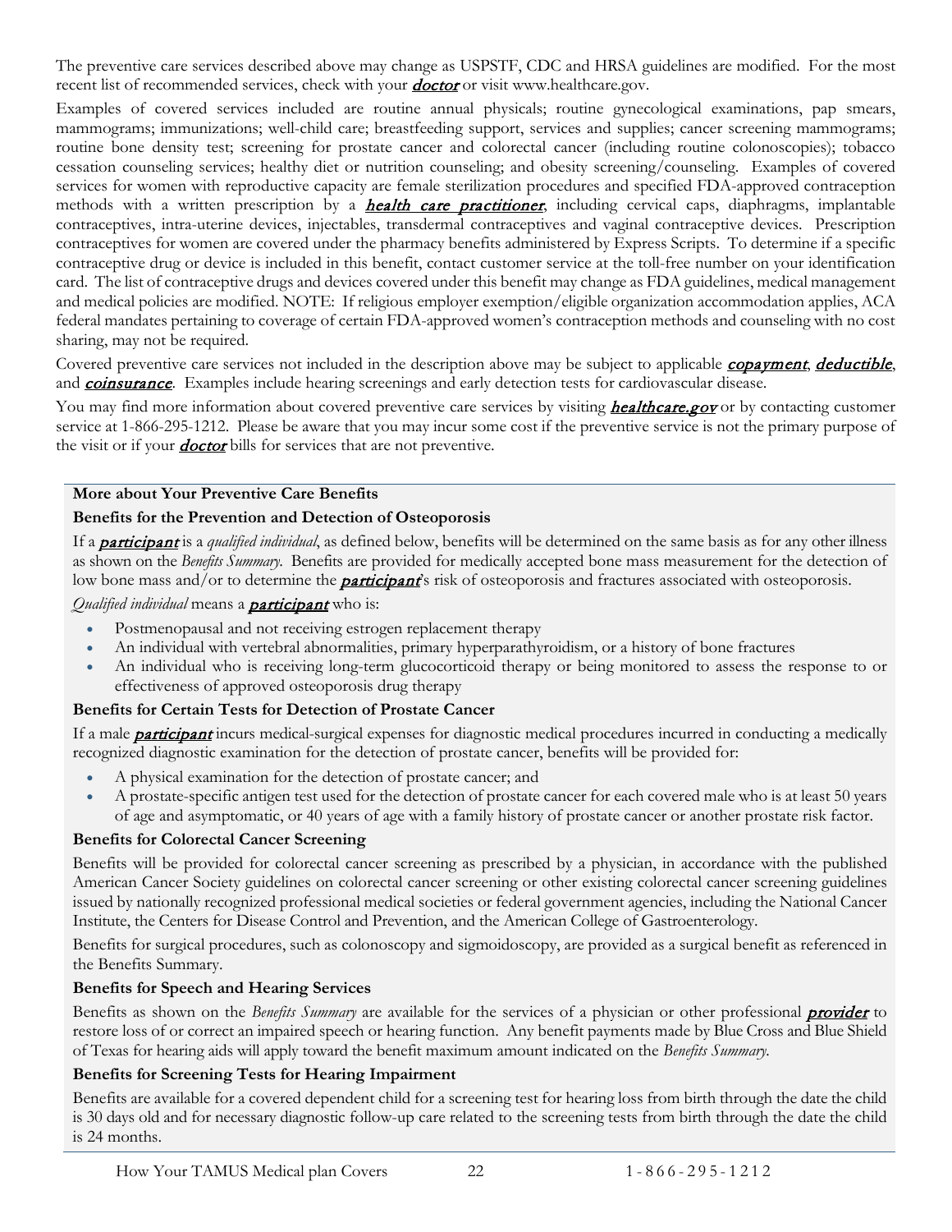The preventive care services described above may change as USPSTF, CDC and HRSA guidelines are modified. For the most recent list of recommended services, check with your ***doctor*** or visit www.healthcare.gov.

Examples of covered services included are routine annual physicals; routine gynecological examinations, pap smears, mammograms; immunizations; well-child care; breastfeeding support, services and supplies; cancer screening mammograms; routine bone density test; screening for prostate cancer and colorectal cancer (including routine colonoscopies); tobacco cessation counseling services; healthy diet or nutrition counseling; and obesity screening/counseling. Examples of covered services for women with reproductive capacity are female sterilization procedures and specified FDA-approved contraception methods with a written prescription by a ***health care practitioner***, including cervical caps, diaphragms, implantable contraceptives, intra-uterine devices, injectables, transdermal contraceptives and vaginal contraceptive devices. Prescription contraceptives for women are covered under the pharmacy benefits administered by Express Scripts. To determine if a specific contraceptive drug or device is included in this benefit, contact customer service at the toll-free number on your identification card. The list of contraceptive drugs and devices covered under this benefit may change as FDA guidelines, medical management and medical policies are modified. NOTE: If religious employer exemption/eligible organization accommodation applies, ACA federal mandates pertaining to coverage of certain FDA-approved women's contraception methods and counseling with no cost sharing, may not be required.

Covered preventive care services not included in the description above may be subject to applicable ***copayment***, ***deductible***, and ***coinsurance***. Examples include hearing screenings and early detection tests for cardiovascular disease.

You may find more information about covered preventive care services by visiting ***healthcare.gov*** or by contacting customer service at 1-866-295-1212. Please be aware that you may incur some cost if the preventive service is not the primary purpose of the visit or if your ***doctor*** bills for services that are not preventive.

**More about Your Preventive Care Benefits**

**Benefits for the Prevention and Detection of Osteoporosis**

If a ***participant*** is a *qualified individual*, as defined below, benefits will be determined on the same basis as for any other illness as shown on the *Benefits Summary*. Benefits are provided for medically accepted bone mass measurement for the detection of low bone mass and/or to determine the ***participant***'s risk of osteoporosis and fractures associated with osteoporosis.

*Qualified individual* means a ***participant*** who is:

- Postmenopausal and not receiving estrogen replacement therapy
- An individual with vertebral abnormalities, primary hyperparathyroidism, or a history of bone fractures
- An individual who is receiving long-term glucocorticoid therapy or being monitored to assess the response to or effectiveness of approved osteoporosis drug therapy

**Benefits for Certain Tests for Detection of Prostate Cancer**

If a male ***participant*** incurs medical-surgical expenses for diagnostic medical procedures incurred in conducting a medically recognized diagnostic examination for the detection of prostate cancer, benefits will be provided for:

- A physical examination for the detection of prostate cancer; and
- A prostate-specific antigen test used for the detection of prostate cancer for each covered male who is at least 50 years of age and asymptomatic, or 40 years of age with a family history of prostate cancer or another prostate risk factor.

**Benefits for Colorectal Cancer Screening**

Benefits will be provided for colorectal cancer screening as prescribed by a physician, in accordance with the published American Cancer Society guidelines on colorectal cancer screening or other existing colorectal cancer screening guidelines issued by nationally recognized professional medical societies or federal government agencies, including the National Cancer Institute, the Centers for Disease Control and Prevention, and the American College of Gastroenterology.

Benefits for surgical procedures, such as colonoscopy and sigmoidoscopy, are provided as a surgical benefit as referenced in the Benefits Summary.

**Benefits for Speech and Hearing Services**

Benefits as shown on the *Benefits Summary* are available for the services of a physician or other professional ***provider*** to restore loss of or correct an impaired speech or hearing function. Any benefit payments made by Blue Cross and Blue Shield of Texas for hearing aids will apply toward the benefit maximum amount indicated on the *Benefits Summary*.

**Benefits for Screening Tests for Hearing Impairment**

Benefits are available for a covered dependent child for a screening test for hearing loss from birth through the date the child is 30 days old and for necessary diagnostic follow-up care related to the screening tests from birth through the date the child is 24 months.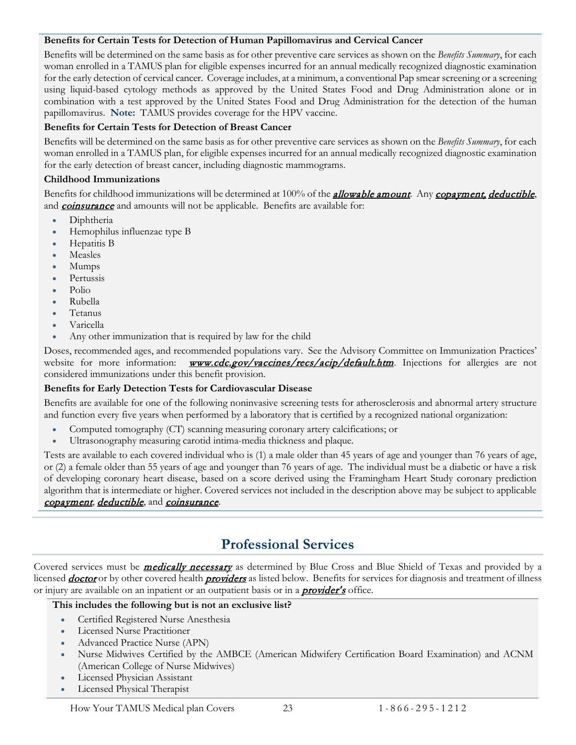### Benefits for Certain Tests for Detection of Human Papillomavirus and Cervical Cancer

Benefits will be determined on the same basis as for other preventive care services as shown on the *Benefits Summary*, for each woman enrolled in a TAMUS plan for eligible expenses incurred for an annual medically recognized diagnostic examination for the early detection of cervical cancer. Coverage includes, at a minimum, a conventional Pap smear screening or a screening using liquid-based cytology methods as approved by the United States Food and Drug Administration alone or in combination with a test approved by the United States Food and Drug Administration for the detection of the human papillomavirus. **Note:** TAMUS provides coverage for the HPV vaccine.

### Benefits for Certain Tests for Detection of Breast Cancer

Benefits will be determined on the same basis as for other preventive care services as shown on the *Benefits Summary*, for each woman enrolled in a TAMUS plan, for eligible expenses incurred for an annual medically recognized diagnostic examination for the early detection of breast cancer, including diagnostic mammograms.

### Childhood Immunizations

Benefits for childhood immunizations will be determined at 100% of the ***allowable amount***. Any ***copayment, deductible***, and ***coinsurance*** and amounts will not be applicable. Benefits are available for:

- Diphtheria
- Hemophilus influenzae type B
- Hepatitis B
- Measles
- Mumps
- Pertussis
- Polio
- Rubella
- Tetanus
- Varicella
- Any other immunization that is required by law for the child

Doses, recommended ages, and recommended populations vary. See the Advisory Committee on Immunization Practices' website for more information: ***www.cdc.gov/vaccines/recs/acip/default.htm***. Injections for allergies are not considered immunizations under this benefit provision.

### Benefits for Early Detection Tests for Cardiovascular Disease

Benefits are available for one of the following noninvasive screening tests for atherosclerosis and abnormal artery structure and function every five years when performed by a laboratory that is certified by a recognized national organization:

- Computed tomography (CT) scanning measuring coronary artery calcifications; or
- Ultrasonography measuring carotid intima-media thickness and plaque.

Tests are available to each covered individual who is (1) a male older than 45 years of age and younger than 76 years of age, or (2) a female older than 55 years of age and younger than 76 years of age. The individual must be a diabetic or have a risk of developing coronary heart disease, based on a score derived using the Framingham Heart Study coronary prediction algorithm that is intermediate or higher. Covered services not included in the description above may be subject to applicable ***copayment***, ***deductible***, and ***coinsurance***.

## Professional Services

Covered services must be ***medically necessary*** as determined by Blue Cross and Blue Shield of Texas and provided by a licensed ***doctor*** or by other covered health ***providers*** as listed below. Benefits for services for diagnosis and treatment of illness or injury are available on an inpatient or an outpatient basis or in a ***provider's*** office.

**This includes the following but is not an exclusive list?**

- Certified Registered Nurse Anesthesia
- Licensed Nurse Practitioner
- Advanced Practice Nurse (APN)
- Nurse Midwives Certified by the AMBCE (American Midwifery Certification Board Examination) and ACNM (American College of Nurse Midwives)
- Licensed Physician Assistant
- Licensed Physical Therapist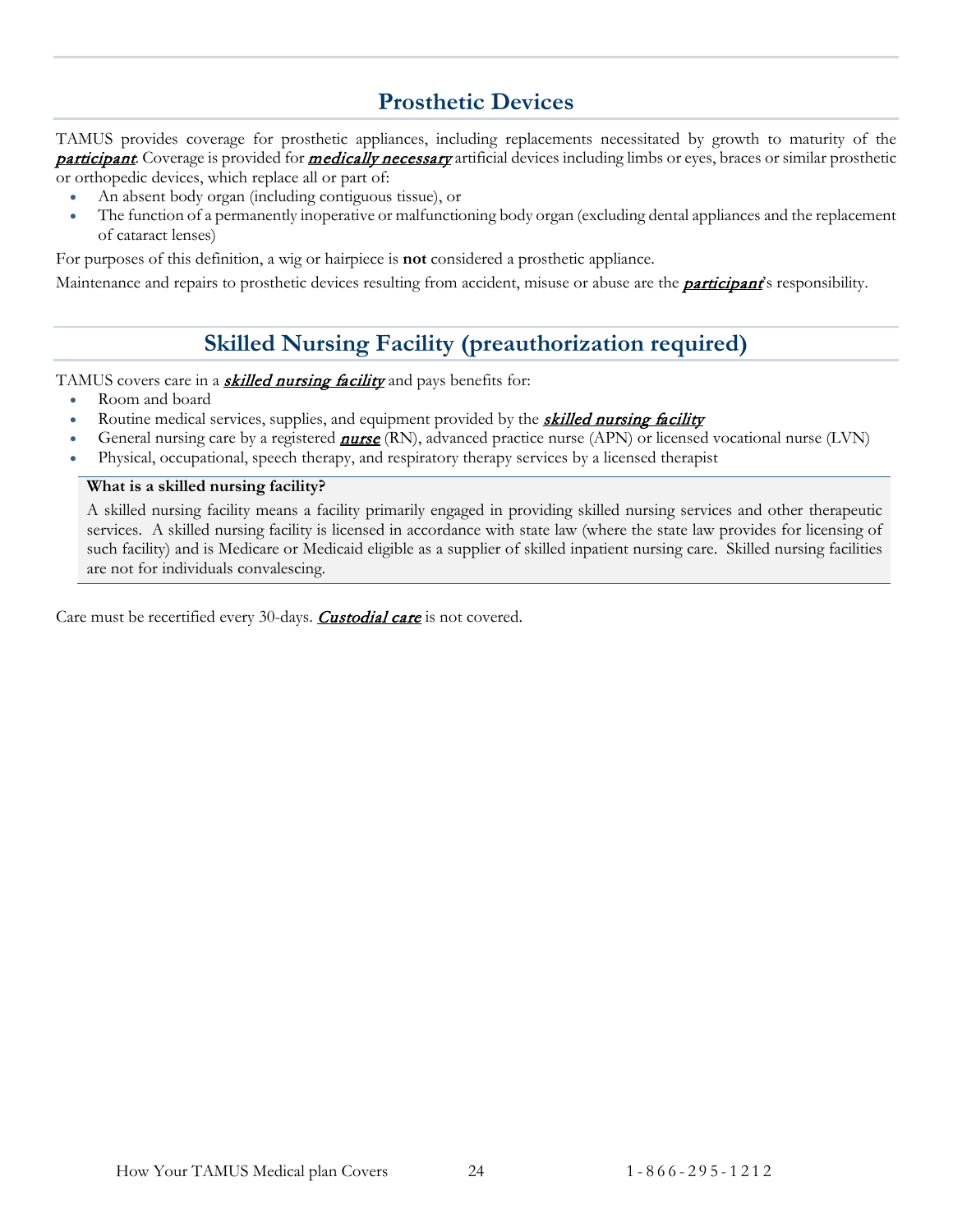## Prosthetic Devices

TAMUS provides coverage for prosthetic appliances, including replacements necessitated by growth to maturity of the ***participant***. Coverage is provided for ***medically necessary*** artificial devices including limbs or eyes, braces or similar prosthetic or orthopedic devices, which replace all or part of:

- An absent body organ (including contiguous tissue), or
- The function of a permanently inoperative or malfunctioning body organ (excluding dental appliances and the replacement of cataract lenses)

For purposes of this definition, a wig or hairpiece is **not** considered a prosthetic appliance.

Maintenance and repairs to prosthetic devices resulting from accident, misuse or abuse are the ***participant***'s responsibility.

## Skilled Nursing Facility (preauthorization required)

TAMUS covers care in a ***skilled nursing facility*** and pays benefits for:

- Room and board
- Routine medical services, supplies, and equipment provided by the ***skilled nursing facility***
- General nursing care by a registered ***nurse*** (RN), advanced practice nurse (APN) or licensed vocational nurse (LVN)
- Physical, occupational, speech therapy, and respiratory therapy services by a licensed therapist

**What is a skilled nursing facility?**

A skilled nursing facility means a facility primarily engaged in providing skilled nursing services and other therapeutic services. A skilled nursing facility is licensed in accordance with state law (where the state law provides for licensing of such facility) and is Medicare or Medicaid eligible as a supplier of skilled inpatient nursing care. Skilled nursing facilities are not for individuals convalescing.

Care must be recertified every 30-days. ***Custodial care*** is not covered.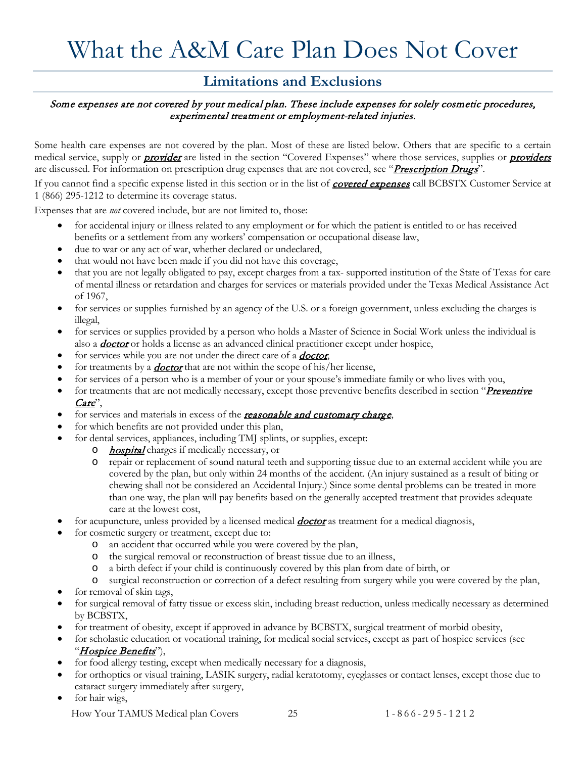# What the A&M Care Plan Does Not Cover

## Limitations and Exclusions

*Some expenses are not covered by your medical plan. These include expenses for solely cosmetic procedures, experimental treatment or employment-related injuries.*

Some health care expenses are not covered by the plan. Most of these are listed below. Others that are specific to a certain medical service, supply or ***provider*** are listed in the section "Covered Expenses" where those services, supplies or ***providers*** are discussed. For information on prescription drug expenses that are not covered, see "***Prescription Drugs***".

If you cannot find a specific expense listed in this section or in the list of ***covered expenses*** call BCBSTX Customer Service at 1 (866) 295-1212 to determine its coverage status.

Expenses that are *not* covered include, but are not limited to, those:

- for accidental injury or illness related to any employment or for which the patient is entitled to or has received benefits or a settlement from any workers' compensation or occupational disease law,
- due to war or any act of war, whether declared or undeclared,
- that would not have been made if you did not have this coverage,
- that you are not legally obligated to pay, except charges from a tax- supported institution of the State of Texas for care of mental illness or retardation and charges for services or materials provided under the Texas Medical Assistance Act of 1967,
- for services or supplies furnished by an agency of the U.S. or a foreign government, unless excluding the charges is illegal,
- for services or supplies provided by a person who holds a Master of Science in Social Work unless the individual is also a ***doctor*** or holds a license as an advanced clinical practitioner except under hospice,
- for services while you are not under the direct care of a ***doctor***,
- for treatments by a ***doctor*** that are not within the scope of his/her license,
- for services of a person who is a member of your or your spouse's immediate family or who lives with you,
- for treatments that are not medically necessary, except those preventive benefits described in section "***Preventive Care***",
- for services and materials in excess of the ***reasonable and customary charge***,
- for which benefits are not provided under this plan,
- for dental services, appliances, including TMJ splints, or supplies, except:
  - ***hospital*** charges if medically necessary, or
  - repair or replacement of sound natural teeth and supporting tissue due to an external accident while you are covered by the plan, but only within 24 months of the accident. (An injury sustained as a result of biting or chewing shall not be considered an Accidental Injury.) Since some dental problems can be treated in more than one way, the plan will pay benefits based on the generally accepted treatment that provides adequate care at the lowest cost,
- for acupuncture, unless provided by a licensed medical ***doctor*** as treatment for a medical diagnosis,
- for cosmetic surgery or treatment, except due to:
  - an accident that occurred while you were covered by the plan,
  - the surgical removal or reconstruction of breast tissue due to an illness,
  - a birth defect if your child is continuously covered by this plan from date of birth, or
  - surgical reconstruction or correction of a defect resulting from surgery while you were covered by the plan,
- for removal of skin tags,
- for surgical removal of fatty tissue or excess skin, including breast reduction, unless medically necessary as determined by BCBSTX,
- for treatment of obesity, except if approved in advance by BCBSTX, surgical treatment of morbid obesity,
- for scholastic education or vocational training, for medical social services, except as part of hospice services (see "***Hospice Benefits***"),
- for food allergy testing, except when medically necessary for a diagnosis,
- for orthoptics or visual training, LASIK surgery, radial keratotomy, eyeglasses or contact lenses, except those due to cataract surgery immediately after surgery,
- for hair wigs,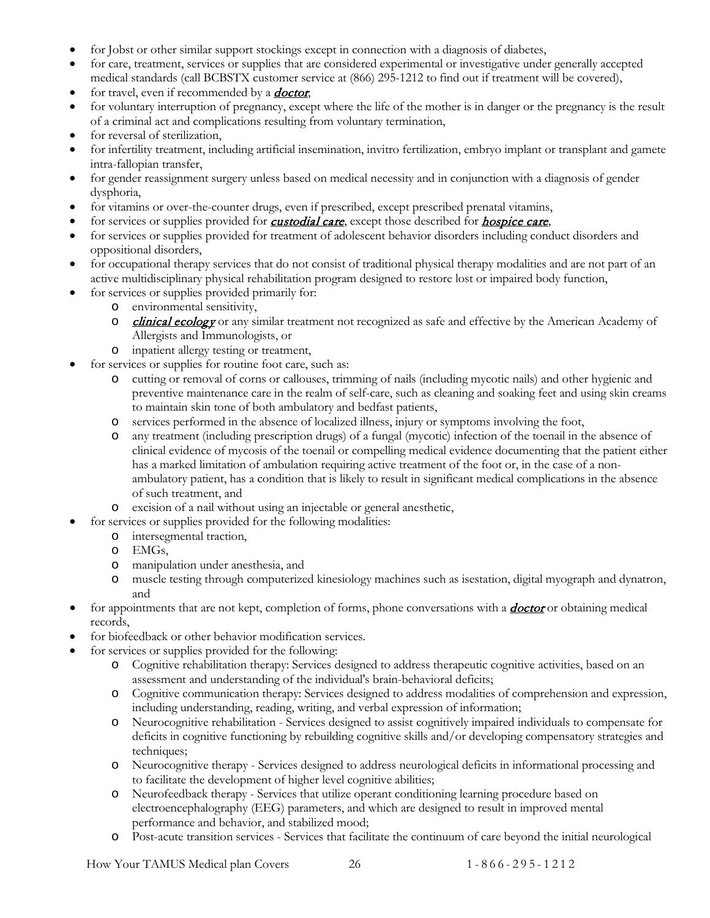- for Jobst or other similar support stockings except in connection with a diagnosis of diabetes,
- for care, treatment, services or supplies that are considered experimental or investigative under generally accepted medical standards (call BCBSTX customer service at (866) 295-1212 to find out if treatment will be covered),
- for travel, even if recommended by a ***doctor***,
- for voluntary interruption of pregnancy, except where the life of the mother is in danger or the pregnancy is the result of a criminal act and complications resulting from voluntary termination,
- for reversal of sterilization,
- for infertility treatment, including artificial insemination, invitro fertilization, embryo implant or transplant and gamete intra-fallopian transfer,
- for gender reassignment surgery unless based on medical necessity and in conjunction with a diagnosis of gender dysphoria,
- for vitamins or over-the-counter drugs, even if prescribed, except prescribed prenatal vitamins,
- for services or supplies provided for ***custodial care***, except those described for ***hospice care***,
- for services or supplies provided for treatment of adolescent behavior disorders including conduct disorders and oppositional disorders,
- for occupational therapy services that do not consist of traditional physical therapy modalities and are not part of an active multidisciplinary physical rehabilitation program designed to restore lost or impaired body function,
- for services or supplies provided primarily for:
  - environmental sensitivity,
  - ***clinical ecology*** or any similar treatment not recognized as safe and effective by the American Academy of Allergists and Immunologists, or
  - inpatient allergy testing or treatment,
- for services or supplies for routine foot care, such as:
  - cutting or removal of corns or callouses, trimming of nails (including mycotic nails) and other hygienic and preventive maintenance care in the realm of self-care, such as cleaning and soaking feet and using skin creams to maintain skin tone of both ambulatory and bedfast patients,
  - services performed in the absence of localized illness, injury or symptoms involving the foot,
  - any treatment (including prescription drugs) of a fungal (mycotic) infection of the toenail in the absence of clinical evidence of mycosis of the toenail or compelling medical evidence documenting that the patient either has a marked limitation of ambulation requiring active treatment of the foot or, in the case of a non-ambulatory patient, has a condition that is likely to result in significant medical complications in the absence of such treatment, and
  - excision of a nail without using an injectable or general anesthetic,
- for services or supplies provided for the following modalities:
  - intersegmental traction,
  - EMGs,
  - manipulation under anesthesia, and
  - muscle testing through computerized kinesiology machines such as isestation, digital myograph and dynatron, and
- for appointments that are not kept, completion of forms, phone conversations with a ***doctor*** or obtaining medical records,
- for biofeedback or other behavior modification services.
- for services or supplies provided for the following:
  - Cognitive rehabilitation therapy: Services designed to address therapeutic cognitive activities, based on an assessment and understanding of the individual's brain-behavioral deficits;
  - Cognitive communication therapy: Services designed to address modalities of comprehension and expression, including understanding, reading, writing, and verbal expression of information;
  - Neurocognitive rehabilitation - Services designed to assist cognitively impaired individuals to compensate for deficits in cognitive functioning by rebuilding cognitive skills and/or developing compensatory strategies and techniques;
  - Neurocognitive therapy - Services designed to address neurological deficits in informational processing and to facilitate the development of higher level cognitive abilities;
  - Neurofeedback therapy - Services that utilize operant conditioning learning procedure based on electroencephalography (EEG) parameters, and which are designed to result in improved mental performance and behavior, and stabilized mood;
  - Post-acute transition services - Services that facilitate the continuum of care beyond the initial neurological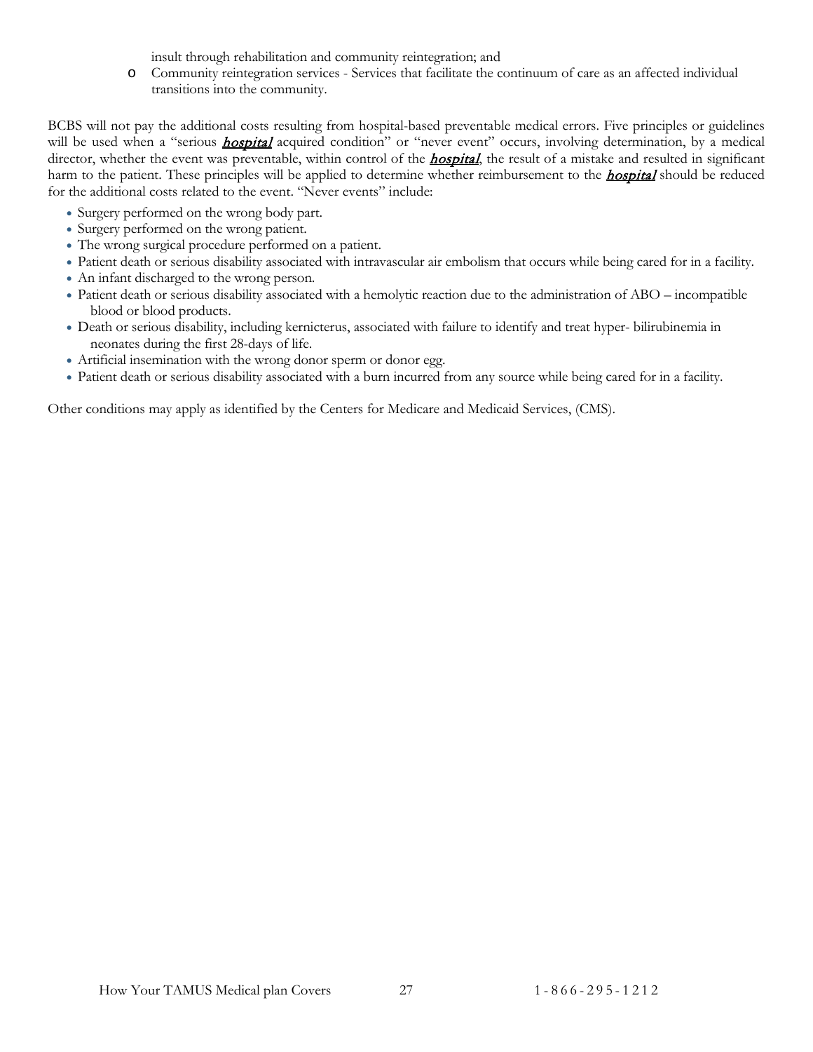insult through rehabilitation and community reintegration; and

- Community reintegration services - Services that facilitate the continuum of care as an affected individual transitions into the community.

BCBS will not pay the additional costs resulting from hospital-based preventable medical errors. Five principles or guidelines will be used when a "serious ***hospital*** acquired condition" or "never event" occurs, involving determination, by a medical director, whether the event was preventable, within control of the ***hospital***, the result of a mistake and resulted in significant harm to the patient. These principles will be applied to determine whether reimbursement to the ***hospital*** should be reduced for the additional costs related to the event. "Never events" include:

- Surgery performed on the wrong body part.
- Surgery performed on the wrong patient.
- The wrong surgical procedure performed on a patient.
- Patient death or serious disability associated with intravascular air embolism that occurs while being cared for in a facility.
- An infant discharged to the wrong person.
- Patient death or serious disability associated with a hemolytic reaction due to the administration of ABO – incompatible blood or blood products.
- Death or serious disability, including kernicterus, associated with failure to identify and treat hyper- bilirubinemia in neonates during the first 28-days of life.
- Artificial insemination with the wrong donor sperm or donor egg.
- Patient death or serious disability associated with a burn incurred from any source while being cared for in a facility.

Other conditions may apply as identified by the Centers for Medicare and Medicaid Services, (CMS).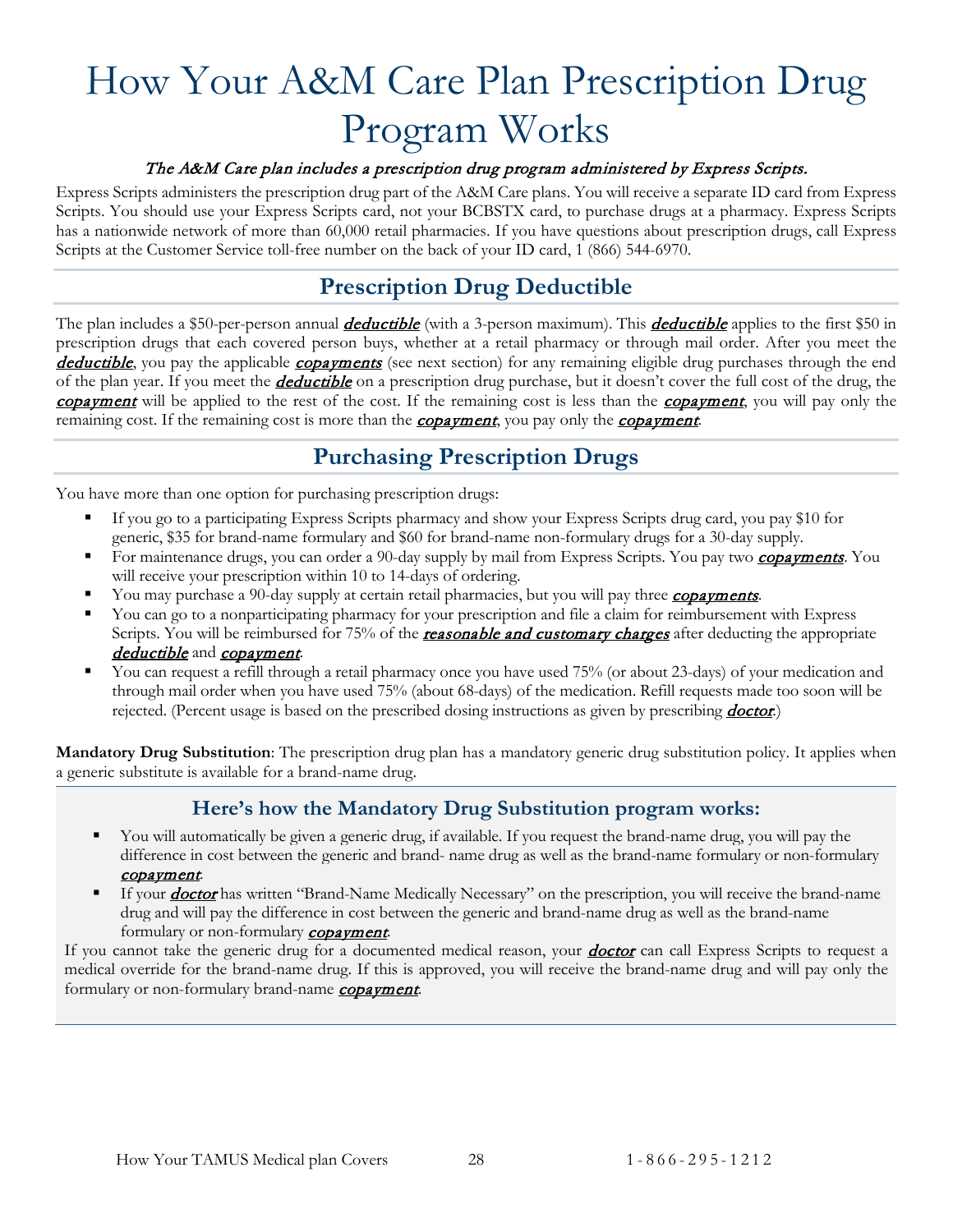# How Your A&M Care Plan Prescription Drug Program Works

*The A&M Care plan includes a prescription drug program administered by Express Scripts.*

Express Scripts administers the prescription drug part of the A&M Care plans. You will receive a separate ID card from Express Scripts. You should use your Express Scripts card, not your BCBSTX card, to purchase drugs at a pharmacy. Express Scripts has a nationwide network of more than 60,000 retail pharmacies. If you have questions about prescription drugs, call Express Scripts at the Customer Service toll-free number on the back of your ID card, 1 (866) 544-6970.

## Prescription Drug Deductible

The plan includes a $50-per-person annual ***deductible*** (with a 3-person maximum). This ***deductible*** applies to the first $50 in prescription drugs that each covered person buys, whether at a retail pharmacy or through mail order. After you meet the ***deductible***, you pay the applicable ***copayments*** (see next section) for any remaining eligible drug purchases through the end of the plan year. If you meet the ***deductible*** on a prescription drug purchase, but it doesn't cover the full cost of the drug, the ***copayment*** will be applied to the rest of the cost. If the remaining cost is less than the ***copayment***, you will pay only the remaining cost. If the remaining cost is more than the ***copayment***, you pay only the ***copayment***.

## Purchasing Prescription Drugs

You have more than one option for purchasing prescription drugs:

- If you go to a participating Express Scripts pharmacy and show your Express Scripts drug card, you pay $10 for generic, $35 for brand-name formulary and $60 for brand-name non-formulary drugs for a 30-day supply.
- For maintenance drugs, you can order a 90-day supply by mail from Express Scripts. You pay two ***copayments***. You will receive your prescription within 10 to 14-days of ordering.
- You may purchase a 90-day supply at certain retail pharmacies, but you will pay three ***copayments***.
- You can go to a nonparticipating pharmacy for your prescription and file a claim for reimbursement with Express Scripts. You will be reimbursed for 75% of the ***reasonable and customary charges*** after deducting the appropriate ***deductible*** and ***copayment***.
- You can request a refill through a retail pharmacy once you have used 75% (or about 23-days) of your medication and through mail order when you have used 75% (about 68-days) of the medication. Refill requests made too soon will be rejected. (Percent usage is based on the prescribed dosing instructions as given by prescribing ***doctor***.)

**Mandatory Drug Substitution**: The prescription drug plan has a mandatory generic drug substitution policy. It applies when a generic substitute is available for a brand-name drug.

### Here's how the Mandatory Drug Substitution program works:

- You will automatically be given a generic drug, if available. If you request the brand-name drug, you will pay the difference in cost between the generic and brand- name drug as well as the brand-name formulary or non-formulary ***copayment***.
- If your ***doctor*** has written "Brand-Name Medically Necessary" on the prescription, you will receive the brand-name drug and will pay the difference in cost between the generic and brand-name drug as well as the brand-name formulary or non-formulary ***copayment***.

If you cannot take the generic drug for a documented medical reason, your ***doctor*** can call Express Scripts to request a medical override for the brand-name drug. If this is approved, you will receive the brand-name drug and will pay only the formulary or non-formulary brand-name ***copayment***.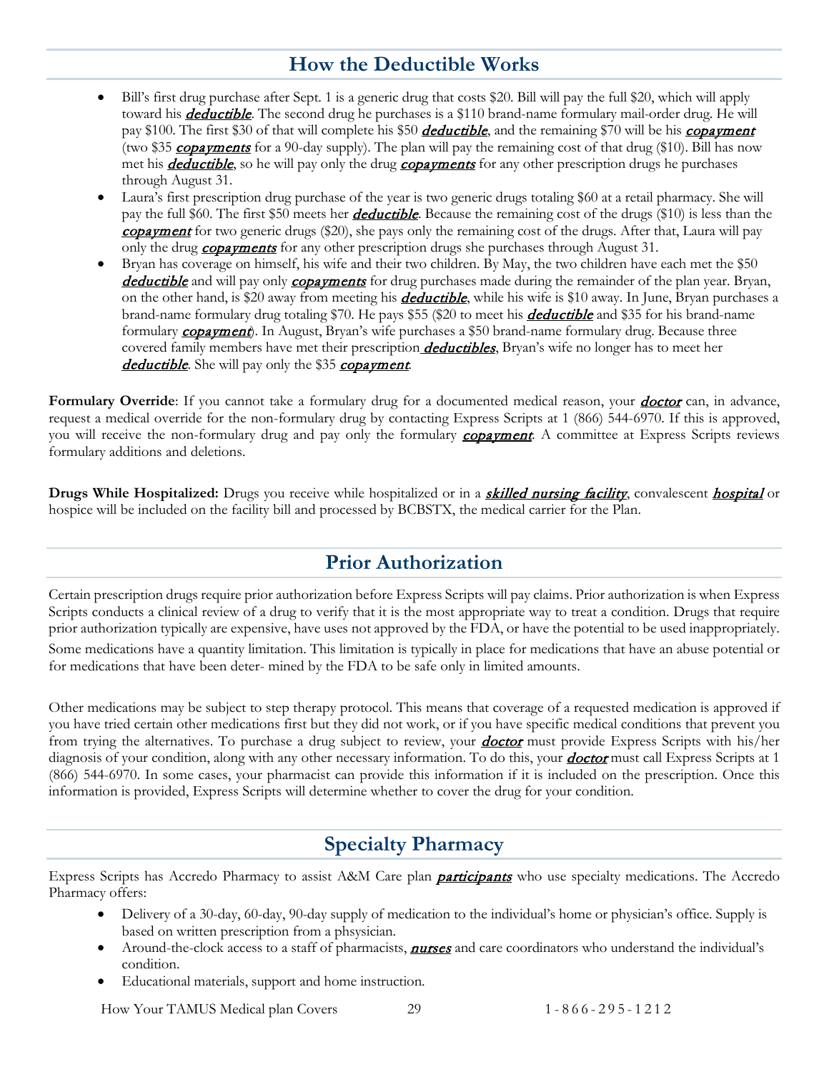## How the Deductible Works

- Bill's first drug purchase after Sept. 1 is a generic drug that costs $20. Bill will pay the full $20, which will apply toward his ***deductible***. The second drug he purchases is a $110 brand-name formulary mail-order drug. He will pay $100. The first $30 of that will complete his $50 ***deductible***, and the remaining $70 will be his ***copayment*** (two $35 ***copayments*** for a 90-day supply). The plan will pay the remaining cost of that drug ($10). Bill has now met his ***deductible***, so he will pay only the drug ***copayments*** for any other prescription drugs he purchases through August 31.
- Laura's first prescription drug purchase of the year is two generic drugs totaling $60 at a retail pharmacy. She will pay the full $60. The first $50 meets her ***deductible***. Because the remaining cost of the drugs ($10) is less than the ***copayment*** for two generic drugs ($20), she pays only the remaining cost of the drugs. After that, Laura will pay only the drug ***copayments*** for any other prescription drugs she purchases through August 31.
- Bryan has coverage on himself, his wife and their two children. By May, the two children have each met the $50 ***deductible*** and will pay only ***copayments*** for drug purchases made during the remainder of the plan year. Bryan, on the other hand, is $20 away from meeting his ***deductible***, while his wife is $10 away. In June, Bryan purchases a brand-name formulary drug totaling $70. He pays $55 ($20 to meet his ***deductible*** and $35 for his brand-name formulary ***copayment***). In August, Bryan's wife purchases a $50 brand-name formulary drug. Because three covered family members have met their prescription ***deductibles***, Bryan's wife no longer has to meet her ***deductible***. She will pay only the $35 ***copayment***.

**Formulary Override**: If you cannot take a formulary drug for a documented medical reason, your ***doctor*** can, in advance, request a medical override for the non-formulary drug by contacting Express Scripts at 1 (866) 544-6970. If this is approved, you will receive the non-formulary drug and pay only the formulary ***copayment***. A committee at Express Scripts reviews formulary additions and deletions.

**Drugs While Hospitalized:** Drugs you receive while hospitalized or in a ***skilled nursing facility***, convalescent ***hospital*** or hospice will be included on the facility bill and processed by BCBSTX, the medical carrier for the Plan.

## Prior Authorization

Certain prescription drugs require prior authorization before Express Scripts will pay claims. Prior authorization is when Express Scripts conducts a clinical review of a drug to verify that it is the most appropriate way to treat a condition. Drugs that require prior authorization typically are expensive, have uses not approved by the FDA, or have the potential to be used inappropriately. Some medications have a quantity limitation. This limitation is typically in place for medications that have an abuse potential or for medications that have been deter- mined by the FDA to be safe only in limited amounts.

Other medications may be subject to step therapy protocol. This means that coverage of a requested medication is approved if you have tried certain other medications first but they did not work, or if you have specific medical conditions that prevent you from trying the alternatives. To purchase a drug subject to review, your ***doctor*** must provide Express Scripts with his/her diagnosis of your condition, along with any other necessary information. To do this, your ***doctor*** must call Express Scripts at 1 (866) 544-6970. In some cases, your pharmacist can provide this information if it is included on the prescription. Once this information is provided, Express Scripts will determine whether to cover the drug for your condition.

## Specialty Pharmacy

Express Scripts has Accredo Pharmacy to assist A&M Care plan ***participants*** who use specialty medications. The Accredo Pharmacy offers:

- Delivery of a 30-day, 60-day, 90-day supply of medication to the individual's home or physician's office. Supply is based on written prescription from a phsysician.
- Around-the-clock access to a staff of pharmacists, ***nurses*** and care coordinators who understand the individual's condition.
- Educational materials, support and home instruction.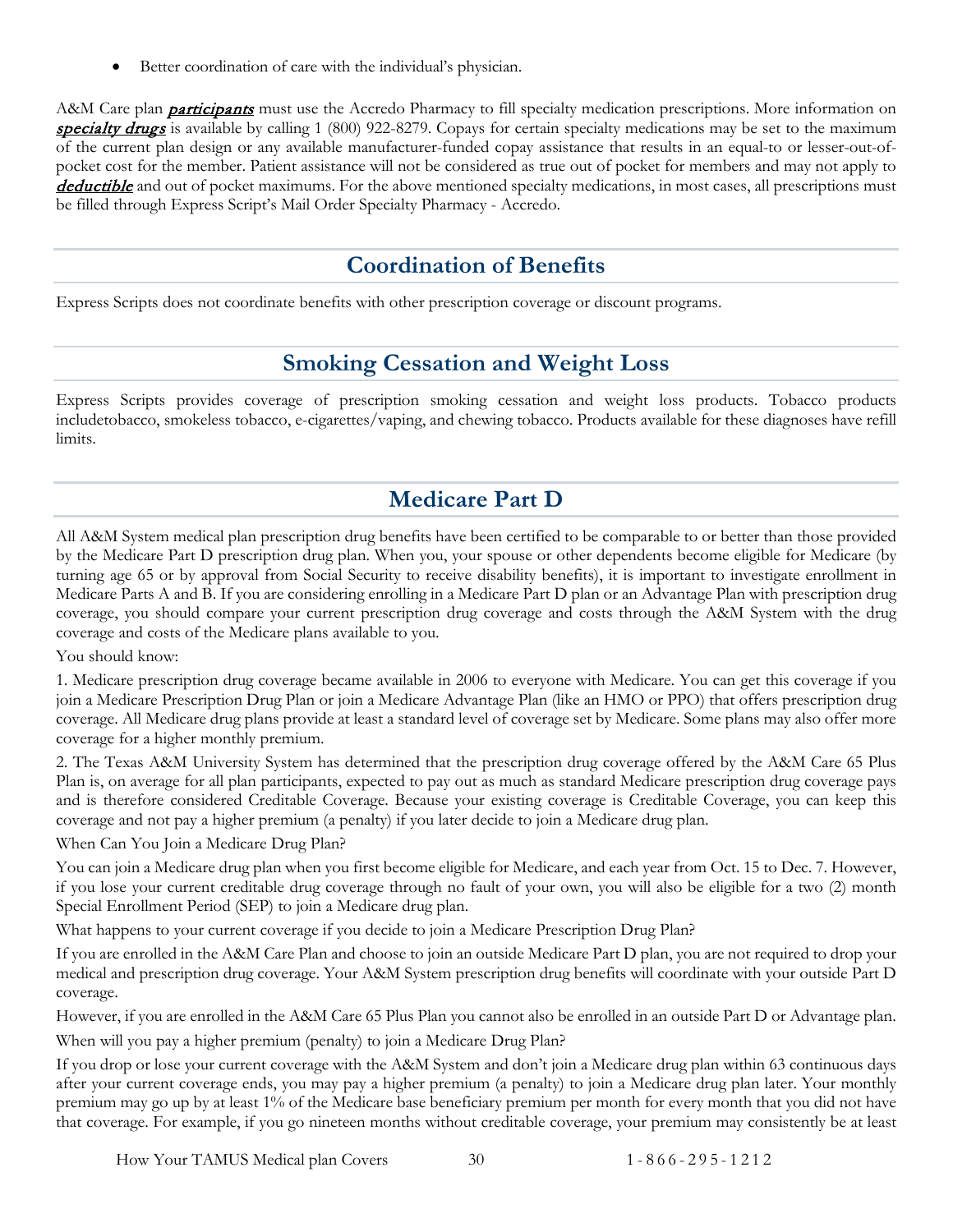- Better coordination of care with the individual's physician.

A&M Care plan ***participants*** must use the Accredo Pharmacy to fill specialty medication prescriptions. More information on ***specialty drugs*** is available by calling 1 (800) 922-8279. Copays for certain specialty medications may be set to the maximum of the current plan design or any available manufacturer-funded copay assistance that results in an equal-to or lesser-out-of-pocket cost for the member. Patient assistance will not be considered as true out of pocket for members and may not apply to ***deductible*** and out of pocket maximums. For the above mentioned specialty medications, in most cases, all prescriptions must be filled through Express Script's Mail Order Specialty Pharmacy - Accredo.

## Coordination of Benefits

Express Scripts does not coordinate benefits with other prescription coverage or discount programs.

## Smoking Cessation and Weight Loss

Express Scripts provides coverage of prescription smoking cessation and weight loss products. Tobacco products includetobacco, smokeless tobacco, e-cigarettes/vaping, and chewing tobacco. Products available for these diagnoses have refill limits.

## Medicare Part D

All A&M System medical plan prescription drug benefits have been certified to be comparable to or better than those provided by the Medicare Part D prescription drug plan. When you, your spouse or other dependents become eligible for Medicare (by turning age 65 or by approval from Social Security to receive disability benefits), it is important to investigate enrollment in Medicare Parts A and B. If you are considering enrolling in a Medicare Part D plan or an Advantage Plan with prescription drug coverage, you should compare your current prescription drug coverage and costs through the A&M System with the drug coverage and costs of the Medicare plans available to you.

You should know:

1. Medicare prescription drug coverage became available in 2006 to everyone with Medicare. You can get this coverage if you join a Medicare Prescription Drug Plan or join a Medicare Advantage Plan (like an HMO or PPO) that offers prescription drug coverage. All Medicare drug plans provide at least a standard level of coverage set by Medicare. Some plans may also offer more coverage for a higher monthly premium.

2. The Texas A&M University System has determined that the prescription drug coverage offered by the A&M Care 65 Plus Plan is, on average for all plan participants, expected to pay out as much as standard Medicare prescription drug coverage pays and is therefore considered Creditable Coverage. Because your existing coverage is Creditable Coverage, you can keep this coverage and not pay a higher premium (a penalty) if you later decide to join a Medicare drug plan.

When Can You Join a Medicare Drug Plan?

You can join a Medicare drug plan when you first become eligible for Medicare, and each year from Oct. 15 to Dec. 7. However, if you lose your current creditable drug coverage through no fault of your own, you will also be eligible for a two (2) month Special Enrollment Period (SEP) to join a Medicare drug plan.

What happens to your current coverage if you decide to join a Medicare Prescription Drug Plan?

If you are enrolled in the A&M Care Plan and choose to join an outside Medicare Part D plan, you are not required to drop your medical and prescription drug coverage. Your A&M System prescription drug benefits will coordinate with your outside Part D coverage.

However, if you are enrolled in the A&M Care 65 Plus Plan you cannot also be enrolled in an outside Part D or Advantage plan.

When will you pay a higher premium (penalty) to join a Medicare Drug Plan?

If you drop or lose your current coverage with the A&M System and don't join a Medicare drug plan within 63 continuous days after your current coverage ends, you may pay a higher premium (a penalty) to join a Medicare drug plan later. Your monthly premium may go up by at least 1% of the Medicare base beneficiary premium per month for every month that you did not have that coverage. For example, if you go nineteen months without creditable coverage, your premium may consistently be at least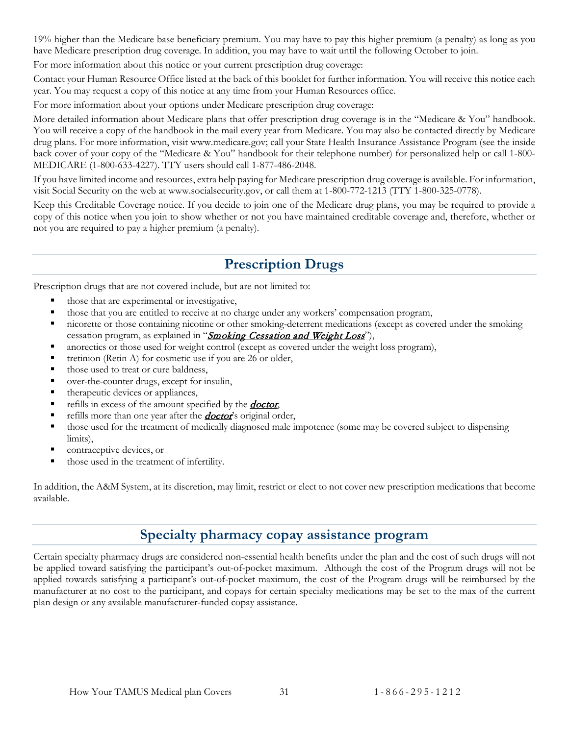19% higher than the Medicare base beneficiary premium. You may have to pay this higher premium (a penalty) as long as you have Medicare prescription drug coverage. In addition, you may have to wait until the following October to join.

For more information about this notice or your current prescription drug coverage:

Contact your Human Resource Office listed at the back of this booklet for further information. You will receive this notice each year. You may request a copy of this notice at any time from your Human Resources office.

For more information about your options under Medicare prescription drug coverage:

More detailed information about Medicare plans that offer prescription drug coverage is in the "Medicare & You" handbook. You will receive a copy of the handbook in the mail every year from Medicare. You may also be contacted directly by Medicare drug plans. For more information, visit www.medicare.gov; call your State Health Insurance Assistance Program (see the inside back cover of your copy of the "Medicare & You" handbook for their telephone number) for personalized help or call 1-800-MEDICARE (1-800-633-4227). TTY users should call 1-877-486-2048.

If you have limited income and resources, extra help paying for Medicare prescription drug coverage is available. For information, visit Social Security on the web at www.socialsecurity.gov, or call them at 1-800-772-1213 (TTY 1-800-325-0778).

Keep this Creditable Coverage notice. If you decide to join one of the Medicare drug plans, you may be required to provide a copy of this notice when you join to show whether or not you have maintained creditable coverage and, therefore, whether or not you are required to pay a higher premium (a penalty).

## Prescription Drugs

Prescription drugs that are not covered include, but are not limited to:

- those that are experimental or investigative,
- those that you are entitled to receive at no charge under any workers' compensation program,
- nicorette or those containing nicotine or other smoking-deterrent medications (except as covered under the smoking cessation program, as explained in "***Smoking Cessation and Weight Loss***"),
- anorectics or those used for weight control (except as covered under the weight loss program),
- tretinion (Retin A) for cosmetic use if you are 26 or older,
- those used to treat or cure baldness,
- over-the-counter drugs, except for insulin,
- therapeutic devices or appliances,
- refills in excess of the amount specified by the ***doctor***,
- refills more than one year after the ***doctor***'s original order,
- those used for the treatment of medically diagnosed male impotence (some may be covered subject to dispensing limits),
- contraceptive devices, or
- those used in the treatment of infertility.

In addition, the A&M System, at its discretion, may limit, restrict or elect to not cover new prescription medications that become available.

## Specialty pharmacy copay assistance program

Certain specialty pharmacy drugs are considered non-essential health benefits under the plan and the cost of such drugs will not be applied toward satisfying the participant's out-of-pocket maximum. Although the cost of the Program drugs will not be applied towards satisfying a participant's out-of-pocket maximum, the cost of the Program drugs will be reimbursed by the manufacturer at no cost to the participant, and copays for certain specialty medications may be set to the max of the current plan design or any available manufacturer-funded copay assistance.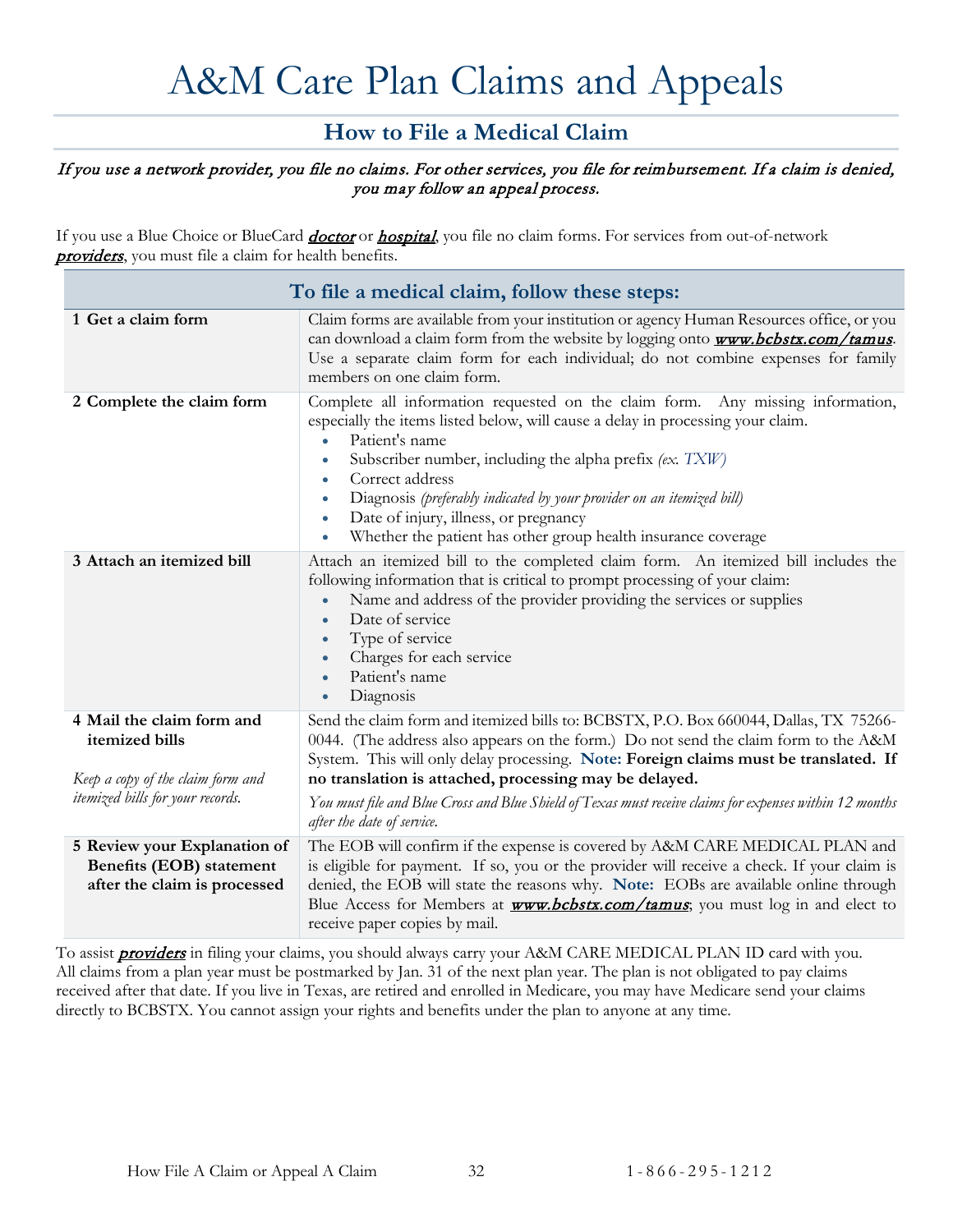# A&M Care Plan Claims and Appeals

## How to File a Medical Claim

*If you use a network provider, you file no claims. For other services, you file for reimbursement. If a claim is denied, you may follow an appeal process.*

If you use a Blue Choice or BlueCard ***doctor*** or ***hospital***, you file no claim forms. For services from out-of-network ***providers***, you must file a claim for health benefits.

| To file a medical claim, follow these steps: | |
|---|---|
| **1 Get a claim form** | Claim forms are available from your institution or agency Human Resources office, or you can download a claim form from the website by logging onto ***www.bcbstx.com/tamus***. Use a separate claim form for each individual; do not combine expenses for family members on one claim form. |
| **2 Complete the claim form** | Complete all information requested on the claim form. Any missing information, especially the items listed below, will cause a delay in processing your claim.<br>• Patient's name<br>• Subscriber number, including the alpha prefix *(ex. TXW)*<br>• Correct address<br>• Diagnosis *(preferably indicated by your provider on an itemized bill)*<br>• Date of injury, illness, or pregnancy<br>• Whether the patient has other group health insurance coverage |
| **3 Attach an itemized bill** | Attach an itemized bill to the completed claim form. An itemized bill includes the following information that is critical to prompt processing of your claim:<br>• Name and address of the provider providing the services or supplies<br>• Date of service<br>• Type of service<br>• Charges for each service<br>• Patient's name<br>• Diagnosis |
| **4 Mail the claim form and itemized bills**<br><br>*Keep a copy of the claim form and itemized bills for your records.* | Send the claim form and itemized bills to: BCBSTX, P.O. Box 660044, Dallas, TX 75266-0044. (The address also appears on the form.) Do not send the claim form to the A&M System. This will only delay processing. **Note: Foreign claims must be translated. If no translation is attached, processing may be delayed.**<br><br>*You must file and Blue Cross and Blue Shield of Texas must receive claims for expenses within 12 months after the date of service.* |
| **5 Review your Explanation of Benefits (EOB) statement after the claim is processed** | The EOB will confirm if the expense is covered by A&M CARE MEDICAL PLAN and is eligible for payment. If so, you or the provider will receive a check. If your claim is denied, the EOB will state the reasons why. **Note:** EOBs are available online through Blue Access for Members at ***www.bcbstx.com/tamus***; you must log in and elect to receive paper copies by mail. |

To assist ***providers*** in filing your claims, you should always carry your A&M CARE MEDICAL PLAN ID card with you. All claims from a plan year must be postmarked by Jan. 31 of the next plan year. The plan is not obligated to pay claims received after that date. If you live in Texas, are retired and enrolled in Medicare, you may have Medicare send your claims directly to BCBSTX. You cannot assign your rights and benefits under the plan to anyone at any time.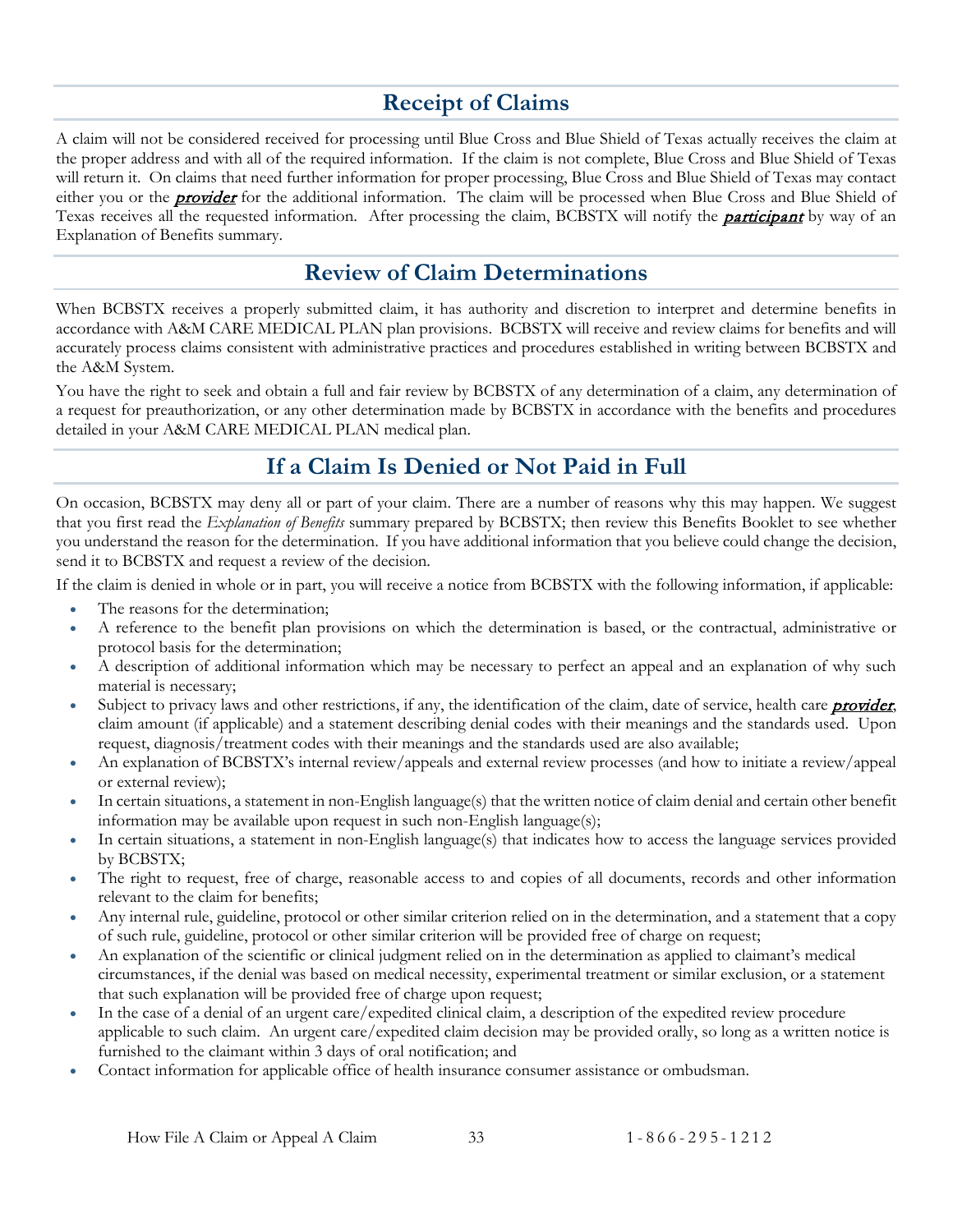## Receipt of Claims

A claim will not be considered received for processing until Blue Cross and Blue Shield of Texas actually receives the claim at the proper address and with all of the required information. If the claim is not complete, Blue Cross and Blue Shield of Texas will return it. On claims that need further information for proper processing, Blue Cross and Blue Shield of Texas may contact either you or the ***provider*** for the additional information. The claim will be processed when Blue Cross and Blue Shield of Texas receives all the requested information. After processing the claim, BCBSTX will notify the ***participant*** by way of an Explanation of Benefits summary.

## Review of Claim Determinations

When BCBSTX receives a properly submitted claim, it has authority and discretion to interpret and determine benefits in accordance with A&M CARE MEDICAL PLAN plan provisions. BCBSTX will receive and review claims for benefits and will accurately process claims consistent with administrative practices and procedures established in writing between BCBSTX and the A&M System.

You have the right to seek and obtain a full and fair review by BCBSTX of any determination of a claim, any determination of a request for preauthorization, or any other determination made by BCBSTX in accordance with the benefits and procedures detailed in your A&M CARE MEDICAL PLAN medical plan.

## If a Claim Is Denied or Not Paid in Full

On occasion, BCBSTX may deny all or part of your claim. There are a number of reasons why this may happen. We suggest that you first read the *Explanation of Benefits* summary prepared by BCBSTX; then review this Benefits Booklet to see whether you understand the reason for the determination. If you have additional information that you believe could change the decision, send it to BCBSTX and request a review of the decision.

If the claim is denied in whole or in part, you will receive a notice from BCBSTX with the following information, if applicable:

- The reasons for the determination;
- A reference to the benefit plan provisions on which the determination is based, or the contractual, administrative or protocol basis for the determination;
- A description of additional information which may be necessary to perfect an appeal and an explanation of why such material is necessary;
- Subject to privacy laws and other restrictions, if any, the identification of the claim, date of service, health care ***provider***, claim amount (if applicable) and a statement describing denial codes with their meanings and the standards used. Upon request, diagnosis/treatment codes with their meanings and the standards used are also available;
- An explanation of BCBSTX's internal review/appeals and external review processes (and how to initiate a review/appeal or external review);
- In certain situations, a statement in non-English language(s) that the written notice of claim denial and certain other benefit information may be available upon request in such non-English language(s);
- In certain situations, a statement in non-English language(s) that indicates how to access the language services provided by BCBSTX;
- The right to request, free of charge, reasonable access to and copies of all documents, records and other information relevant to the claim for benefits;
- Any internal rule, guideline, protocol or other similar criterion relied on in the determination, and a statement that a copy of such rule, guideline, protocol or other similar criterion will be provided free of charge on request;
- An explanation of the scientific or clinical judgment relied on in the determination as applied to claimant's medical circumstances, if the denial was based on medical necessity, experimental treatment or similar exclusion, or a statement that such explanation will be provided free of charge upon request;
- In the case of a denial of an urgent care/expedited clinical claim, a description of the expedited review procedure applicable to such claim. An urgent care/expedited claim decision may be provided orally, so long as a written notice is furnished to the claimant within 3 days of oral notification; and
- Contact information for applicable office of health insurance consumer assistance or ombudsman.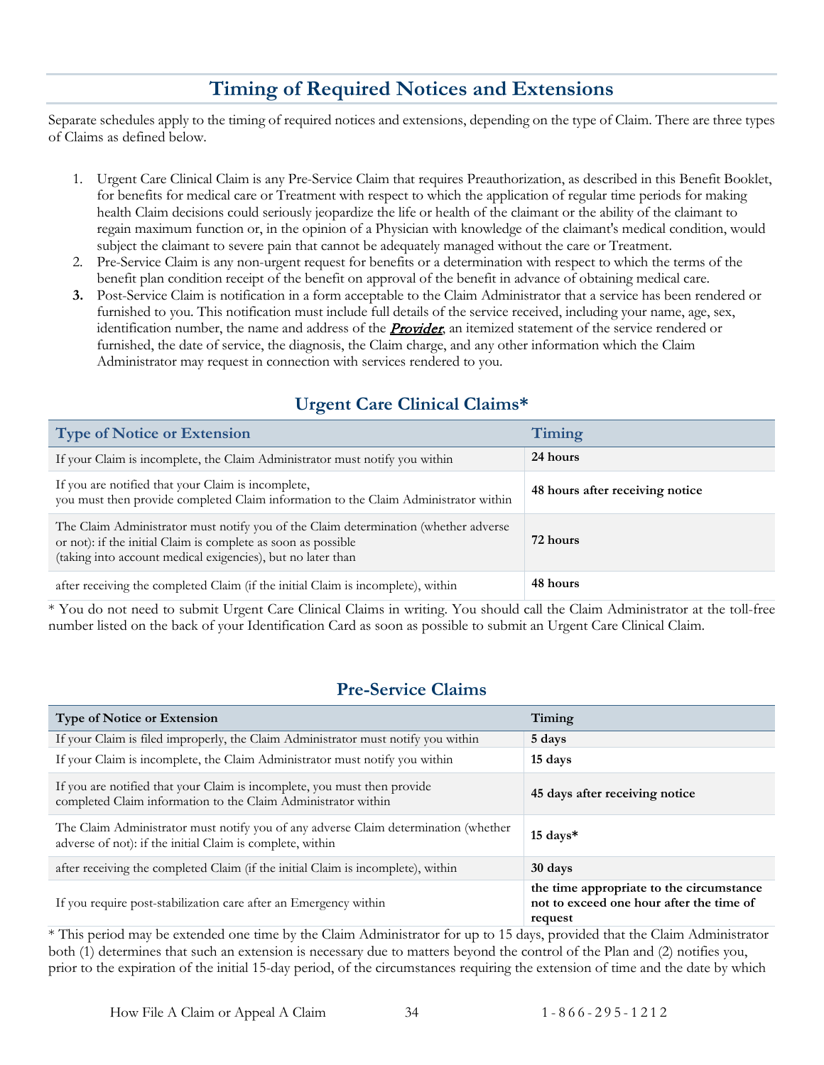## Timing of Required Notices and Extensions

Separate schedules apply to the timing of required notices and extensions, depending on the type of Claim. There are three types of Claims as defined below.

1. Urgent Care Clinical Claim is any Pre-Service Claim that requires Preauthorization, as described in this Benefit Booklet, for benefits for medical care or Treatment with respect to which the application of regular time periods for making health Claim decisions could seriously jeopardize the life or health of the claimant or the ability of the claimant to regain maximum function or, in the opinion of a Physician with knowledge of the claimant's medical condition, would subject the claimant to severe pain that cannot be adequately managed without the care or Treatment.
2. Pre-Service Claim is any non-urgent request for benefits or a determination with respect to which the terms of the benefit plan condition receipt of the benefit on approval of the benefit in advance of obtaining medical care.
3. Post-Service Claim is notification in a form acceptable to the Claim Administrator that a service has been rendered or furnished to you. This notification must include full details of the service received, including your name, age, sex, identification number, the name and address of the ***Provider***, an itemized statement of the service rendered or furnished, the date of service, the diagnosis, the Claim charge, and any other information which the Claim Administrator may request in connection with services rendered to you.

### Urgent Care Clinical Claims*

| Type of Notice or Extension | Timing |
|---|---|
| If your Claim is incomplete, the Claim Administrator must notify you within | **24 hours** |
| If you are notified that your Claim is incomplete, you must then provide completed Claim information to the Claim Administrator within | **48 hours after receiving notice** |
| The Claim Administrator must notify you of the Claim determination (whether adverse or not): if the initial Claim is complete as soon as possible (taking into account medical exigencies), but no later than | **72 hours** |
| after receiving the completed Claim (if the initial Claim is incomplete), within | **48 hours** |

* You do not need to submit Urgent Care Clinical Claims in writing. You should call the Claim Administrator at the toll-free number listed on the back of your Identification Card as soon as possible to submit an Urgent Care Clinical Claim.

### Pre-Service Claims

| Type of Notice or Extension | Timing |
|---|---|
| If your Claim is filed improperly, the Claim Administrator must notify you within | **5 days** |
| If your Claim is incomplete, the Claim Administrator must notify you within | **15 days** |
| If you are notified that your Claim is incomplete, you must then provide completed Claim information to the Claim Administrator within | **45 days after receiving notice** |
| The Claim Administrator must notify you of any adverse Claim determination (whether adverse of not): if the initial Claim is complete, within | **15 days*** |
| after receiving the completed Claim (if the initial Claim is incomplete), within | **30 days** |
| If you require post-stabilization care after an Emergency within | **the time appropriate to the circumstance not to exceed one hour after the time of request** |

* This period may be extended one time by the Claim Administrator for up to 15 days, provided that the Claim Administrator both (1) determines that such an extension is necessary due to matters beyond the control of the Plan and (2) notifies you, prior to the expiration of the initial 15-day period, of the circumstances requiring the extension of time and the date by which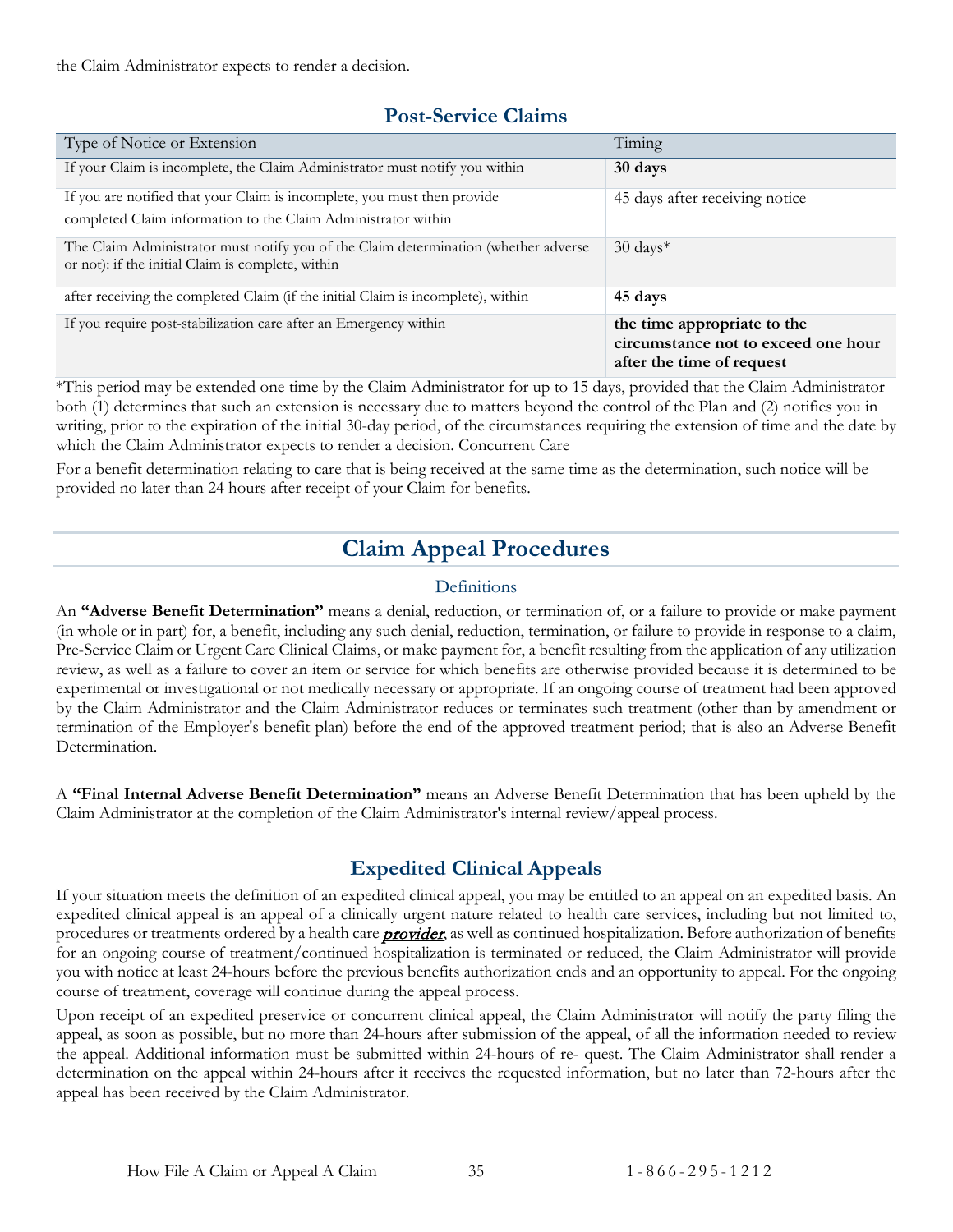the Claim Administrator expects to render a decision.

## Post-Service Claims

| Type of Notice or Extension | Timing |
|---|---|
| If your Claim is incomplete, the Claim Administrator must notify you within | **30 days** |
| If you are notified that your Claim is incomplete, you must then provide completed Claim information to the Claim Administrator within | 45 days after receiving notice |
| The Claim Administrator must notify you of the Claim determination (whether adverse or not): if the initial Claim is complete, within | 30 days* |
| after receiving the completed Claim (if the initial Claim is incomplete), within | **45 days** |
| If you require post-stabilization care after an Emergency within | **the time appropriate to the circumstance not to exceed one hour after the time of request** |

*This period may be extended one time by the Claim Administrator for up to 15 days, provided that the Claim Administrator both (1) determines that such an extension is necessary due to matters beyond the control of the Plan and (2) notifies you in writing, prior to the expiration of the initial 30-day period, of the circumstances requiring the extension of time and the date by which the Claim Administrator expects to render a decision. Concurrent Care

For a benefit determination relating to care that is being received at the same time as the determination, such notice will be provided no later than 24 hours after receipt of your Claim for benefits.

# Claim Appeal Procedures

### Definitions

An **"Adverse Benefit Determination"** means a denial, reduction, or termination of, or a failure to provide or make payment (in whole or in part) for, a benefit, including any such denial, reduction, termination, or failure to provide in response to a claim, Pre-Service Claim or Urgent Care Clinical Claims, or make payment for, a benefit resulting from the application of any utilization review, as well as a failure to cover an item or service for which benefits are otherwise provided because it is determined to be experimental or investigational or not medically necessary or appropriate. If an ongoing course of treatment had been approved by the Claim Administrator and the Claim Administrator reduces or terminates such treatment (other than by amendment or termination of the Employer's benefit plan) before the end of the approved treatment period; that is also an Adverse Benefit Determination.

A **"Final Internal Adverse Benefit Determination"** means an Adverse Benefit Determination that has been upheld by the Claim Administrator at the completion of the Claim Administrator's internal review/appeal process.

## Expedited Clinical Appeals

If your situation meets the definition of an expedited clinical appeal, you may be entitled to an appeal on an expedited basis. An expedited clinical appeal is an appeal of a clinically urgent nature related to health care services, including but not limited to, procedures or treatments ordered by a health care ***provider***, as well as continued hospitalization. Before authorization of benefits for an ongoing course of treatment/continued hospitalization is terminated or reduced, the Claim Administrator will provide you with notice at least 24-hours before the previous benefits authorization ends and an opportunity to appeal. For the ongoing course of treatment, coverage will continue during the appeal process.

Upon receipt of an expedited preservice or concurrent clinical appeal, the Claim Administrator will notify the party filing the appeal, as soon as possible, but no more than 24-hours after submission of the appeal, of all the information needed to review the appeal. Additional information must be submitted within 24-hours of re- quest. The Claim Administrator shall render a determination on the appeal within 24-hours after it receives the requested information, but no later than 72-hours after the appeal has been received by the Claim Administrator.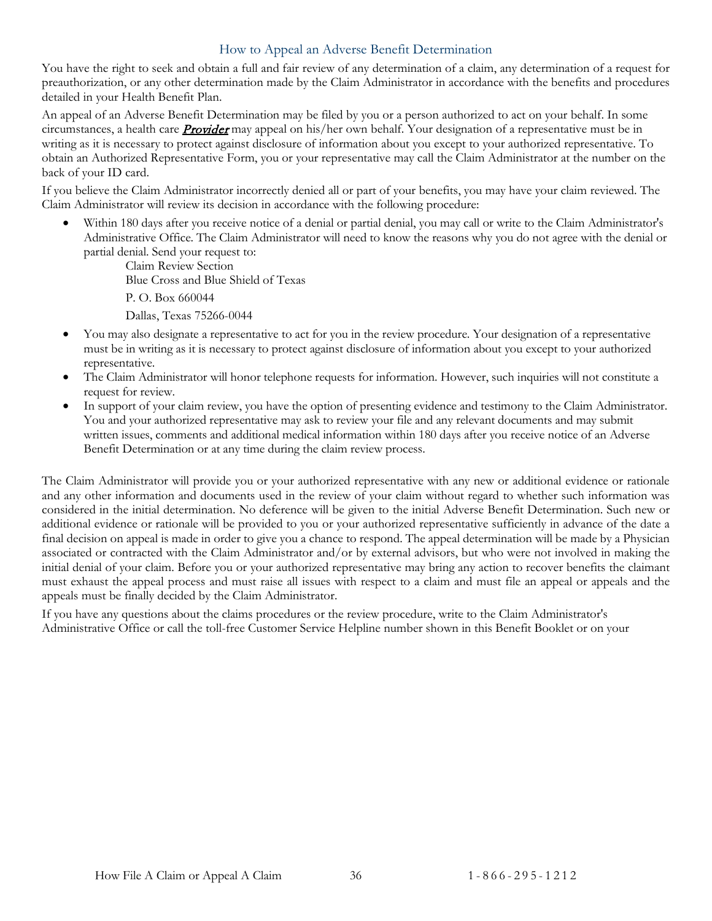## How to Appeal an Adverse Benefit Determination

You have the right to seek and obtain a full and fair review of any determination of a claim, any determination of a request for preauthorization, or any other determination made by the Claim Administrator in accordance with the benefits and procedures detailed in your Health Benefit Plan.

An appeal of an Adverse Benefit Determination may be filed by you or a person authorized to act on your behalf. In some circumstances, a health care ***Provider*** may appeal on his/her own behalf. Your designation of a representative must be in writing as it is necessary to protect against disclosure of information about you except to your authorized representative. To obtain an Authorized Representative Form, you or your representative may call the Claim Administrator at the number on the back of your ID card.

If you believe the Claim Administrator incorrectly denied all or part of your benefits, you may have your claim reviewed. The Claim Administrator will review its decision in accordance with the following procedure:

- Within 180 days after you receive notice of a denial or partial denial, you may call or write to the Claim Administrator's Administrative Office. The Claim Administrator will need to know the reasons why you do not agree with the denial or partial denial. Send your request to:

  Claim Review Section
  Blue Cross and Blue Shield of Texas
  P. O. Box 660044
  Dallas, Texas 75266-0044

- You may also designate a representative to act for you in the review procedure. Your designation of a representative must be in writing as it is necessary to protect against disclosure of information about you except to your authorized representative.
- The Claim Administrator will honor telephone requests for information. However, such inquiries will not constitute a request for review.
- In support of your claim review, you have the option of presenting evidence and testimony to the Claim Administrator. You and your authorized representative may ask to review your file and any relevant documents and may submit written issues, comments and additional medical information within 180 days after you receive notice of an Adverse Benefit Determination or at any time during the claim review process.

The Claim Administrator will provide you or your authorized representative with any new or additional evidence or rationale and any other information and documents used in the review of your claim without regard to whether such information was considered in the initial determination. No deference will be given to the initial Adverse Benefit Determination. Such new or additional evidence or rationale will be provided to you or your authorized representative sufficiently in advance of the date a final decision on appeal is made in order to give you a chance to respond. The appeal determination will be made by a Physician associated or contracted with the Claim Administrator and/or by external advisors, but who were not involved in making the initial denial of your claim. Before you or your authorized representative may bring any action to recover benefits the claimant must exhaust the appeal process and must raise all issues with respect to a claim and must file an appeal or appeals and the appeals must be finally decided by the Claim Administrator.

If you have any questions about the claims procedures or the review procedure, write to the Claim Administrator's Administrative Office or call the toll-free Customer Service Helpline number shown in this Benefit Booklet or on your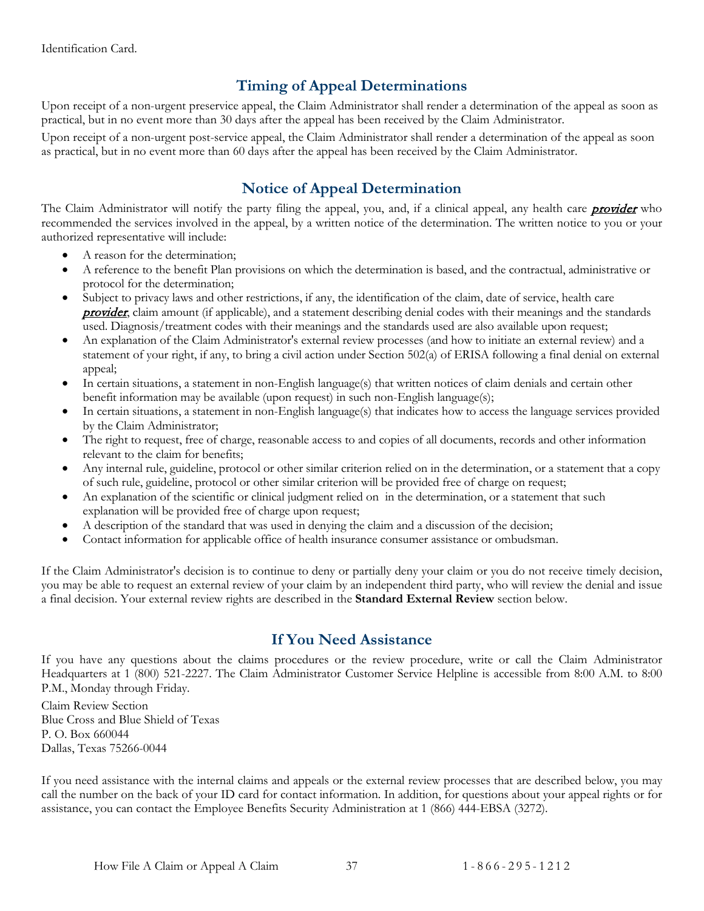Identification Card.

## Timing of Appeal Determinations

Upon receipt of a non-urgent preservice appeal, the Claim Administrator shall render a determination of the appeal as soon as practical, but in no event more than 30 days after the appeal has been received by the Claim Administrator.

Upon receipt of a non-urgent post-service appeal, the Claim Administrator shall render a determination of the appeal as soon as practical, but in no event more than 60 days after the appeal has been received by the Claim Administrator.

## Notice of Appeal Determination

The Claim Administrator will notify the party filing the appeal, you, and, if a clinical appeal, any health care ***provider*** who recommended the services involved in the appeal, by a written notice of the determination. The written notice to you or your authorized representative will include:

- A reason for the determination;
- A reference to the benefit Plan provisions on which the determination is based, and the contractual, administrative or protocol for the determination;
- Subject to privacy laws and other restrictions, if any, the identification of the claim, date of service, health care ***provider***, claim amount (if applicable), and a statement describing denial codes with their meanings and the standards used. Diagnosis/treatment codes with their meanings and the standards used are also available upon request;
- An explanation of the Claim Administrator's external review processes (and how to initiate an external review) and a statement of your right, if any, to bring a civil action under Section 502(a) of ERISA following a final denial on external appeal;
- In certain situations, a statement in non-English language(s) that written notices of claim denials and certain other benefit information may be available (upon request) in such non-English language(s);
- In certain situations, a statement in non-English language(s) that indicates how to access the language services provided by the Claim Administrator;
- The right to request, free of charge, reasonable access to and copies of all documents, records and other information relevant to the claim for benefits;
- Any internal rule, guideline, protocol or other similar criterion relied on in the determination, or a statement that a copy of such rule, guideline, protocol or other similar criterion will be provided free of charge on request;
- An explanation of the scientific or clinical judgment relied on in the determination, or a statement that such explanation will be provided free of charge upon request;
- A description of the standard that was used in denying the claim and a discussion of the decision;
- Contact information for applicable office of health insurance consumer assistance or ombudsman.

If the Claim Administrator's decision is to continue to deny or partially deny your claim or you do not receive timely decision, you may be able to request an external review of your claim by an independent third party, who will review the denial and issue a final decision. Your external review rights are described in the **Standard External Review** section below.

## If You Need Assistance

If you have any questions about the claims procedures or the review procedure, write or call the Claim Administrator Headquarters at 1 (800) 521-2227. The Claim Administrator Customer Service Helpline is accessible from 8:00 A.M. to 8:00 P.M., Monday through Friday.

Claim Review Section
Blue Cross and Blue Shield of Texas
P. O. Box 660044
Dallas, Texas 75266-0044

If you need assistance with the internal claims and appeals or the external review processes that are described below, you may call the number on the back of your ID card for contact information. In addition, for questions about your appeal rights or for assistance, you can contact the Employee Benefits Security Administration at 1 (866) 444-EBSA (3272).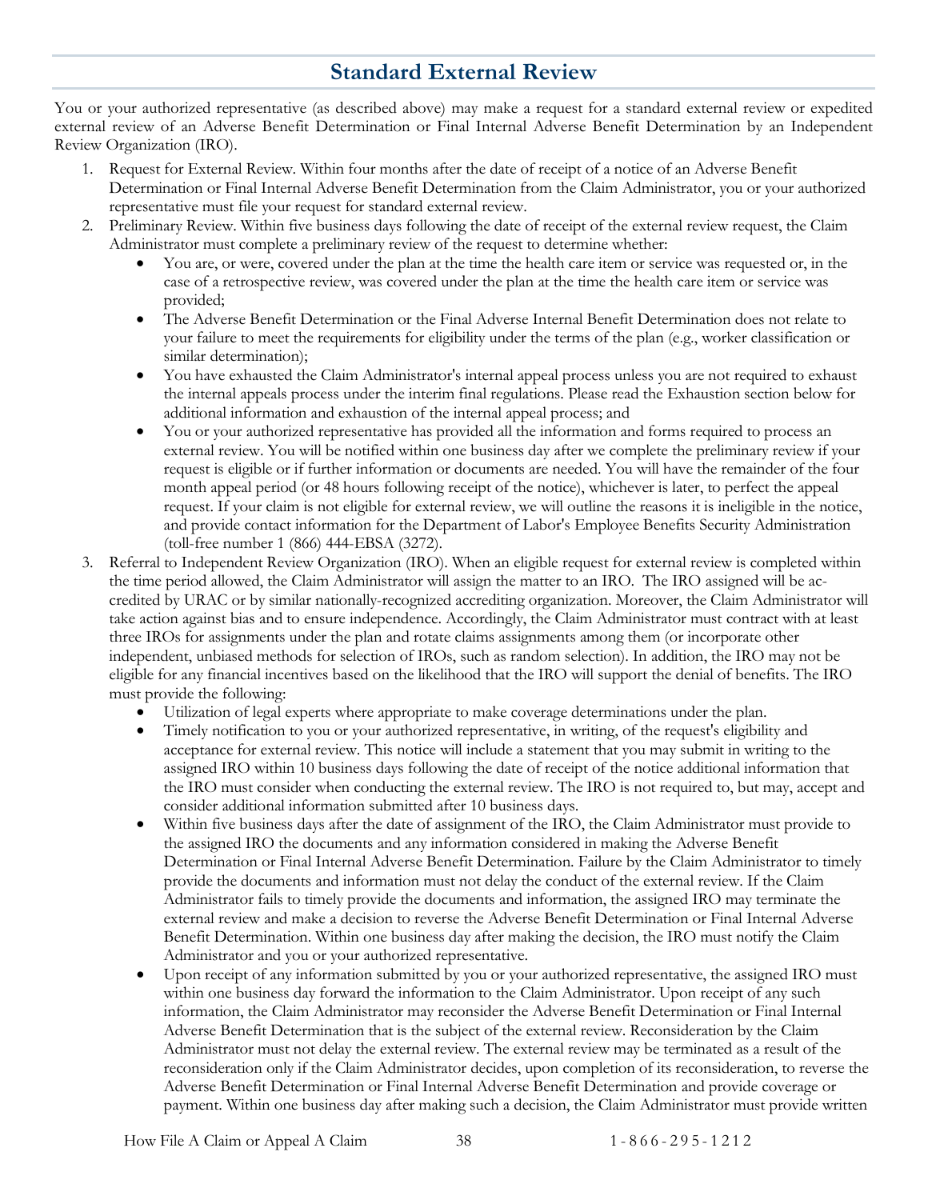## Standard External Review

You or your authorized representative (as described above) may make a request for a standard external review or expedited external review of an Adverse Benefit Determination or Final Internal Adverse Benefit Determination by an Independent Review Organization (IRO).

1. Request for External Review. Within four months after the date of receipt of a notice of an Adverse Benefit Determination or Final Internal Adverse Benefit Determination from the Claim Administrator, you or your authorized representative must file your request for standard external review.
2. Preliminary Review. Within five business days following the date of receipt of the external review request, the Claim Administrator must complete a preliminary review of the request to determine whether:
   - You are, or were, covered under the plan at the time the health care item or service was requested or, in the case of a retrospective review, was covered under the plan at the time the health care item or service was provided;
   - The Adverse Benefit Determination or the Final Adverse Internal Benefit Determination does not relate to your failure to meet the requirements for eligibility under the terms of the plan (e.g., worker classification or similar determination);
   - You have exhausted the Claim Administrator's internal appeal process unless you are not required to exhaust the internal appeals process under the interim final regulations. Please read the Exhaustion section below for additional information and exhaustion of the internal appeal process; and
   - You or your authorized representative has provided all the information and forms required to process an external review. You will be notified within one business day after we complete the preliminary review if your request is eligible or if further information or documents are needed. You will have the remainder of the four month appeal period (or 48 hours following receipt of the notice), whichever is later, to perfect the appeal request. If your claim is not eligible for external review, we will outline the reasons it is ineligible in the notice, and provide contact information for the Department of Labor's Employee Benefits Security Administration (toll-free number 1 (866) 444-EBSA (3272).
3. Referral to Independent Review Organization (IRO). When an eligible request for external review is completed within the time period allowed, the Claim Administrator will assign the matter to an IRO. The IRO assigned will be accredited by URAC or by similar nationally-recognized accrediting organization. Moreover, the Claim Administrator will take action against bias and to ensure independence. Accordingly, the Claim Administrator must contract with at least three IROs for assignments under the plan and rotate claims assignments among them (or incorporate other independent, unbiased methods for selection of IROs, such as random selection). In addition, the IRO may not be eligible for any financial incentives based on the likelihood that the IRO will support the denial of benefits. The IRO must provide the following:
   - Utilization of legal experts where appropriate to make coverage determinations under the plan.
   - Timely notification to you or your authorized representative, in writing, of the request's eligibility and acceptance for external review. This notice will include a statement that you may submit in writing to the assigned IRO within 10 business days following the date of receipt of the notice additional information that the IRO must consider when conducting the external review. The IRO is not required to, but may, accept and consider additional information submitted after 10 business days.
   - Within five business days after the date of assignment of the IRO, the Claim Administrator must provide to the assigned IRO the documents and any information considered in making the Adverse Benefit Determination or Final Internal Adverse Benefit Determination. Failure by the Claim Administrator to timely provide the documents and information must not delay the conduct of the external review. If the Claim Administrator fails to timely provide the documents and information, the assigned IRO may terminate the external review and make a decision to reverse the Adverse Benefit Determination or Final Internal Adverse Benefit Determination. Within one business day after making the decision, the IRO must notify the Claim Administrator and you or your authorized representative.
   - Upon receipt of any information submitted by you or your authorized representative, the assigned IRO must within one business day forward the information to the Claim Administrator. Upon receipt of any such information, the Claim Administrator may reconsider the Adverse Benefit Determination or Final Internal Adverse Benefit Determination that is the subject of the external review. Reconsideration by the Claim Administrator must not delay the external review. The external review may be terminated as a result of the reconsideration only if the Claim Administrator decides, upon completion of its reconsideration, to reverse the Adverse Benefit Determination or Final Internal Adverse Benefit Determination and provide coverage or payment. Within one business day after making such a decision, the Claim Administrator must provide written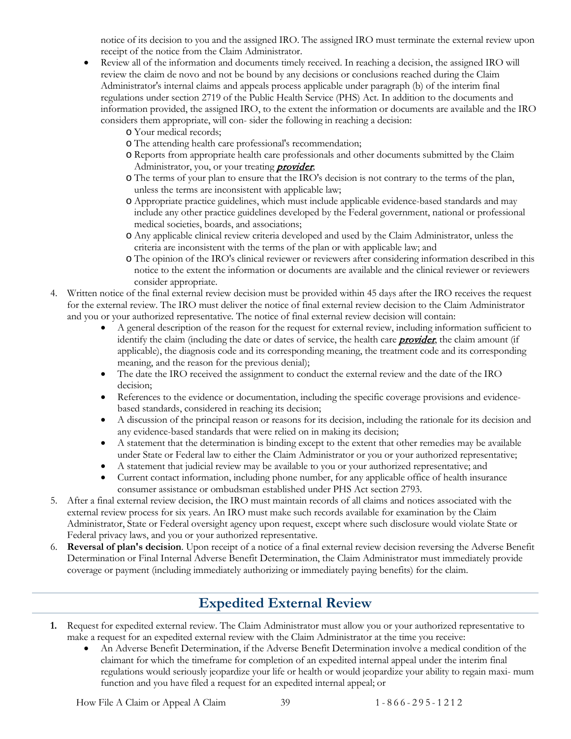notice of its decision to you and the assigned IRO. The assigned IRO must terminate the external review upon receipt of the notice from the Claim Administrator.

- Review all of the information and documents timely received. In reaching a decision, the assigned IRO will review the claim de novo and not be bound by any decisions or conclusions reached during the Claim Administrator's internal claims and appeals process applicable under paragraph (b) of the interim final regulations under section 2719 of the Public Health Service (PHS) Act. In addition to the documents and information provided, the assigned IRO, to the extent the information or documents are available and the IRO considers them appropriate, will con- sider the following in reaching a decision:
  - Your medical records;
  - The attending health care professional's recommendation;
  - Reports from appropriate health care professionals and other documents submitted by the Claim Administrator, you, or your treating ***provider***;
  - The terms of your plan to ensure that the IRO's decision is not contrary to the terms of the plan, unless the terms are inconsistent with applicable law;
  - Appropriate practice guidelines, which must include applicable evidence-based standards and may include any other practice guidelines developed by the Federal government, national or professional medical societies, boards, and associations;
  - Any applicable clinical review criteria developed and used by the Claim Administrator, unless the criteria are inconsistent with the terms of the plan or with applicable law; and
  - The opinion of the IRO's clinical reviewer or reviewers after considering information described in this notice to the extent the information or documents are available and the clinical reviewer or reviewers consider appropriate.

4. Written notice of the final external review decision must be provided within 45 days after the IRO receives the request for the external review. The IRO must deliver the notice of final external review decision to the Claim Administrator and you or your authorized representative. The notice of final external review decision will contain:
   - A general description of the reason for the request for external review, including information sufficient to identify the claim (including the date or dates of service, the health care ***provider***, the claim amount (if applicable), the diagnosis code and its corresponding meaning, the treatment code and its corresponding meaning, and the reason for the previous denial);
   - The date the IRO received the assignment to conduct the external review and the date of the IRO decision;
   - References to the evidence or documentation, including the specific coverage provisions and evidence-based standards, considered in reaching its decision;
   - A discussion of the principal reason or reasons for its decision, including the rationale for its decision and any evidence-based standards that were relied on in making its decision;
   - A statement that the determination is binding except to the extent that other remedies may be available under State or Federal law to either the Claim Administrator or you or your authorized representative;
   - A statement that judicial review may be available to you or your authorized representative; and
   - Current contact information, including phone number, for any applicable office of health insurance consumer assistance or ombudsman established under PHS Act section 2793.
5. After a final external review decision, the IRO must maintain records of all claims and notices associated with the external review process for six years. An IRO must make such records available for examination by the Claim Administrator, State or Federal oversight agency upon request, except where such disclosure would violate State or Federal privacy laws, and you or your authorized representative.
6. **Reversal of plan's decision**. Upon receipt of a notice of a final external review decision reversing the Adverse Benefit Determination or Final Internal Adverse Benefit Determination, the Claim Administrator must immediately provide coverage or payment (including immediately authorizing or immediately paying benefits) for the claim.

## Expedited External Review

**1.** Request for expedited external review. The Claim Administrator must allow you or your authorized representative to make a request for an expedited external review with the Claim Administrator at the time you receive:
   - An Adverse Benefit Determination, if the Adverse Benefit Determination involve a medical condition of the claimant for which the timeframe for completion of an expedited internal appeal under the interim final regulations would seriously jeopardize your life or health or would jeopardize your ability to regain maxi- mum function and you have filed a request for an expedited internal appeal; or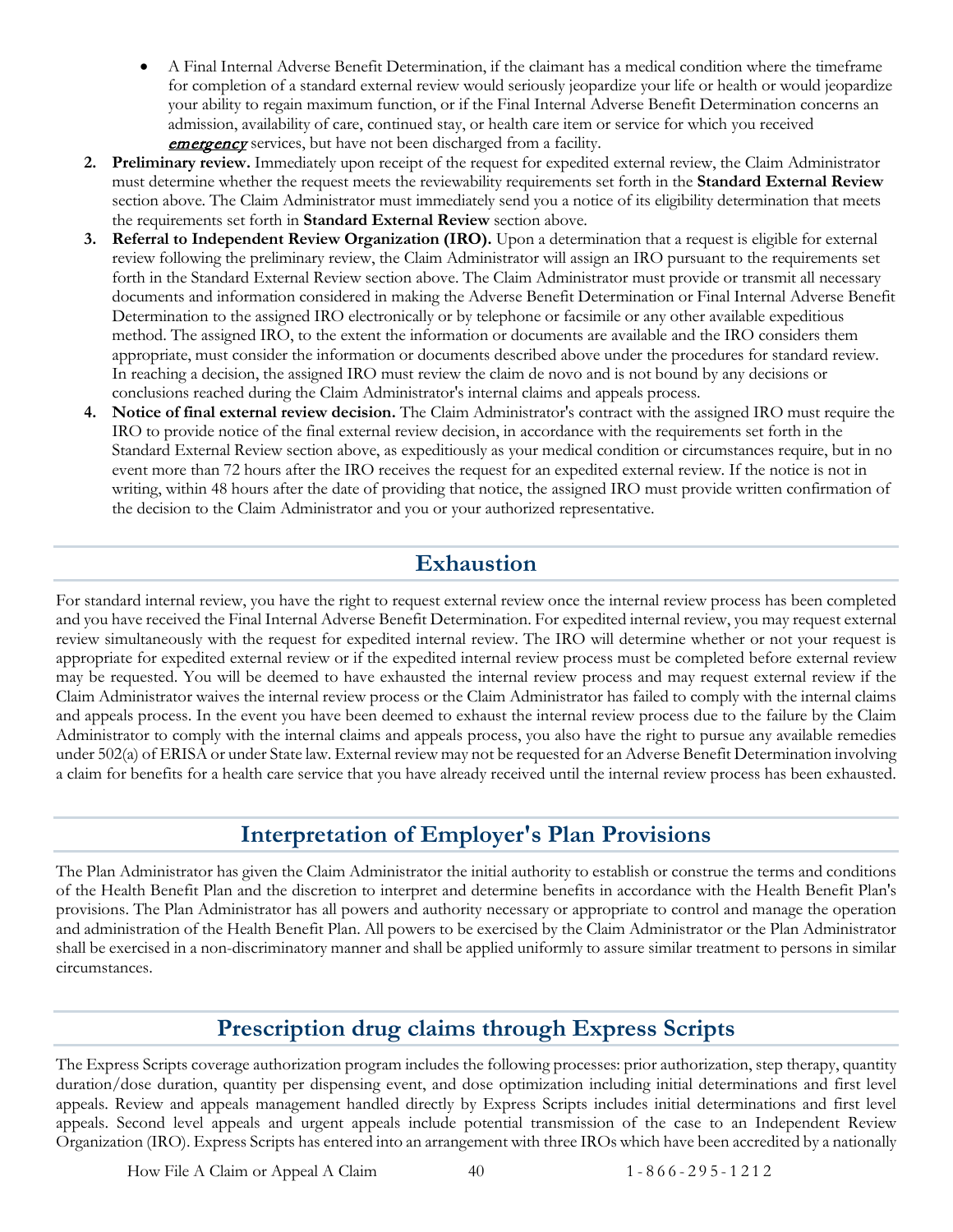- A Final Internal Adverse Benefit Determination, if the claimant has a medical condition where the timeframe for completion of a standard external review would seriously jeopardize your life or health or would jeopardize your ability to regain maximum function, or if the Final Internal Adverse Benefit Determination concerns an admission, availability of care, continued stay, or health care item or service for which you received ***emergency*** services, but have not been discharged from a facility.

2. **Preliminary review.** Immediately upon receipt of the request for expedited external review, the Claim Administrator must determine whether the request meets the reviewability requirements set forth in the **Standard External Review** section above. The Claim Administrator must immediately send you a notice of its eligibility determination that meets the requirements set forth in **Standard External Review** section above.
3. **Referral to Independent Review Organization (IRO).** Upon a determination that a request is eligible for external review following the preliminary review, the Claim Administrator will assign an IRO pursuant to the requirements set forth in the Standard External Review section above. The Claim Administrator must provide or transmit all necessary documents and information considered in making the Adverse Benefit Determination or Final Internal Adverse Benefit Determination to the assigned IRO electronically or by telephone or facsimile or any other available expeditious method. The assigned IRO, to the extent the information or documents are available and the IRO considers them appropriate, must consider the information or documents described above under the procedures for standard review. In reaching a decision, the assigned IRO must review the claim de novo and is not bound by any decisions or conclusions reached during the Claim Administrator's internal claims and appeals process.
4. **Notice of final external review decision.** The Claim Administrator's contract with the assigned IRO must require the IRO to provide notice of the final external review decision, in accordance with the requirements set forth in the Standard External Review section above, as expeditiously as your medical condition or circumstances require, but in no event more than 72 hours after the IRO receives the request for an expedited external review. If the notice is not in writing, within 48 hours after the date of providing that notice, the assigned IRO must provide written confirmation of the decision to the Claim Administrator and you or your authorized representative.

## Exhaustion

For standard internal review, you have the right to request external review once the internal review process has been completed and you have received the Final Internal Adverse Benefit Determination. For expedited internal review, you may request external review simultaneously with the request for expedited internal review. The IRO will determine whether or not your request is appropriate for expedited external review or if the expedited internal review process must be completed before external review may be requested. You will be deemed to have exhausted the internal review process and may request external review if the Claim Administrator waives the internal review process or the Claim Administrator has failed to comply with the internal claims and appeals process. In the event you have been deemed to exhaust the internal review process due to the failure by the Claim Administrator to comply with the internal claims and appeals process, you also have the right to pursue any available remedies under 502(a) of ERISA or under State law. External review may not be requested for an Adverse Benefit Determination involving a claim for benefits for a health care service that you have already received until the internal review process has been exhausted.

## Interpretation of Employer's Plan Provisions

The Plan Administrator has given the Claim Administrator the initial authority to establish or construe the terms and conditions of the Health Benefit Plan and the discretion to interpret and determine benefits in accordance with the Health Benefit Plan's provisions. The Plan Administrator has all powers and authority necessary or appropriate to control and manage the operation and administration of the Health Benefit Plan. All powers to be exercised by the Claim Administrator or the Plan Administrator shall be exercised in a non-discriminatory manner and shall be applied uniformly to assure similar treatment to persons in similar circumstances.

## Prescription drug claims through Express Scripts

The Express Scripts coverage authorization program includes the following processes: prior authorization, step therapy, quantity duration/dose duration, quantity per dispensing event, and dose optimization including initial determinations and first level appeals. Review and appeals management handled directly by Express Scripts includes initial determinations and first level appeals. Second level appeals and urgent appeals include potential transmission of the case to an Independent Review Organization (IRO). Express Scripts has entered into an arrangement with three IROs which have been accredited by a nationally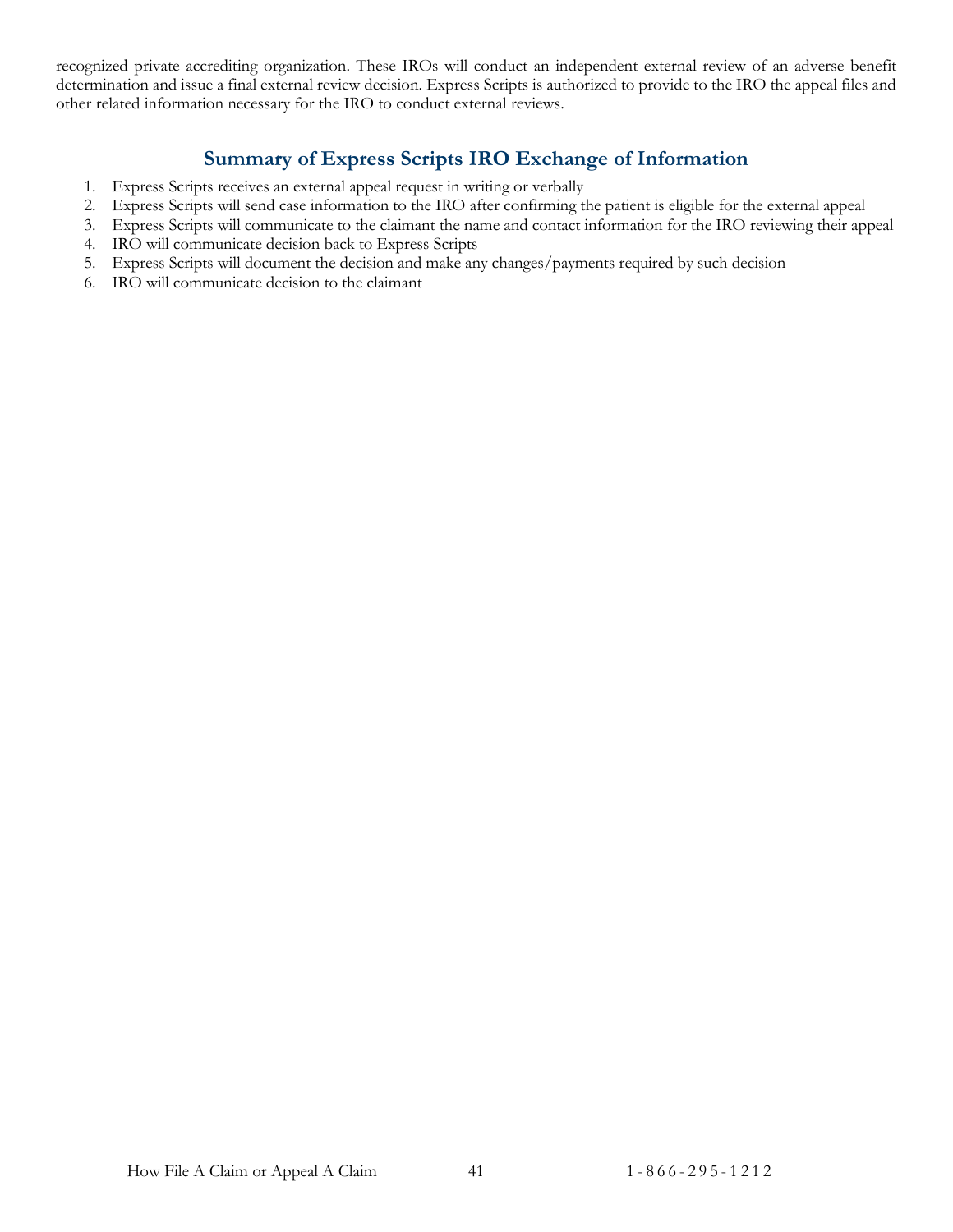recognized private accrediting organization. These IROs will conduct an independent external review of an adverse benefit determination and issue a final external review decision. Express Scripts is authorized to provide to the IRO the appeal files and other related information necessary for the IRO to conduct external reviews.

## Summary of Express Scripts IRO Exchange of Information

1. Express Scripts receives an external appeal request in writing or verbally
2. Express Scripts will send case information to the IRO after confirming the patient is eligible for the external appeal
3. Express Scripts will communicate to the claimant the name and contact information for the IRO reviewing their appeal
4. IRO will communicate decision back to Express Scripts
5. Express Scripts will document the decision and make any changes/payments required by such decision
6. IRO will communicate decision to the claimant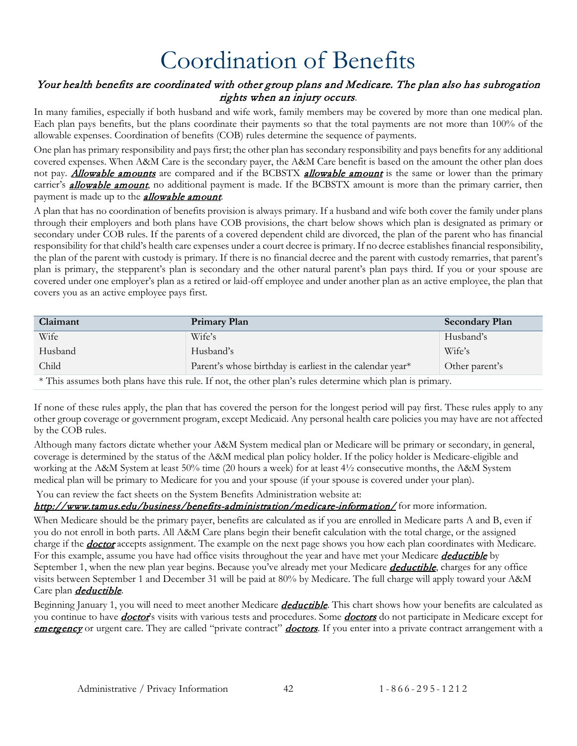# Coordination of Benefits

***Your health benefits are coordinated with other group plans and Medicare. The plan also has subrogation rights when an injury occurs.***

In many families, especially if both husband and wife work, family members may be covered by more than one medical plan. Each plan pays benefits, but the plans coordinate their payments so that the total payments are not more than 100% of the allowable expenses. Coordination of benefits (COB) rules determine the sequence of payments.

One plan has primary responsibility and pays first; the other plan has secondary responsibility and pays benefits for any additional covered expenses. When A&M Care is the secondary payer, the A&M Care benefit is based on the amount the other plan does not pay. ***Allowable amounts*** are compared and if the BCBSTX ***allowable amount*** is the same or lower than the primary carrier's ***allowable amount***, no additional payment is made. If the BCBSTX amount is more than the primary carrier, then payment is made up to the ***allowable amount***.

A plan that has no coordination of benefits provision is always primary. If a husband and wife both cover the family under plans through their employers and both plans have COB provisions, the chart below shows which plan is designated as primary or secondary under COB rules. If the parents of a covered dependent child are divorced, the plan of the parent who has financial responsibility for that child's health care expenses under a court decree is primary. If no decree establishes financial responsibility, the plan of the parent with custody is primary. If there is no financial decree and the parent with custody remarries, that parent's plan is primary, the stepparent's plan is secondary and the other natural parent's plan pays third. If you or your spouse are covered under one employer's plan as a retired or laid-off employee and under another plan as an active employee, the plan that covers you as an active employee pays first.

| Claimant | Primary Plan | Secondary Plan |
|---|---|---|
| Wife | Wife's | Husband's |
| Husband | Husband's | Wife's |
| Child | Parent's whose birthday is earliest in the calendar year* | Other parent's |

\* This assumes both plans have this rule. If not, the other plan's rules determine which plan is primary.

If none of these rules apply, the plan that has covered the person for the longest period will pay first. These rules apply to any other group coverage or government program, except Medicaid. Any personal health care policies you may have are not affected by the COB rules.

Although many factors dictate whether your A&M System medical plan or Medicare will be primary or secondary, in general, coverage is determined by the status of the A&M medical plan policy holder. If the policy holder is Medicare-eligible and working at the A&M System at least 50% time (20 hours a week) for at least 4½ consecutive months, the A&M System medical plan will be primary to Medicare for you and your spouse (if your spouse is covered under your plan).

You can review the fact sheets on the System Benefits Administration website at: ***http://www.tamus.edu/business/benefits-administration/medicare-information/*** for more information.

When Medicare should be the primary payer, benefits are calculated as if you are enrolled in Medicare parts A and B, even if you do not enroll in both parts. All A&M Care plans begin their benefit calculation with the total charge, or the assigned charge if the ***doctor*** accepts assignment. The example on the next page shows you how each plan coordinates with Medicare. For this example, assume you have had office visits throughout the year and have met your Medicare ***deductible*** by September 1, when the new plan year begins. Because you've already met your Medicare ***deductible***, charges for any office visits between September 1 and December 31 will be paid at 80% by Medicare. The full charge will apply toward your A&M Care plan ***deductible***.

Beginning January 1, you will need to meet another Medicare ***deductible***. This chart shows how your benefits are calculated as you continue to have ***doctor***'s visits with various tests and procedures. Some ***doctors*** do not participate in Medicare except for ***emergency*** or urgent care. They are called "private contract" ***doctors***. If you enter into a private contract arrangement with a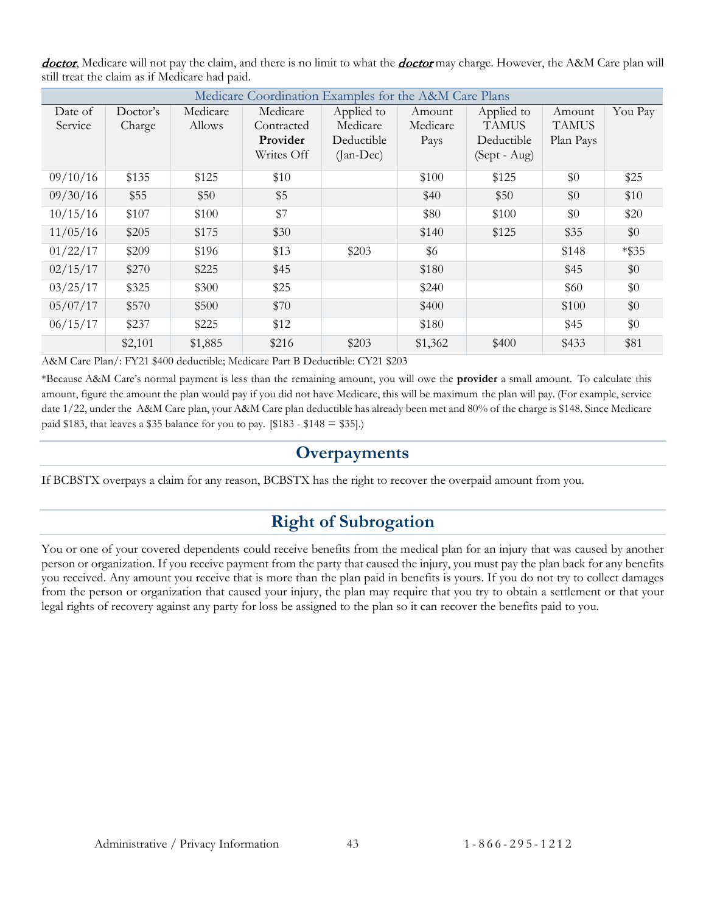***doctor***, Medicare will not pay the claim, and there is no limit to what the ***doctor*** may charge. However, the A&M Care plan will still treat the claim as if Medicare had paid.

| Medicare Coordination Examples for the A&M Care Plans | | | | | | | | |
|---|---|---|---|---|---|---|---|---|
| Date of Service | Doctor's Charge | Medicare Allows | Medicare Contracted **Provider** Writes Off | Applied to Medicare Deductible (Jan-Dec) | Amount Medicare Pays | Applied to TAMUS Deductible (Sept - Aug) | Amount TAMUS Plan Pays | You Pay |
| 09/10/16 | $135 | $125 | $10 | | $100 | $125 | $0 | $25 |
| 09/30/16 | $55 | $50 | $5 | | $40 | $50 | $0 | $10 |
| 10/15/16 | $107 | $100 | $7 | | $80 | $100 | $0 | $20 |
| 11/05/16 | $205 | $175 | $30 | | $140 | $125 | $35 | $0 |
| 01/22/17 | $209 | $196 | $13 | $203 | $6 | | $148 | *$35 |
| 02/15/17 | $270 | $225 | $45 | | $180 | | $45 | $0 |
| 03/25/17 | $325 | $300 | $25 | | $240 | | $60 | $0 |
| 05/07/17 | $570 | $500 | $70 | | $400 | | $100 | $0 |
| 06/15/17 | $237 | $225 | $12 | | $180 | | $45 | $0 |
| | $2,101 | $1,885 | $216 | $203 | $1,362 | $400 | $433 | $81 |

A&M Care Plan/: FY21 $400 deductible; Medicare Part B Deductible: CY21 $203

*Because A&M Care's normal payment is less than the remaining amount, you will owe the **provider** a small amount. To calculate this amount, figure the amount the plan would pay if you did not have Medicare, this will be maximum the plan will pay. (For example, service date 1/22, under the A&M Care plan, your A&M Care plan deductible has already been met and 80% of the charge is $148. Since Medicare paid $183, that leaves a $35 balance for you to pay. [$183 - $148 = $35].)

## Overpayments

If BCBSTX overpays a claim for any reason, BCBSTX has the right to recover the overpaid amount from you.

## Right of Subrogation

You or one of your covered dependents could receive benefits from the medical plan for an injury that was caused by another person or organization. If you receive payment from the party that caused the injury, you must pay the plan back for any benefits you received. Any amount you receive that is more than the plan paid in benefits is yours. If you do not try to collect damages from the person or organization that caused your injury, the plan may require that you try to obtain a settlement or that your legal rights of recovery against any party for loss be assigned to the plan so it can recover the benefits paid to you.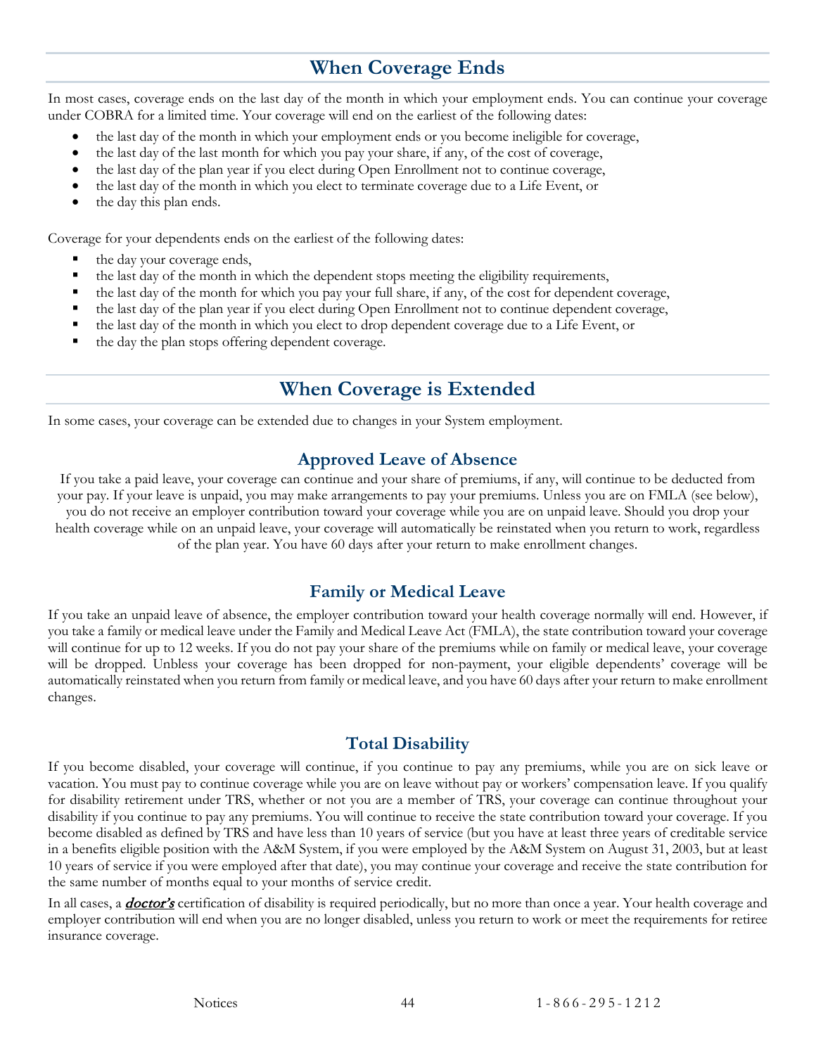## When Coverage Ends

In most cases, coverage ends on the last day of the month in which your employment ends. You can continue your coverage under COBRA for a limited time. Your coverage will end on the earliest of the following dates:

- the last day of the month in which your employment ends or you become ineligible for coverage,
- the last day of the last month for which you pay your share, if any, of the cost of coverage,
- the last day of the plan year if you elect during Open Enrollment not to continue coverage,
- the last day of the month in which you elect to terminate coverage due to a Life Event, or
- the day this plan ends.

Coverage for your dependents ends on the earliest of the following dates:

- the day your coverage ends,
- the last day of the month in which the dependent stops meeting the eligibility requirements,
- the last day of the month for which you pay your full share, if any, of the cost for dependent coverage,
- the last day of the plan year if you elect during Open Enrollment not to continue dependent coverage,
- the last day of the month in which you elect to drop dependent coverage due to a Life Event, or
- the day the plan stops offering dependent coverage.

## When Coverage is Extended

In some cases, your coverage can be extended due to changes in your System employment.

### Approved Leave of Absence

If you take a paid leave, your coverage can continue and your share of premiums, if any, will continue to be deducted from your pay. If your leave is unpaid, you may make arrangements to pay your premiums. Unless you are on FMLA (see below), you do not receive an employer contribution toward your coverage while you are on unpaid leave. Should you drop your health coverage while on an unpaid leave, your coverage will automatically be reinstated when you return to work, regardless of the plan year. You have 60 days after your return to make enrollment changes.

### Family or Medical Leave

If you take an unpaid leave of absence, the employer contribution toward your health coverage normally will end. However, if you take a family or medical leave under the Family and Medical Leave Act (FMLA), the state contribution toward your coverage will continue for up to 12 weeks. If you do not pay your share of the premiums while on family or medical leave, your coverage will be dropped. Unless your coverage has been dropped for non-payment, your eligible dependents' coverage will be automatically reinstated when you return from family or medical leave, and you have 60 days after your return to make enrollment changes.

### Total Disability

If you become disabled, your coverage will continue, if you continue to pay any premiums, while you are on sick leave or vacation. You must pay to continue coverage while you are on leave without pay or workers' compensation leave. If you qualify for disability retirement under TRS, whether or not you are a member of TRS, your coverage can continue throughout your disability if you continue to pay any premiums. You will continue to receive the state contribution toward your coverage. If you become disabled as defined by TRS and have less than 10 years of service (but you have at least three years of creditable service in a benefits eligible position with the A&M System, if you were employed by the A&M System on August 31, 2003, but at least 10 years of service if you were employed after that date), you may continue your coverage and receive the state contribution for the same number of months equal to your months of service credit.

In all cases, a ***doctor's*** certification of disability is required periodically, but no more than once a year. Your health coverage and employer contribution will end when you are no longer disabled, unless you return to work or meet the requirements for retiree insurance coverage.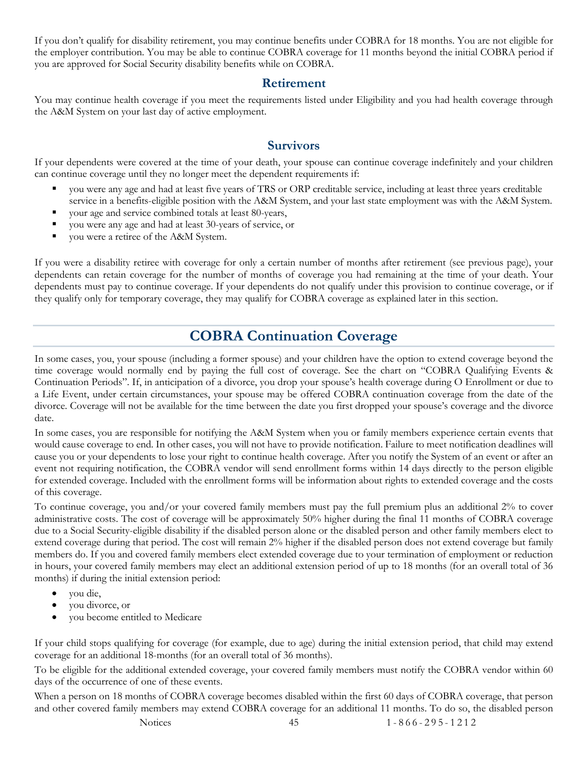If you don't qualify for disability retirement, you may continue benefits under COBRA for 18 months. You are not eligible for the employer contribution. You may be able to continue COBRA coverage for 11 months beyond the initial COBRA period if you are approved for Social Security disability benefits while on COBRA.

### Retirement

You may continue health coverage if you meet the requirements listed under Eligibility and you had health coverage through the A&M System on your last day of active employment.

### Survivors

If your dependents were covered at the time of your death, your spouse can continue coverage indefinitely and your children can continue coverage until they no longer meet the dependent requirements if:

- you were any age and had at least five years of TRS or ORP creditable service, including at least three years creditable service in a benefits-eligible position with the A&M System, and your last state employment was with the A&M System.
- your age and service combined totals at least 80-years,
- you were any age and had at least 30-years of service, or
- you were a retiree of the A&M System.

If you were a disability retiree with coverage for only a certain number of months after retirement (see previous page), your dependents can retain coverage for the number of months of coverage you had remaining at the time of your death. Your dependents must pay to continue coverage. If your dependents do not qualify under this provision to continue coverage, or if they qualify only for temporary coverage, they may qualify for COBRA coverage as explained later in this section.

## COBRA Continuation Coverage

In some cases, you, your spouse (including a former spouse) and your children have the option to extend coverage beyond the time coverage would normally end by paying the full cost of coverage. See the chart on "COBRA Qualifying Events & Continuation Periods". If, in anticipation of a divorce, you drop your spouse's health coverage during O Enrollment or due to a Life Event, under certain circumstances, your spouse may be offered COBRA continuation coverage from the date of the divorce. Coverage will not be available for the time between the date you first dropped your spouse's coverage and the divorce date.

In some cases, you are responsible for notifying the A&M System when you or family members experience certain events that would cause coverage to end. In other cases, you will not have to provide notification. Failure to meet notification deadlines will cause you or your dependents to lose your right to continue health coverage. After you notify the System of an event or after an event not requiring notification, the COBRA vendor will send enrollment forms within 14 days directly to the person eligible for extended coverage. Included with the enrollment forms will be information about rights to extended coverage and the costs of this coverage.

To continue coverage, you and/or your covered family members must pay the full premium plus an additional 2% to cover administrative costs. The cost of coverage will be approximately 50% higher during the final 11 months of COBRA coverage due to a Social Security-eligible disability if the disabled person alone or the disabled person and other family members elect to extend coverage during that period. The cost will remain 2% higher if the disabled person does not extend coverage but family members do. If you and covered family members elect extended coverage due to your termination of employment or reduction in hours, your covered family members may elect an additional extension period of up to 18 months (for an overall total of 36 months) if during the initial extension period:

- you die,
- you divorce, or
- you become entitled to Medicare

If your child stops qualifying for coverage (for example, due to age) during the initial extension period, that child may extend coverage for an additional 18-months (for an overall total of 36 months).

To be eligible for the additional extended coverage, your covered family members must notify the COBRA vendor within 60 days of the occurrence of one of these events.

When a person on 18 months of COBRA coverage becomes disabled within the first 60 days of COBRA coverage, that person and other covered family members may extend COBRA coverage for an additional 11 months. To do so, the disabled person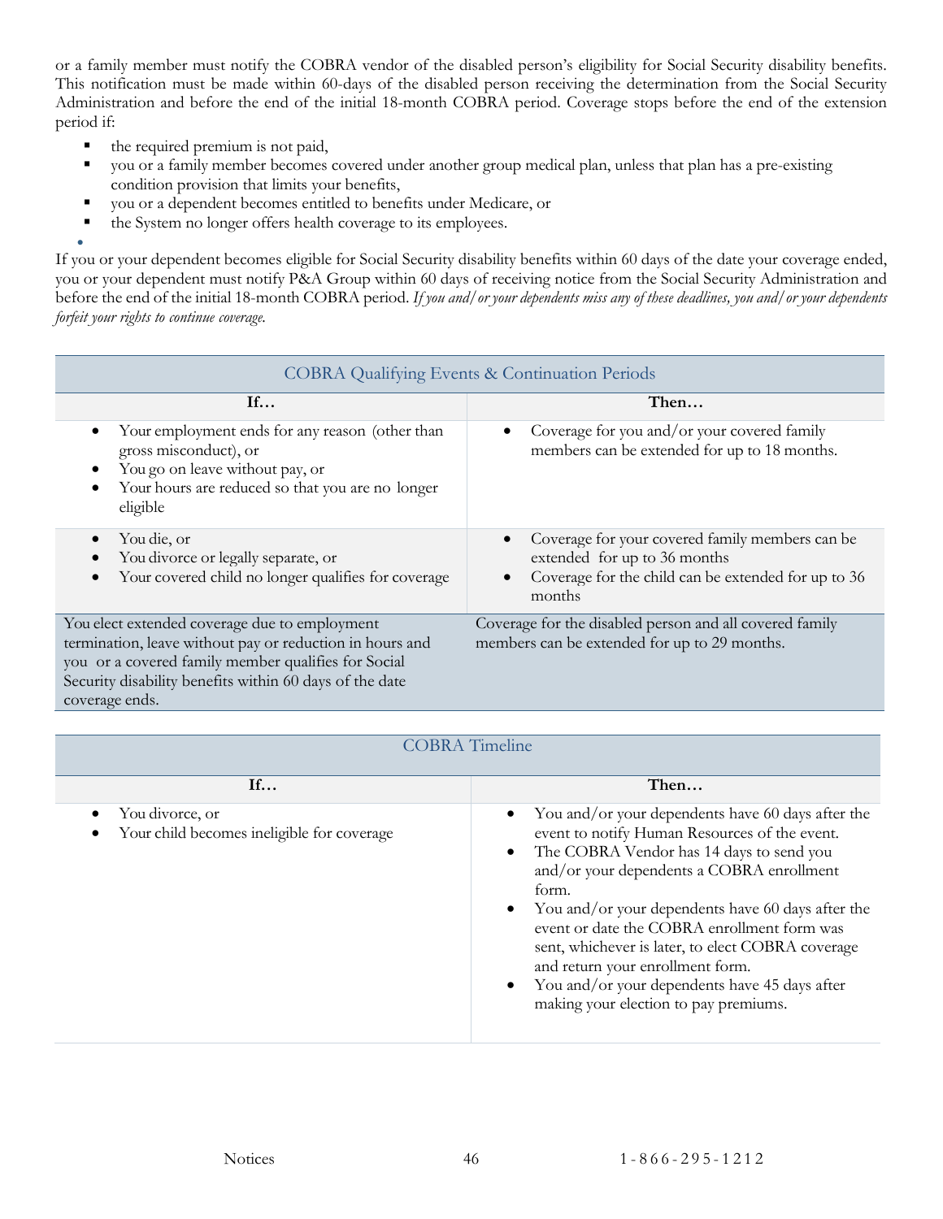or a family member must notify the COBRA vendor of the disabled person's eligibility for Social Security disability benefits. This notification must be made within 60-days of the disabled person receiving the determination from the Social Security Administration and before the end of the initial 18-month COBRA period. Coverage stops before the end of the extension period if:

- the required premium is not paid,
- you or a family member becomes covered under another group medical plan, unless that plan has a pre-existing condition provision that limits your benefits,
- you or a dependent becomes entitled to benefits under Medicare, or
- the System no longer offers health coverage to its employees.

If you or your dependent becomes eligible for Social Security disability benefits within 60 days of the date your coverage ended, you or your dependent must notify P&A Group within 60 days of receiving notice from the Social Security Administration and before the end of the initial 18-month COBRA period. *If you and/or your dependents miss any of these deadlines, you and/or your dependents forfeit your rights to continue coverage.*

| COBRA Qualifying Events & Continuation Periods | |
|---|---|
| **If…** | **Then…** |
| • Your employment ends for any reason (other than gross misconduct), or<br>• You go on leave without pay, or<br>• Your hours are reduced so that you are no longer eligible | • Coverage for you and/or your covered family members can be extended for up to 18 months. |
| • You die, or<br>• You divorce or legally separate, or<br>• Your covered child no longer qualifies for coverage | • Coverage for your covered family members can be extended for up to 36 months<br>• Coverage for the child can be extended for up to 36 months |
| You elect extended coverage due to employment termination, leave without pay or reduction in hours and you or a covered family member qualifies for Social Security disability benefits within 60 days of the date coverage ends. | Coverage for the disabled person and all covered family members can be extended for up to 29 months. |

| COBRA Timeline | |
|---|---|
| **If…** | **Then…** |
| • You divorce, or<br>• Your child becomes ineligible for coverage | • You and/or your dependents have 60 days after the event to notify Human Resources of the event.<br>• The COBRA Vendor has 14 days to send you and/or your dependents a COBRA enrollment form.<br>• You and/or your dependents have 60 days after the event or date the COBRA enrollment form was sent, whichever is later, to elect COBRA coverage and return your enrollment form.<br>• You and/or your dependents have 45 days after making your election to pay premiums. |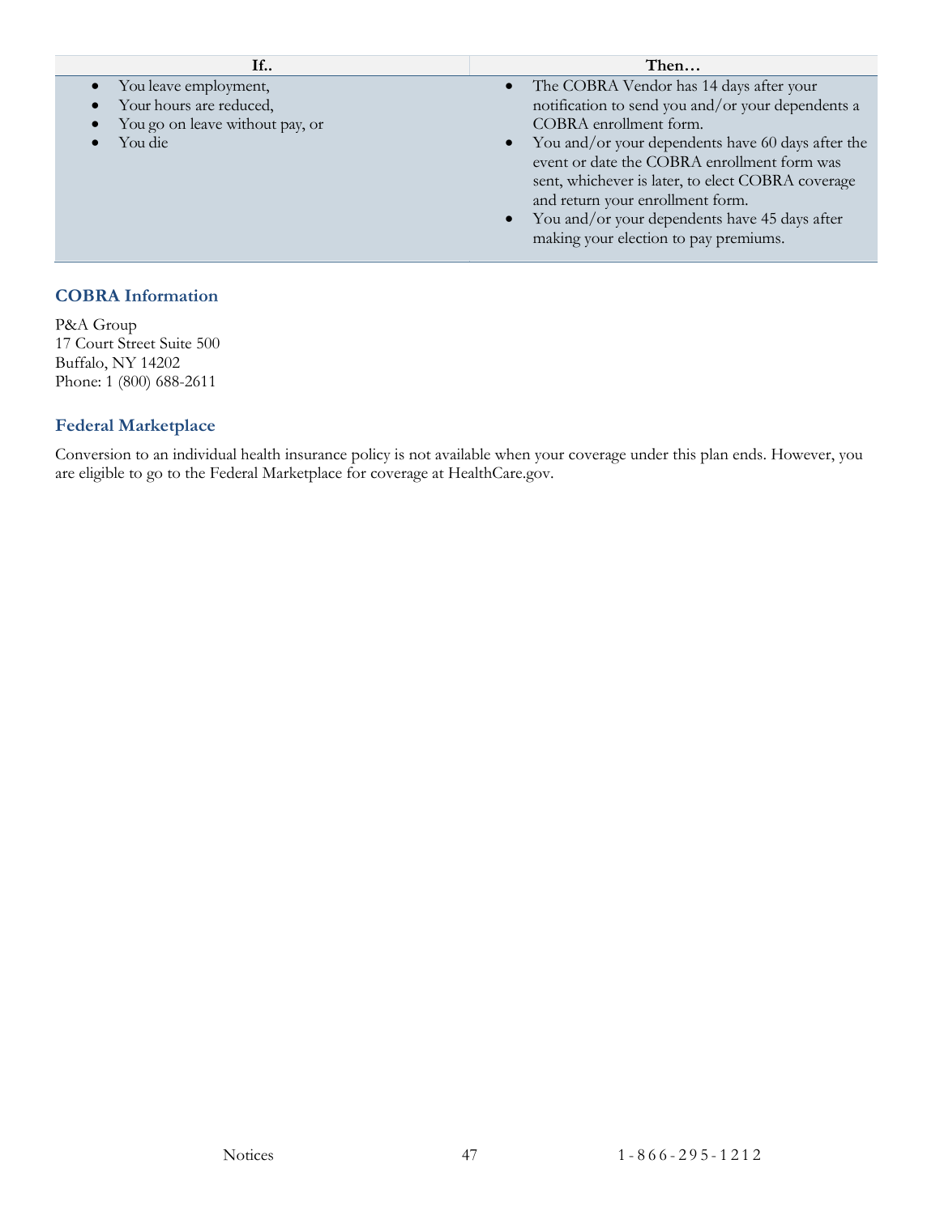| If.. | Then… |
| --- | --- |
| • You leave employment,<br>• Your hours are reduced,<br>• You go on leave without pay, or<br>• You die | • The COBRA Vendor has 14 days after your notification to send you and/or your dependents a COBRA enrollment form.<br>• You and/or your dependents have 60 days after the event or date the COBRA enrollment form was sent, whichever is later, to elect COBRA coverage and return your enrollment form.<br>• You and/or your dependents have 45 days after making your election to pay premiums. |

### COBRA Information

P&A Group
17 Court Street Suite 500
Buffalo, NY 14202
Phone: 1 (800) 688-2611

### Federal Marketplace

Conversion to an individual health insurance policy is not available when your coverage under this plan ends. However, you are eligible to go to the Federal Marketplace for coverage at HealthCare.gov.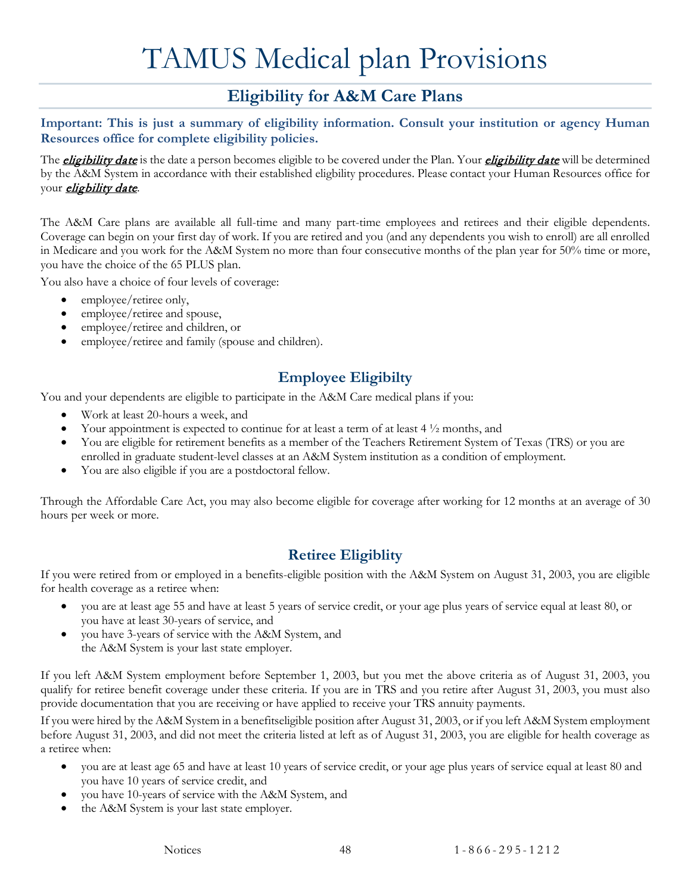// Note: bold-italic underlined terms rendered as bold italic.

# TAMUS Medical plan Provisions

## Eligibility for A&M Care Plans

**Important: This is just a summary of eligibility information. Consult your institution or agency Human Resources office for complete eligibility policies.**

The ***eligibility date*** is the date a person becomes eligible to be covered under the Plan. Your ***eligibility date*** will be determined by the A&M System in accordance with their established elgibility procedures. Please contact your Human Resources office for your ***eligbility date***.

The A&M Care plans are available all full-time and many part-time employees and retirees and their eligible dependents. Coverage can begin on your first day of work. If you are retired and you (and any dependents you wish to enroll) are all enrolled in Medicare and you work for the A&M System no more than four consecutive months of the plan year for 50% time or more, you have the choice of the 65 PLUS plan.

You also have a choice of four levels of coverage:

- employee/retiree only,
- employee/retiree and spouse,
- employee/retiree and children, or
- employee/retiree and family (spouse and children).

### Employee Eligibilty

You and your dependents are eligible to participate in the A&M Care medical plans if you:

- Work at least 20-hours a week, and
- Your appointment is expected to continue for at least a term of at least 4 ½ months, and
- You are eligible for retirement benefits as a member of the Teachers Retirement System of Texas (TRS) or you are enrolled in graduate student-level classes at an A&M System institution as a condition of employment.
- You are also eligible if you are a postdoctoral fellow.

Through the Affordable Care Act, you may also become eligible for coverage after working for 12 months at an average of 30 hours per week or more.

### Retiree Eligiblity

If you were retired from or employed in a benefits-eligible position with the A&M System on August 31, 2003, you are eligible for health coverage as a retiree when:

- you are at least age 55 and have at least 5 years of service credit, or your age plus years of service equal at least 80, or you have at least 30-years of service, and
- you have 3-years of service with the A&M System, and the A&M System is your last state employer.

If you left A&M System employment before September 1, 2003, but you met the above criteria as of August 31, 2003, you qualify for retiree benefit coverage under these criteria. If you are in TRS and you retire after August 31, 2003, you must also provide documentation that you are receiving or have applied to receive your TRS annuity payments.

If you were hired by the A&M System in a benefitseligible position after August 31, 2003, or if you left A&M System employment before August 31, 2003, and did not meet the criteria listed at left as of August 31, 2003, you are eligible for health coverage as a retiree when:

- you are at least age 65 and have at least 10 years of service credit, or your age plus years of service equal at least 80 and you have 10 years of service credit, and
- you have 10-years of service with the A&M System, and
- the A&M System is your last state employer.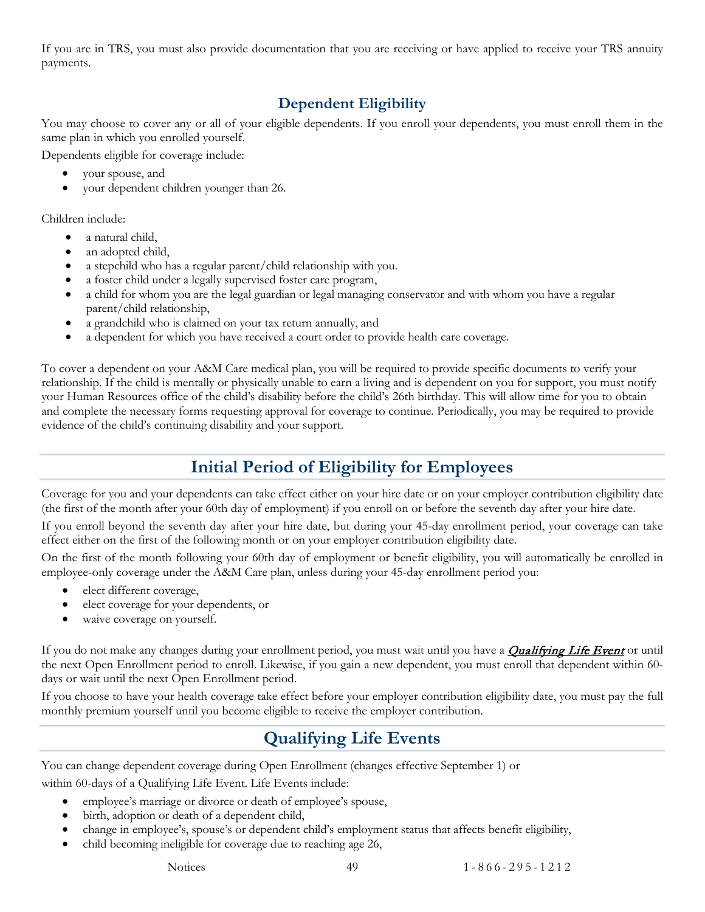If you are in TRS, you must also provide documentation that you are receiving or have applied to receive your TRS annuity payments.

### Dependent Eligibility

You may choose to cover any or all of your eligible dependents. If you enroll your dependents, you must enroll them in the same plan in which you enrolled yourself.

Dependents eligible for coverage include:

- your spouse, and
- your dependent children younger than 26.

Children include:

- a natural child,
- an adopted child,
- a stepchild who has a regular parent/child relationship with you.
- a foster child under a legally supervised foster care program,
- a child for whom you are the legal guardian or legal managing conservator and with whom you have a regular parent/child relationship,
- a grandchild who is claimed on your tax return annually, and
- a dependent for which you have received a court order to provide health care coverage.

To cover a dependent on your A&M Care medical plan, you will be required to provide specific documents to verify your relationship. If the child is mentally or physically unable to earn a living and is dependent on you for support, you must notify your Human Resources office of the child's disability before the child's 26th birthday. This will allow time for you to obtain and complete the necessary forms requesting approval for coverage to continue. Periodically, you may be required to provide evidence of the child's continuing disability and your support.

## Initial Period of Eligibility for Employees

Coverage for you and your dependents can take effect either on your hire date or on your employer contribution eligibility date (the first of the month after your 60th day of employment) if you enroll on or before the seventh day after your hire date.

If you enroll beyond the seventh day after your hire date, but during your 45-day enrollment period, your coverage can take effect either on the first of the following month or on your employer contribution eligibility date.

On the first of the month following your 60th day of employment or benefit eligibility, you will automatically be enrolled in employee-only coverage under the A&M Care plan, unless during your 45-day enrollment period you:

- elect different coverage,
- elect coverage for your dependents, or
- waive coverage on yourself.

If you do not make any changes during your enrollment period, you must wait until you have a ***Qualifying Life Event*** or until the next Open Enrollment period to enroll. Likewise, if you gain a new dependent, you must enroll that dependent within 60-days or wait until the next Open Enrollment period.

If you choose to have your health coverage take effect before your employer contribution eligibility date, you must pay the full monthly premium yourself until you become eligible to receive the employer contribution.

## Qualifying Life Events

You can change dependent coverage during Open Enrollment (changes effective September 1) or within 60-days of a Qualifying Life Event. Life Events include:

- employee's marriage or divorce or death of employee's spouse,
- birth, adoption or death of a dependent child,
- change in employee's, spouse's or dependent child's employment status that affects benefit eligibility,
- child becoming ineligible for coverage due to reaching age 26,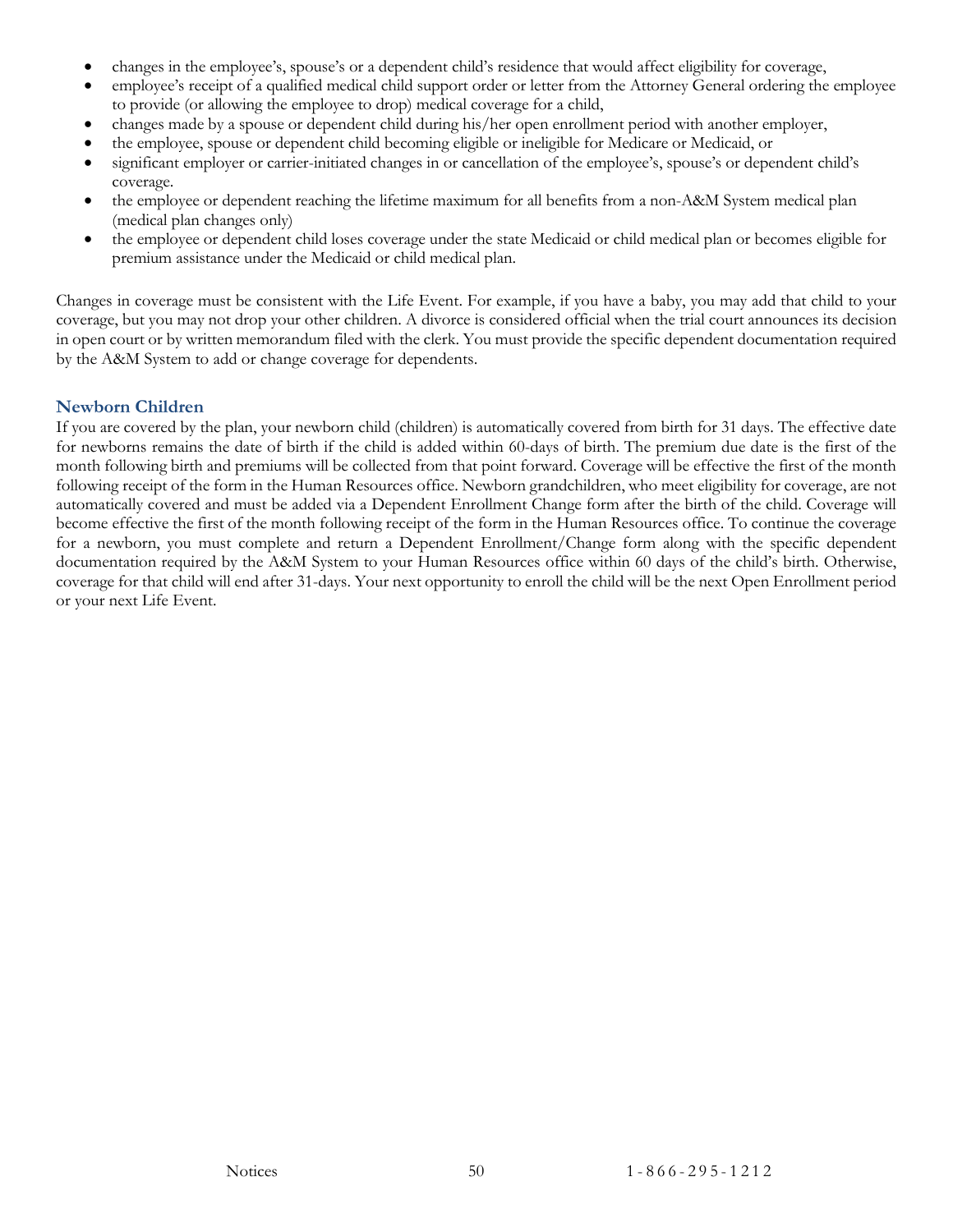- changes in the employee's, spouse's or a dependent child's residence that would affect eligibility for coverage,
- employee's receipt of a qualified medical child support order or letter from the Attorney General ordering the employee to provide (or allowing the employee to drop) medical coverage for a child,
- changes made by a spouse or dependent child during his/her open enrollment period with another employer,
- the employee, spouse or dependent child becoming eligible or ineligible for Medicare or Medicaid, or
- significant employer or carrier-initiated changes in or cancellation of the employee's, spouse's or dependent child's coverage.
- the employee or dependent reaching the lifetime maximum for all benefits from a non-A&M System medical plan (medical plan changes only)
- the employee or dependent child loses coverage under the state Medicaid or child medical plan or becomes eligible for premium assistance under the Medicaid or child medical plan.

Changes in coverage must be consistent with the Life Event. For example, if you have a baby, you may add that child to your coverage, but you may not drop your other children. A divorce is considered official when the trial court announces its decision in open court or by written memorandum filed with the clerk. You must provide the specific dependent documentation required by the A&M System to add or change coverage for dependents.

### Newborn Children

If you are covered by the plan, your newborn child (children) is automatically covered from birth for 31 days. The effective date for newborns remains the date of birth if the child is added within 60-days of birth. The premium due date is the first of the month following birth and premiums will be collected from that point forward. Coverage will be effective the first of the month following receipt of the form in the Human Resources office. Newborn grandchildren, who meet eligibility for coverage, are not automatically covered and must be added via a Dependent Enrollment Change form after the birth of the child. Coverage will become effective the first of the month following receipt of the form in the Human Resources office. To continue the coverage for a newborn, you must complete and return a Dependent Enrollment/Change form along with the specific dependent documentation required by the A&M System to your Human Resources office within 60 days of the child's birth. Otherwise, coverage for that child will end after 31-days. Your next opportunity to enroll the child will be the next Open Enrollment period or your next Life Event.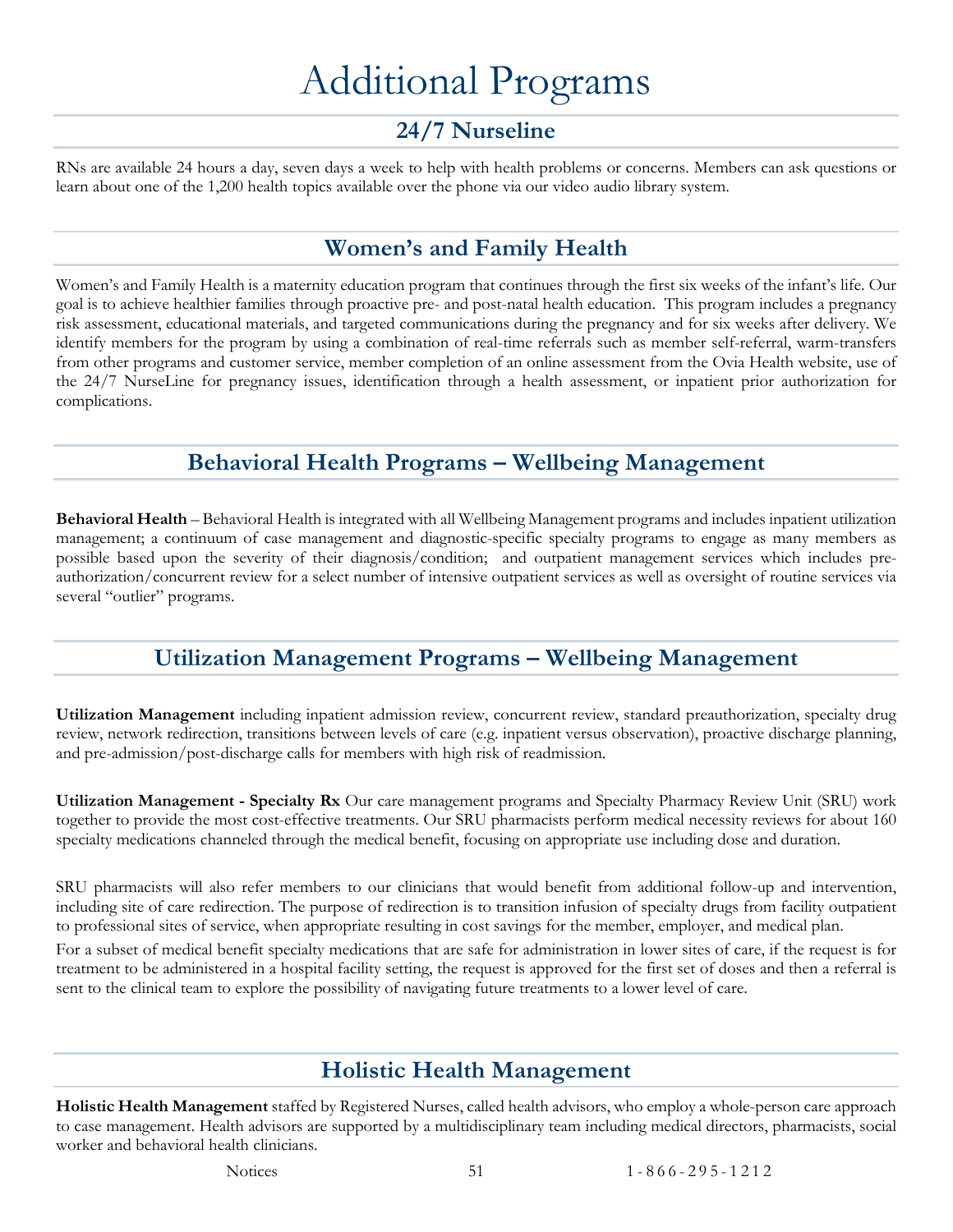# Additional Programs

## 24/7 Nurseline

RNs are available 24 hours a day, seven days a week to help with health problems or concerns. Members can ask questions or learn about one of the 1,200 health topics available over the phone via our video audio library system.

## Women's and Family Health

Women's and Family Health is a maternity education program that continues through the first six weeks of the infant's life. Our goal is to achieve healthier families through proactive pre- and post-natal health education. This program includes a pregnancy risk assessment, educational materials, and targeted communications during the pregnancy and for six weeks after delivery. We identify members for the program by using a combination of real-time referrals such as member self-referral, warm-transfers from other programs and customer service, member completion of an online assessment from the Ovia Health website, use of the 24/7 NurseLine for pregnancy issues, identification through a health assessment, or inpatient prior authorization for complications.

## Behavioral Health Programs – Wellbeing Management

**Behavioral Health** – Behavioral Health is integrated with all Wellbeing Management programs and includes inpatient utilization management; a continuum of case management and diagnostic-specific specialty programs to engage as many members as possible based upon the severity of their diagnosis/condition; and outpatient management services which includes pre-authorization/concurrent review for a select number of intensive outpatient services as well as oversight of routine services via several "outlier" programs.

## Utilization Management Programs – Wellbeing Management

**Utilization Management** including inpatient admission review, concurrent review, standard preauthorization, specialty drug review, network redirection, transitions between levels of care (e.g. inpatient versus observation), proactive discharge planning, and pre-admission/post-discharge calls for members with high risk of readmission.

**Utilization Management - Specialty Rx** Our care management programs and Specialty Pharmacy Review Unit (SRU) work together to provide the most cost-effective treatments. Our SRU pharmacists perform medical necessity reviews for about 160 specialty medications channeled through the medical benefit, focusing on appropriate use including dose and duration.

SRU pharmacists will also refer members to our clinicians that would benefit from additional follow-up and intervention, including site of care redirection. The purpose of redirection is to transition infusion of specialty drugs from facility outpatient to professional sites of service, when appropriate resulting in cost savings for the member, employer, and medical plan.

For a subset of medical benefit specialty medications that are safe for administration in lower sites of care, if the request is for treatment to be administered in a hospital facility setting, the request is approved for the first set of doses and then a referral is sent to the clinical team to explore the possibility of navigating future treatments to a lower level of care.

## Holistic Health Management

**Holistic Health Management** staffed by Registered Nurses, called health advisors, who employ a whole-person care approach to case management. Health advisors are supported by a multidisciplinary team including medical directors, pharmacists, social worker and behavioral health clinicians.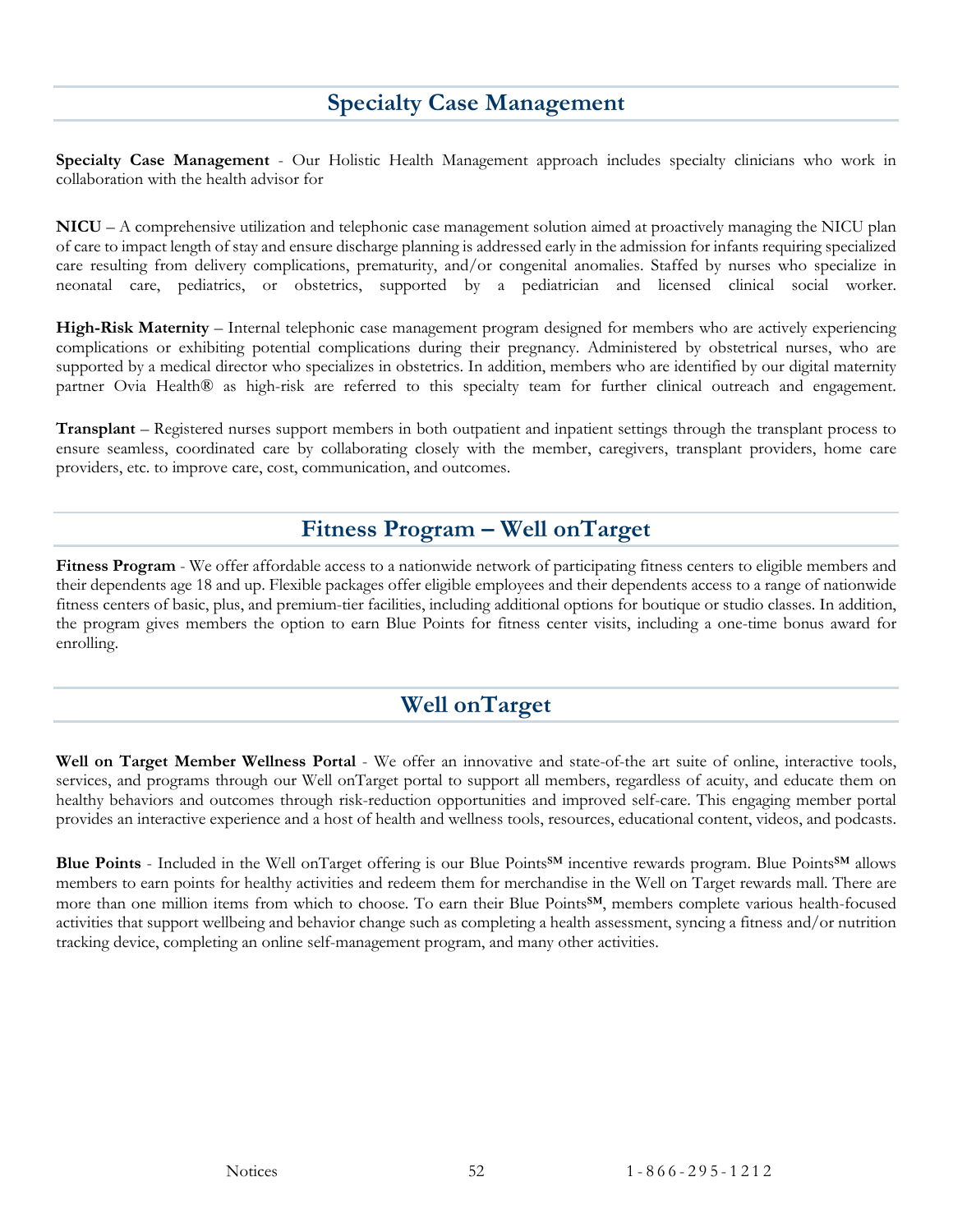## Specialty Case Management

**Specialty Case Management** - Our Holistic Health Management approach includes specialty clinicians who work in collaboration with the health advisor for

**NICU** – A comprehensive utilization and telephonic case management solution aimed at proactively managing the NICU plan of care to impact length of stay and ensure discharge planning is addressed early in the admission for infants requiring specialized care resulting from delivery complications, prematurity, and/or congenital anomalies. Staffed by nurses who specialize in neonatal care, pediatrics, or obstetrics, supported by a pediatrician and licensed clinical social worker.

**High-Risk Maternity** – Internal telephonic case management program designed for members who are actively experiencing complications or exhibiting potential complications during their pregnancy. Administered by obstetrical nurses, who are supported by a medical director who specializes in obstetrics. In addition, members who are identified by our digital maternity partner Ovia Health® as high-risk are referred to this specialty team for further clinical outreach and engagement.

**Transplant** – Registered nurses support members in both outpatient and inpatient settings through the transplant process to ensure seamless, coordinated care by collaborating closely with the member, caregivers, transplant providers, home care providers, etc. to improve care, cost, communication, and outcomes.

## Fitness Program – Well onTarget

**Fitness Program** - We offer affordable access to a nationwide network of participating fitness centers to eligible members and their dependents age 18 and up. Flexible packages offer eligible employees and their dependents access to a range of nationwide fitness centers of basic, plus, and premium-tier facilities, including additional options for boutique or studio classes. In addition, the program gives members the option to earn Blue Points for fitness center visits, including a one-time bonus award for enrolling.

## Well onTarget

**Well on Target Member Wellness Portal** - We offer an innovative and state-of-the art suite of online, interactive tools, services, and programs through our Well onTarget portal to support all members, regardless of acuity, and educate them on healthy behaviors and outcomes through risk-reduction opportunities and improved self-care. This engaging member portal provides an interactive experience and a host of health and wellness tools, resources, educational content, videos, and podcasts.

**Blue Points** - Included in the Well onTarget offering is our Blue Points℠ incentive rewards program. Blue Points℠ allows members to earn points for healthy activities and redeem them for merchandise in the Well on Target rewards mall. There are more than one million items from which to choose. To earn their Blue Points℠, members complete various health-focused activities that support wellbeing and behavior change such as completing a health assessment, syncing a fitness and/or nutrition tracking device, completing an online self-management program, and many other activities.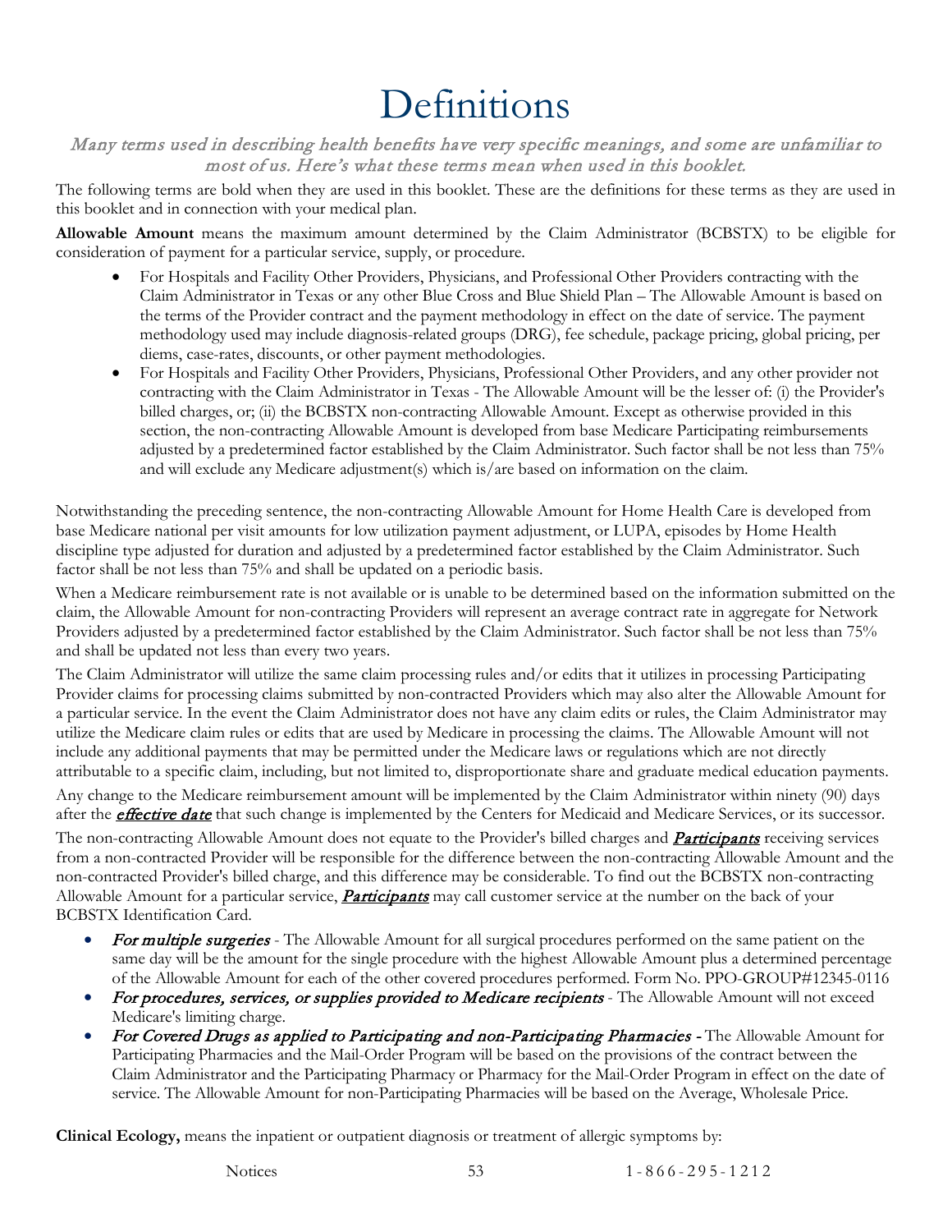# Definitions

*Many terms used in describing health benefits have very specific meanings, and some are unfamiliar to most of us. Here's what these terms mean when used in this booklet.*

The following terms are bold when they are used in this booklet. These are the definitions for these terms as they are used in this booklet and in connection with your medical plan.

**Allowable Amount** means the maximum amount determined by the Claim Administrator (BCBSTX) to be eligible for consideration of payment for a particular service, supply, or procedure.

- For Hospitals and Facility Other Providers, Physicians, and Professional Other Providers contracting with the Claim Administrator in Texas or any other Blue Cross and Blue Shield Plan – The Allowable Amount is based on the terms of the Provider contract and the payment methodology in effect on the date of service. The payment methodology used may include diagnosis-related groups (DRG), fee schedule, package pricing, global pricing, per diems, case-rates, discounts, or other payment methodologies.
- For Hospitals and Facility Other Providers, Physicians, Professional Other Providers, and any other provider not contracting with the Claim Administrator in Texas - The Allowable Amount will be the lesser of: (i) the Provider's billed charges, or; (ii) the BCBSTX non-contracting Allowable Amount. Except as otherwise provided in this section, the non-contracting Allowable Amount is developed from base Medicare Participating reimbursements adjusted by a predetermined factor established by the Claim Administrator. Such factor shall be not less than 75% and will exclude any Medicare adjustment(s) which is/are based on information on the claim.

Notwithstanding the preceding sentence, the non-contracting Allowable Amount for Home Health Care is developed from base Medicare national per visit amounts for low utilization payment adjustment, or LUPA, episodes by Home Health discipline type adjusted for duration and adjusted by a predetermined factor established by the Claim Administrator. Such factor shall be not less than 75% and shall be updated on a periodic basis.

When a Medicare reimbursement rate is not available or is unable to be determined based on the information submitted on the claim, the Allowable Amount for non-contracting Providers will represent an average contract rate in aggregate for Network Providers adjusted by a predetermined factor established by the Claim Administrator. Such factor shall be not less than 75% and shall be updated not less than every two years.

The Claim Administrator will utilize the same claim processing rules and/or edits that it utilizes in processing Participating Provider claims for processing claims submitted by non-contracted Providers which may also alter the Allowable Amount for a particular service. In the event the Claim Administrator does not have any claim edits or rules, the Claim Administrator may utilize the Medicare claim rules or edits that are used by Medicare in processing the claims. The Allowable Amount will not include any additional payments that may be permitted under the Medicare laws or regulations which are not directly attributable to a specific claim, including, but not limited to, disproportionate share and graduate medical education payments.

Any change to the Medicare reimbursement amount will be implemented by the Claim Administrator within ninety (90) days after the ***effective date*** that such change is implemented by the Centers for Medicaid and Medicare Services, or its successor.

The non-contracting Allowable Amount does not equate to the Provider's billed charges and ***Participants*** receiving services from a non-contracted Provider will be responsible for the difference between the non-contracting Allowable Amount and the non-contracted Provider's billed charge, and this difference may be considerable. To find out the BCBSTX non-contracting Allowable Amount for a particular service, ***Participants*** may call customer service at the number on the back of your BCBSTX Identification Card.

- *For multiple surgeries* - The Allowable Amount for all surgical procedures performed on the same patient on the same day will be the amount for the single procedure with the highest Allowable Amount plus a determined percentage of the Allowable Amount for each of the other covered procedures performed. Form No. PPO-GROUP#12345-0116
- *For procedures, services, or supplies provided to Medicare recipients* - The Allowable Amount will not exceed Medicare's limiting charge.
- *For Covered Drugs as applied to Participating and non-Participating Pharmacies* - The Allowable Amount for Participating Pharmacies and the Mail-Order Program will be based on the provisions of the contract between the Claim Administrator and the Participating Pharmacy or Pharmacy for the Mail-Order Program in effect on the date of service. The Allowable Amount for non-Participating Pharmacies will be based on the Average, Wholesale Price.

**Clinical Ecology,** means the inpatient or outpatient diagnosis or treatment of allergic symptoms by: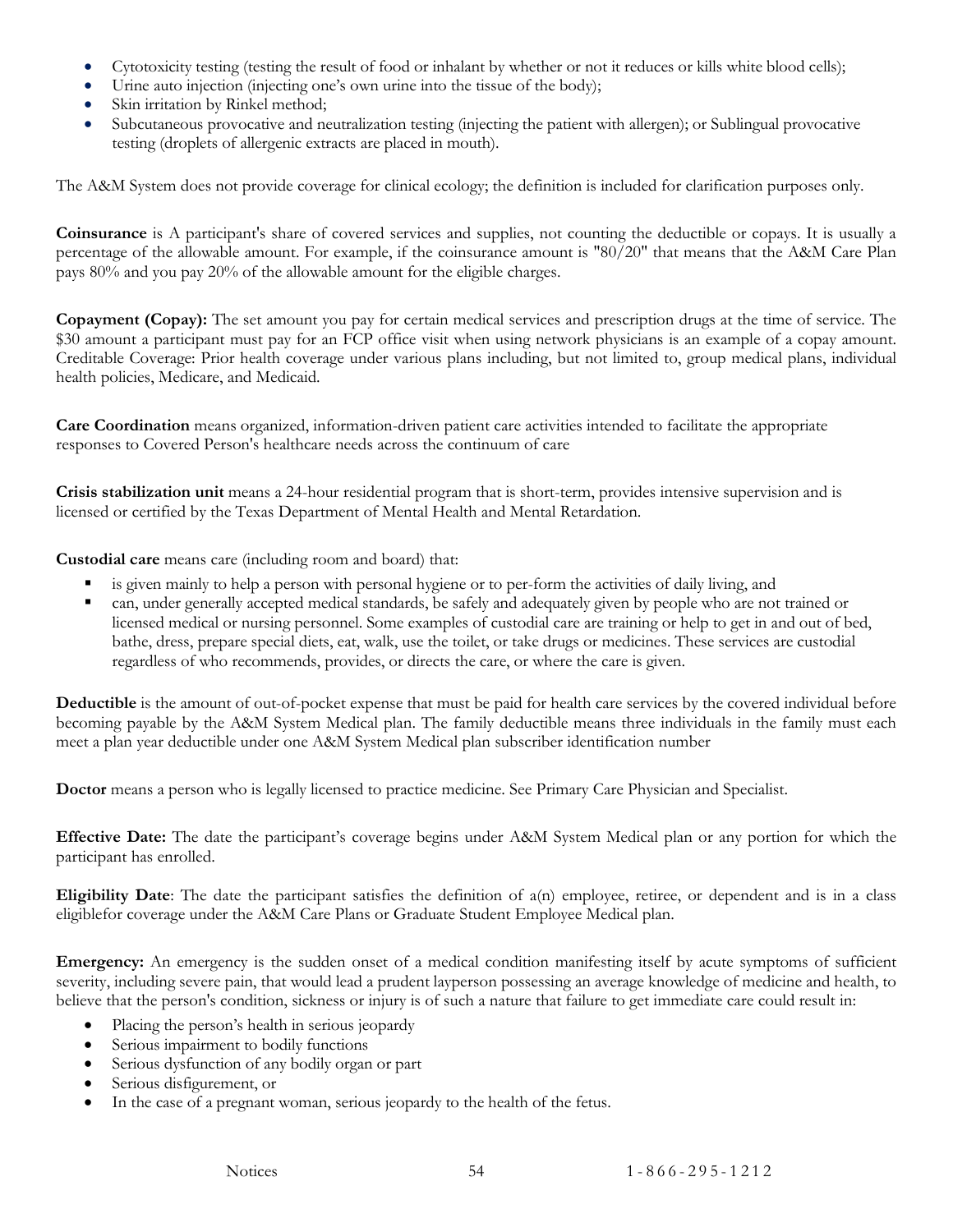- Cytotoxicity testing (testing the result of food or inhalant by whether or not it reduces or kills white blood cells);
- Urine auto injection (injecting one's own urine into the tissue of the body);
- Skin irritation by Rinkel method;
- Subcutaneous provocative and neutralization testing (injecting the patient with allergen); or Sublingual provocative testing (droplets of allergenic extracts are placed in mouth).

The A&M System does not provide coverage for clinical ecology; the definition is included for clarification purposes only.

**Coinsurance** is A participant's share of covered services and supplies, not counting the deductible or copays. It is usually a percentage of the allowable amount. For example, if the coinsurance amount is "80/20" that means that the A&M Care Plan pays 80% and you pay 20% of the allowable amount for the eligible charges.

**Copayment (Copay):** The set amount you pay for certain medical services and prescription drugs at the time of service. The $30 amount a participant must pay for an FCP office visit when using network physicians is an example of a copay amount. Creditable Coverage: Prior health coverage under various plans including, but not limited to, group medical plans, individual health policies, Medicare, and Medicaid.

**Care Coordination** means organized, information-driven patient care activities intended to facilitate the appropriate responses to Covered Person's healthcare needs across the continuum of care

**Crisis stabilization unit** means a 24-hour residential program that is short-term, provides intensive supervision and is licensed or certified by the Texas Department of Mental Health and Mental Retardation.

**Custodial care** means care (including room and board) that:

- is given mainly to help a person with personal hygiene or to per-form the activities of daily living, and
- can, under generally accepted medical standards, be safely and adequately given by people who are not trained or licensed medical or nursing personnel. Some examples of custodial care are training or help to get in and out of bed, bathe, dress, prepare special diets, eat, walk, use the toilet, or take drugs or medicines. These services are custodial regardless of who recommends, provides, or directs the care, or where the care is given.

**Deductible** is the amount of out-of-pocket expense that must be paid for health care services by the covered individual before becoming payable by the A&M System Medical plan. The family deductible means three individuals in the family must each meet a plan year deductible under one A&M System Medical plan subscriber identification number

**Doctor** means a person who is legally licensed to practice medicine. See Primary Care Physician and Specialist.

**Effective Date:** The date the participant's coverage begins under A&M System Medical plan or any portion for which the participant has enrolled.

**Eligibility Date**: The date the participant satisfies the definition of a(n) employee, retiree, or dependent and is in a class eligiblefor coverage under the A&M Care Plans or Graduate Student Employee Medical plan.

**Emergency:** An emergency is the sudden onset of a medical condition manifesting itself by acute symptoms of sufficient severity, including severe pain, that would lead a prudent layperson possessing an average knowledge of medicine and health, to believe that the person's condition, sickness or injury is of such a nature that failure to get immediate care could result in:

- Placing the person's health in serious jeopardy
- Serious impairment to bodily functions
- Serious dysfunction of any bodily organ or part
- Serious disfigurement, or
- In the case of a pregnant woman, serious jeopardy to the health of the fetus.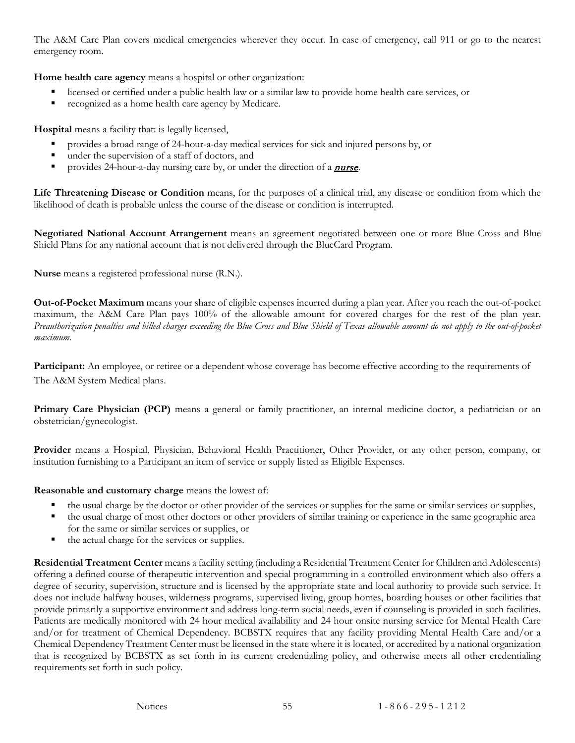The A&M Care Plan covers medical emergencies wherever they occur. In case of emergency, call 911 or go to the nearest emergency room.

**Home health care agency** means a hospital or other organization:

- licensed or certified under a public health law or a similar law to provide home health care services, or
- recognized as a home health care agency by Medicare.

**Hospital** means a facility that: is legally licensed,

- provides a broad range of 24-hour-a-day medical services for sick and injured persons by, or
- under the supervision of a staff of doctors, and
- provides 24-hour-a-day nursing care by, or under the direction of a ***nurse***.

**Life Threatening Disease or Condition** means, for the purposes of a clinical trial, any disease or condition from which the likelihood of death is probable unless the course of the disease or condition is interrupted.

**Negotiated National Account Arrangement** means an agreement negotiated between one or more Blue Cross and Blue Shield Plans for any national account that is not delivered through the BlueCard Program.

**Nurse** means a registered professional nurse (R.N.).

**Out-of-Pocket Maximum** means your share of eligible expenses incurred during a plan year. After you reach the out-of-pocket maximum, the A&M Care Plan pays 100% of the allowable amount for covered charges for the rest of the plan year. *Preauthorization penalties and billed charges exceeding the Blue Cross and Blue Shield of Texas allowable amount do not apply to the out-of-pocket maximum.*

**Participant:** An employee, or retiree or a dependent whose coverage has become effective according to the requirements of The A&M System Medical plans.

**Primary Care Physician (PCP)** means a general or family practitioner, an internal medicine doctor, a pediatrician or an obstetrician/gynecologist.

**Provider** means a Hospital, Physician, Behavioral Health Practitioner, Other Provider, or any other person, company, or institution furnishing to a Participant an item of service or supply listed as Eligible Expenses.

**Reasonable and customary charge** means the lowest of:

- the usual charge by the doctor or other provider of the services or supplies for the same or similar services or supplies,
- the usual charge of most other doctors or other providers of similar training or experience in the same geographic area for the same or similar services or supplies, or
- the actual charge for the services or supplies.

**Residential Treatment Center** means a facility setting (including a Residential Treatment Center for Children and Adolescents) offering a defined course of therapeutic intervention and special programming in a controlled environment which also offers a degree of security, supervision, structure and is licensed by the appropriate state and local authority to provide such service. It does not include halfway houses, wilderness programs, supervised living, group homes, boarding houses or other facilities that provide primarily a supportive environment and address long-term social needs, even if counseling is provided in such facilities. Patients are medically monitored with 24 hour medical availability and 24 hour onsite nursing service for Mental Health Care and/or for treatment of Chemical Dependency. BCBSTX requires that any facility providing Mental Health Care and/or a Chemical Dependency Treatment Center must be licensed in the state where it is located, or accredited by a national organization that is recognized by BCBSTX as set forth in its current credentialing policy, and otherwise meets all other credentialing requirements set forth in such policy.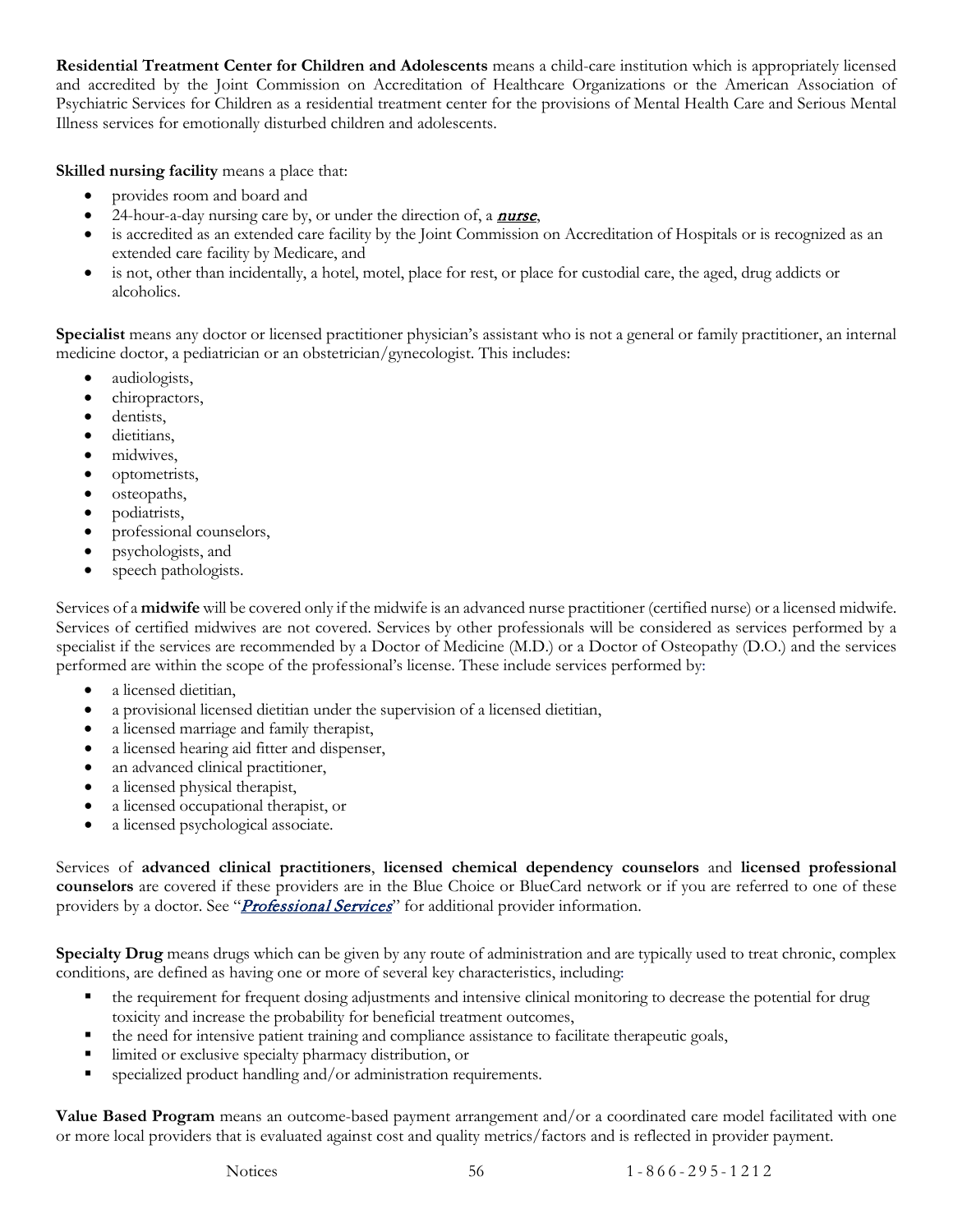**Residential Treatment Center for Children and Adolescents** means a child-care institution which is appropriately licensed and accredited by the Joint Commission on Accreditation of Healthcare Organizations or the American Association of Psychiatric Services for Children as a residential treatment center for the provisions of Mental Health Care and Serious Mental Illness services for emotionally disturbed children and adolescents.

**Skilled nursing facility** means a place that:

- provides room and board and
- 24-hour-a-day nursing care by, or under the direction of, a ***nurse***,
- is accredited as an extended care facility by the Joint Commission on Accreditation of Hospitals or is recognized as an extended care facility by Medicare, and
- is not, other than incidentally, a hotel, motel, place for rest, or place for custodial care, the aged, drug addicts or alcoholics.

**Specialist** means any doctor or licensed practitioner physician's assistant who is not a general or family practitioner, an internal medicine doctor, a pediatrician or an obstetrician/gynecologist. This includes:

- audiologists,
- chiropractors,
- dentists,
- dietitians,
- midwives,
- optometrists,
- osteopaths,
- podiatrists,
- professional counselors,
- psychologists, and
- speech pathologists.

Services of a **midwife** will be covered only if the midwife is an advanced nurse practitioner (certified nurse) or a licensed midwife. Services of certified midwives are not covered. Services by other professionals will be considered as services performed by a specialist if the services are recommended by a Doctor of Medicine (M.D.) or a Doctor of Osteopathy (D.O.) and the services performed are within the scope of the professional's license. These include services performed by:

- a licensed dietitian,
- a provisional licensed dietitian under the supervision of a licensed dietitian,
- a licensed marriage and family therapist,
- a licensed hearing aid fitter and dispenser,
- an advanced clinical practitioner,
- a licensed physical therapist,
- a licensed occupational therapist, or
- a licensed psychological associate.

Services of **advanced clinical practitioners**, **licensed chemical dependency counselors** and **licensed professional counselors** are covered if these providers are in the Blue Choice or BlueCard network or if you are referred to one of these providers by a doctor. See "***Professional Services***" for additional provider information.

**Specialty Drug** means drugs which can be given by any route of administration and are typically used to treat chronic, complex conditions, are defined as having one or more of several key characteristics, including:

- the requirement for frequent dosing adjustments and intensive clinical monitoring to decrease the potential for drug toxicity and increase the probability for beneficial treatment outcomes,
- the need for intensive patient training and compliance assistance to facilitate therapeutic goals,
- limited or exclusive specialty pharmacy distribution, or
- specialized product handling and/or administration requirements.

**Value Based Program** means an outcome-based payment arrangement and/or a coordinated care model facilitated with one or more local providers that is evaluated against cost and quality metrics/factors and is reflected in provider payment.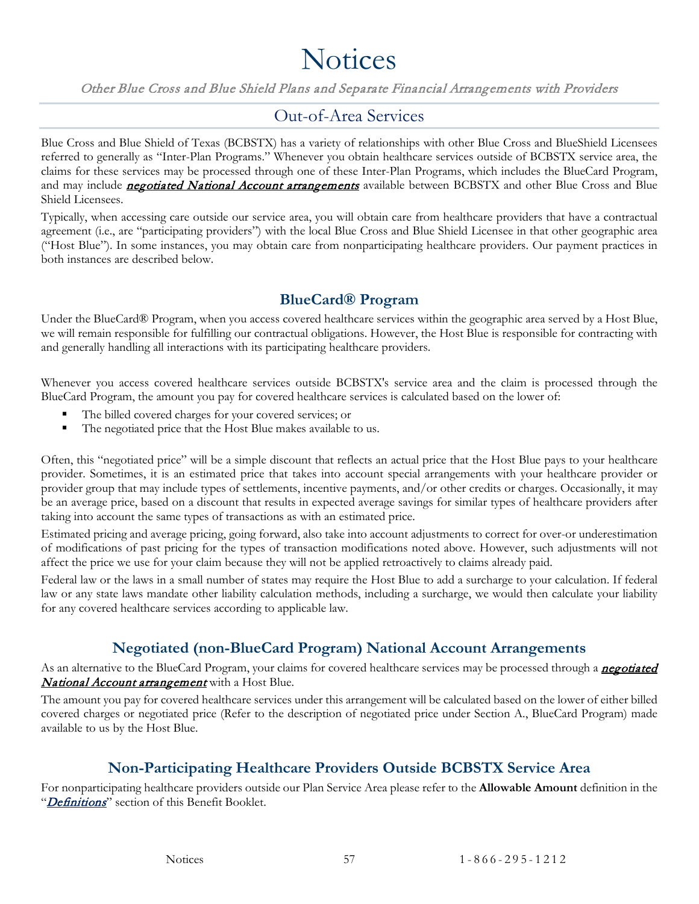# Notices

*Other Blue Cross and Blue Shield Plans and Separate Financial Arrangements with Providers*

## Out-of-Area Services

Blue Cross and Blue Shield of Texas (BCBSTX) has a variety of relationships with other Blue Cross and BlueShield Licensees referred to generally as "Inter-Plan Programs." Whenever you obtain healthcare services outside of BCBSTX service area, the claims for these services may be processed through one of these Inter-Plan Programs, which includes the BlueCard Program, and may include ***negotiated National Account arrangements*** available between BCBSTX and other Blue Cross and Blue Shield Licensees.

Typically, when accessing care outside our service area, you will obtain care from healthcare providers that have a contractual agreement (i.e., are "participating providers") with the local Blue Cross and Blue Shield Licensee in that other geographic area ("Host Blue"). In some instances, you may obtain care from nonparticipating healthcare providers. Our payment practices in both instances are described below.

### BlueCard® Program

Under the BlueCard® Program, when you access covered healthcare services within the geographic area served by a Host Blue, we will remain responsible for fulfilling our contractual obligations. However, the Host Blue is responsible for contracting with and generally handling all interactions with its participating healthcare providers.

Whenever you access covered healthcare services outside BCBSTX's service area and the claim is processed through the BlueCard Program, the amount you pay for covered healthcare services is calculated based on the lower of:

- The billed covered charges for your covered services; or
- The negotiated price that the Host Blue makes available to us.

Often, this "negotiated price" will be a simple discount that reflects an actual price that the Host Blue pays to your healthcare provider. Sometimes, it is an estimated price that takes into account special arrangements with your healthcare provider or provider group that may include types of settlements, incentive payments, and/or other credits or charges. Occasionally, it may be an average price, based on a discount that results in expected average savings for similar types of healthcare providers after taking into account the same types of transactions as with an estimated price.

Estimated pricing and average pricing, going forward, also take into account adjustments to correct for over-or underestimation of modifications of past pricing for the types of transaction modifications noted above. However, such adjustments will not affect the price we use for your claim because they will not be applied retroactively to claims already paid.

Federal law or the laws in a small number of states may require the Host Blue to add a surcharge to your calculation. If federal law or any state laws mandate other liability calculation methods, including a surcharge, we would then calculate your liability for any covered healthcare services according to applicable law.

### Negotiated (non-BlueCard Program) National Account Arrangements

As an alternative to the BlueCard Program, your claims for covered healthcare services may be processed through a ***negotiated National Account arrangement*** with a Host Blue.

The amount you pay for covered healthcare services under this arrangement will be calculated based on the lower of either billed covered charges or negotiated price (Refer to the description of negotiated price under Section A., BlueCard Program) made available to us by the Host Blue.

### Non-Participating Healthcare Providers Outside BCBSTX Service Area

For nonparticipating healthcare providers outside our Plan Service Area please refer to the **Allowable Amount** definition in the "***Definitions***" section of this Benefit Booklet.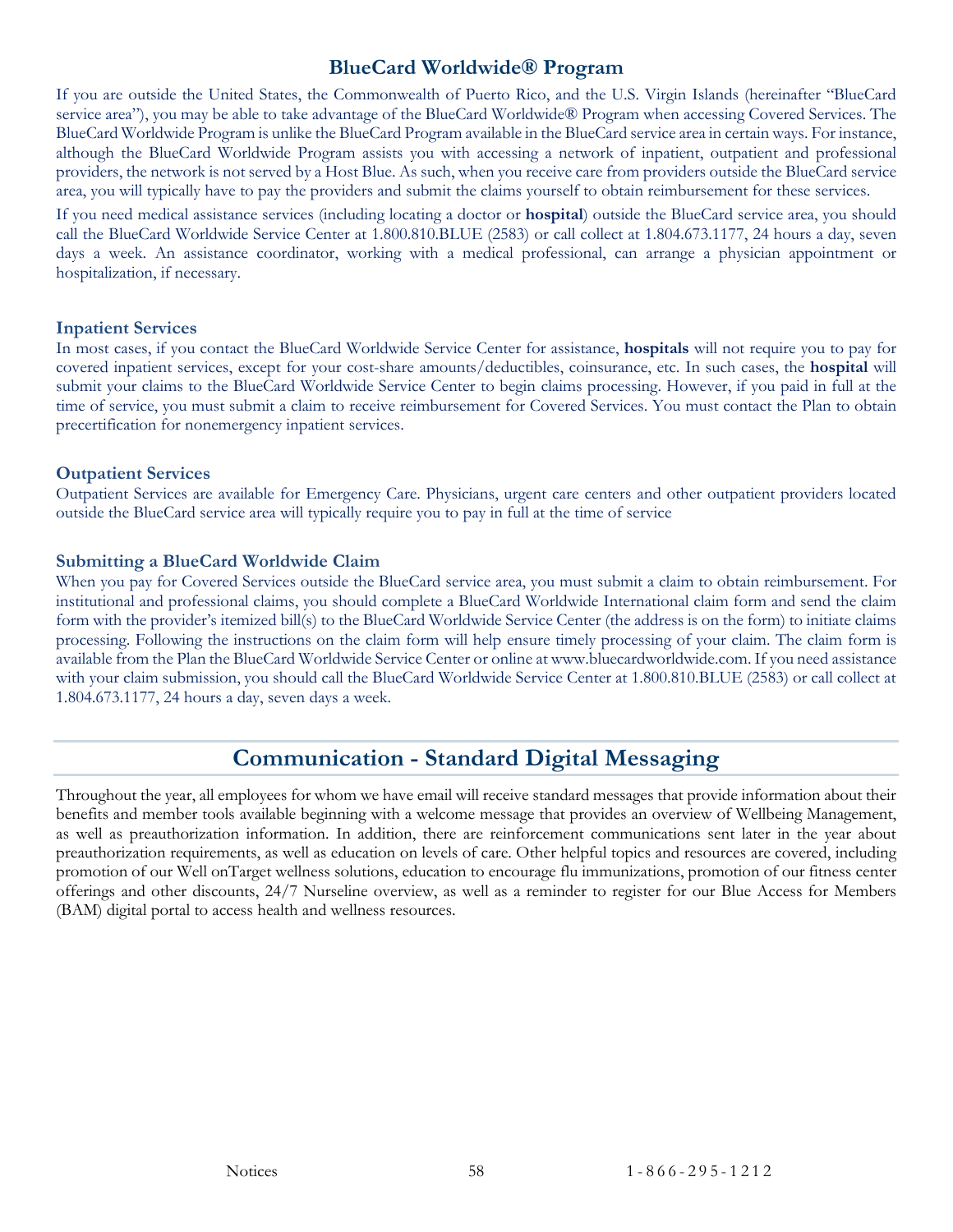## BlueCard Worldwide® Program

If you are outside the United States, the Commonwealth of Puerto Rico, and the U.S. Virgin Islands (hereinafter "BlueCard service area"), you may be able to take advantage of the BlueCard Worldwide® Program when accessing Covered Services. The BlueCard Worldwide Program is unlike the BlueCard Program available in the BlueCard service area in certain ways. For instance, although the BlueCard Worldwide Program assists you with accessing a network of inpatient, outpatient and professional providers, the network is not served by a Host Blue. As such, when you receive care from providers outside the BlueCard service area, you will typically have to pay the providers and submit the claims yourself to obtain reimbursement for these services.

If you need medical assistance services (including locating a doctor or **hospital**) outside the BlueCard service area, you should call the BlueCard Worldwide Service Center at 1.800.810.BLUE (2583) or call collect at 1.804.673.1177, 24 hours a day, seven days a week. An assistance coordinator, working with a medical professional, can arrange a physician appointment or hospitalization, if necessary.

### Inpatient Services

In most cases, if you contact the BlueCard Worldwide Service Center for assistance, **hospitals** will not require you to pay for covered inpatient services, except for your cost-share amounts/deductibles, coinsurance, etc. In such cases, the **hospital** will submit your claims to the BlueCard Worldwide Service Center to begin claims processing. However, if you paid in full at the time of service, you must submit a claim to receive reimbursement for Covered Services. You must contact the Plan to obtain precertification for nonemergency inpatient services.

### Outpatient Services

Outpatient Services are available for Emergency Care. Physicians, urgent care centers and other outpatient providers located outside the BlueCard service area will typically require you to pay in full at the time of service

### Submitting a BlueCard Worldwide Claim

When you pay for Covered Services outside the BlueCard service area, you must submit a claim to obtain reimbursement. For institutional and professional claims, you should complete a BlueCard Worldwide International claim form and send the claim form with the provider's itemized bill(s) to the BlueCard Worldwide Service Center (the address is on the form) to initiate claims processing. Following the instructions on the claim form will help ensure timely processing of your claim. The claim form is available from the Plan the BlueCard Worldwide Service Center or online at www.bluecardworldwide.com. If you need assistance with your claim submission, you should call the BlueCard Worldwide Service Center at 1.800.810.BLUE (2583) or call collect at 1.804.673.1177, 24 hours a day, seven days a week.

# Communication - Standard Digital Messaging

Throughout the year, all employees for whom we have email will receive standard messages that provide information about their benefits and member tools available beginning with a welcome message that provides an overview of Wellbeing Management, as well as preauthorization information. In addition, there are reinforcement communications sent later in the year about preauthorization requirements, as well as education on levels of care. Other helpful topics and resources are covered, including promotion of our Well onTarget wellness solutions, education to encourage flu immunizations, promotion of our fitness center offerings and other discounts, 24/7 Nurseline overview, as well as a reminder to register for our Blue Access for Members (BAM) digital portal to access health and wellness resources.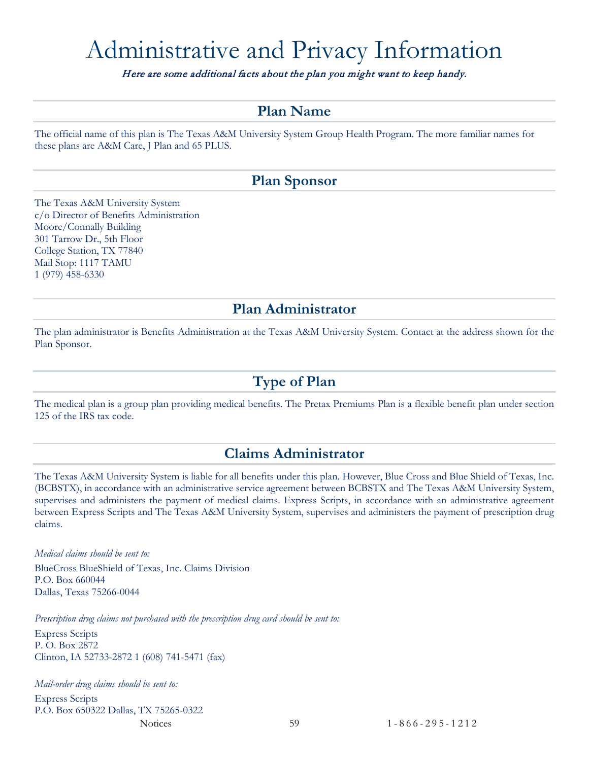# Administrative and Privacy Information

*Here are some additional facts about the plan you might want to keep handy.*

## Plan Name

The official name of this plan is The Texas A&M University System Group Health Program. The more familiar names for these plans are A&M Care, J Plan and 65 PLUS.

## Plan Sponsor

The Texas A&M University System
c/o Director of Benefits Administration
Moore/Connally Building
301 Tarrow Dr., 5th Floor
College Station, TX 77840
Mail Stop: 1117 TAMU
1 (979) 458-6330

## Plan Administrator

The plan administrator is Benefits Administration at the Texas A&M University System. Contact at the address shown for the Plan Sponsor.

## Type of Plan

The medical plan is a group plan providing medical benefits. The Pretax Premiums Plan is a flexible benefit plan under section 125 of the IRS tax code.

## Claims Administrator

The Texas A&M University System is liable for all benefits under this plan. However, Blue Cross and Blue Shield of Texas, Inc. (BCBSTX), in accordance with an administrative service agreement between BCBSTX and The Texas A&M University System, supervises and administers the payment of medical claims. Express Scripts, in accordance with an administrative agreement between Express Scripts and The Texas A&M University System, supervises and administers the payment of prescription drug claims.

*Medical claims should be sent to:*

BlueCross BlueShield of Texas, Inc. Claims Division
P.O. Box 660044
Dallas, Texas 75266-0044

*Prescription drug claims not purchased with the prescription drug card should be sent to:*

Express Scripts
P. O. Box 2872
Clinton, IA 52733-2872 1 (608) 741-5471 (fax)

*Mail-order drug claims should be sent to:*

Express Scripts
P.O. Box 650322 Dallas, TX 75265-0322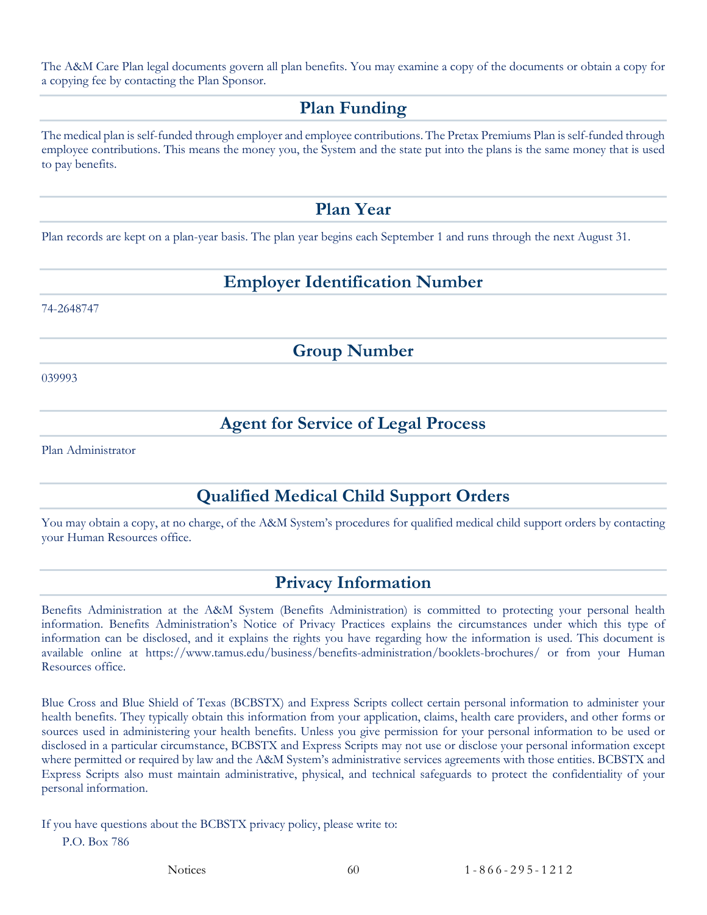The A&M Care Plan legal documents govern all plan benefits. You may examine a copy of the documents or obtain a copy for a copying fee by contacting the Plan Sponsor.

## Plan Funding

The medical plan is self-funded through employer and employee contributions. The Pretax Premiums Plan is self-funded through employee contributions. This means the money you, the System and the state put into the plans is the same money that is used to pay benefits.

## Plan Year

Plan records are kept on a plan-year basis. The plan year begins each September 1 and runs through the next August 31.

## Employer Identification Number

74-2648747

## Group Number

039993

## Agent for Service of Legal Process

Plan Administrator

## Qualified Medical Child Support Orders

You may obtain a copy, at no charge, of the A&M System's procedures for qualified medical child support orders by contacting your Human Resources office.

## Privacy Information

Benefits Administration at the A&M System (Benefits Administration) is committed to protecting your personal health information. Benefits Administration's Notice of Privacy Practices explains the circumstances under which this type of information can be disclosed, and it explains the rights you have regarding how the information is used. This document is available online at https://www.tamus.edu/business/benefits-administration/booklets-brochures/ or from your Human Resources office.

Blue Cross and Blue Shield of Texas (BCBSTX) and Express Scripts collect certain personal information to administer your health benefits. They typically obtain this information from your application, claims, health care providers, and other forms or sources used in administering your health benefits. Unless you give permission for your personal information to be used or disclosed in a particular circumstance, BCBSTX and Express Scripts may not use or disclose your personal information except where permitted or required by law and the A&M System's administrative services agreements with those entities. BCBSTX and Express Scripts also must maintain administrative, physical, and technical safeguards to protect the confidentiality of your personal information.

If you have questions about the BCBSTX privacy policy, please write to:

P.O. Box 786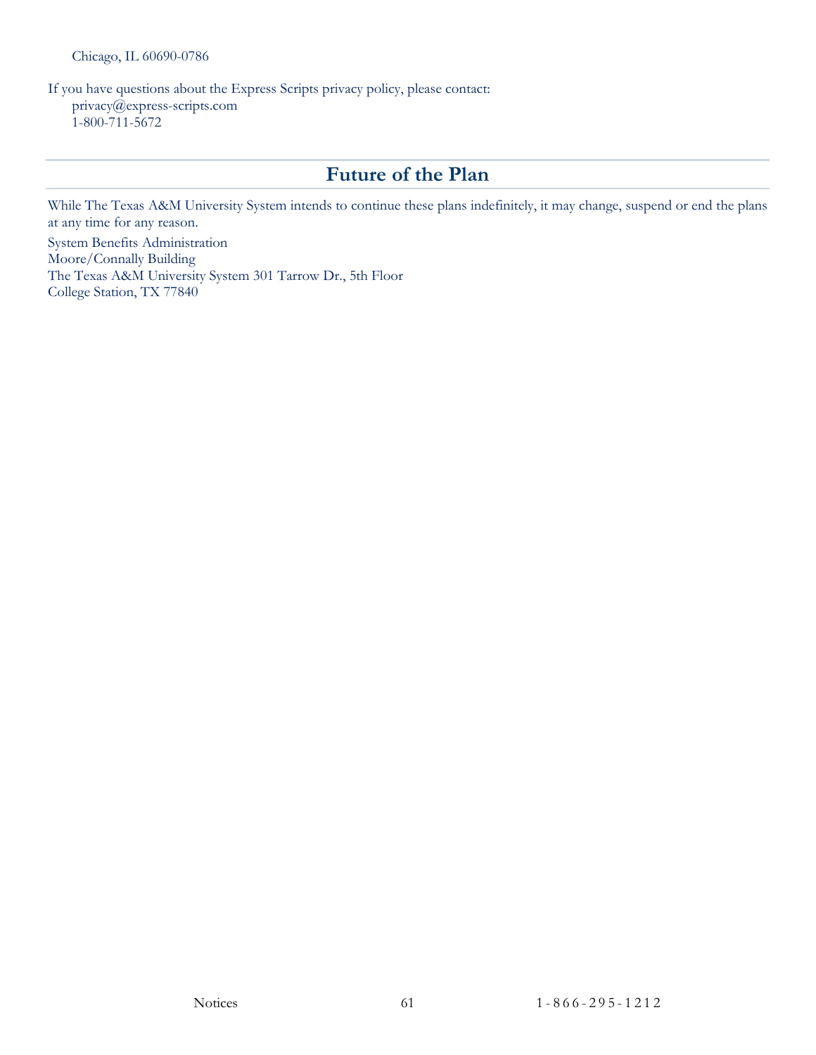Chicago, IL 60690-0786

If you have questions about the Express Scripts privacy policy, please contact:
privacy@express-scripts.com
1-800-711-5672

## Future of the Plan

While The Texas A&M University System intends to continue these plans indefinitely, it may change, suspend or end the plans at any time for any reason.

System Benefits Administration
Moore/Connally Building
The Texas A&M University System 301 Tarrow Dr., 5th Floor
College Station, TX 77840